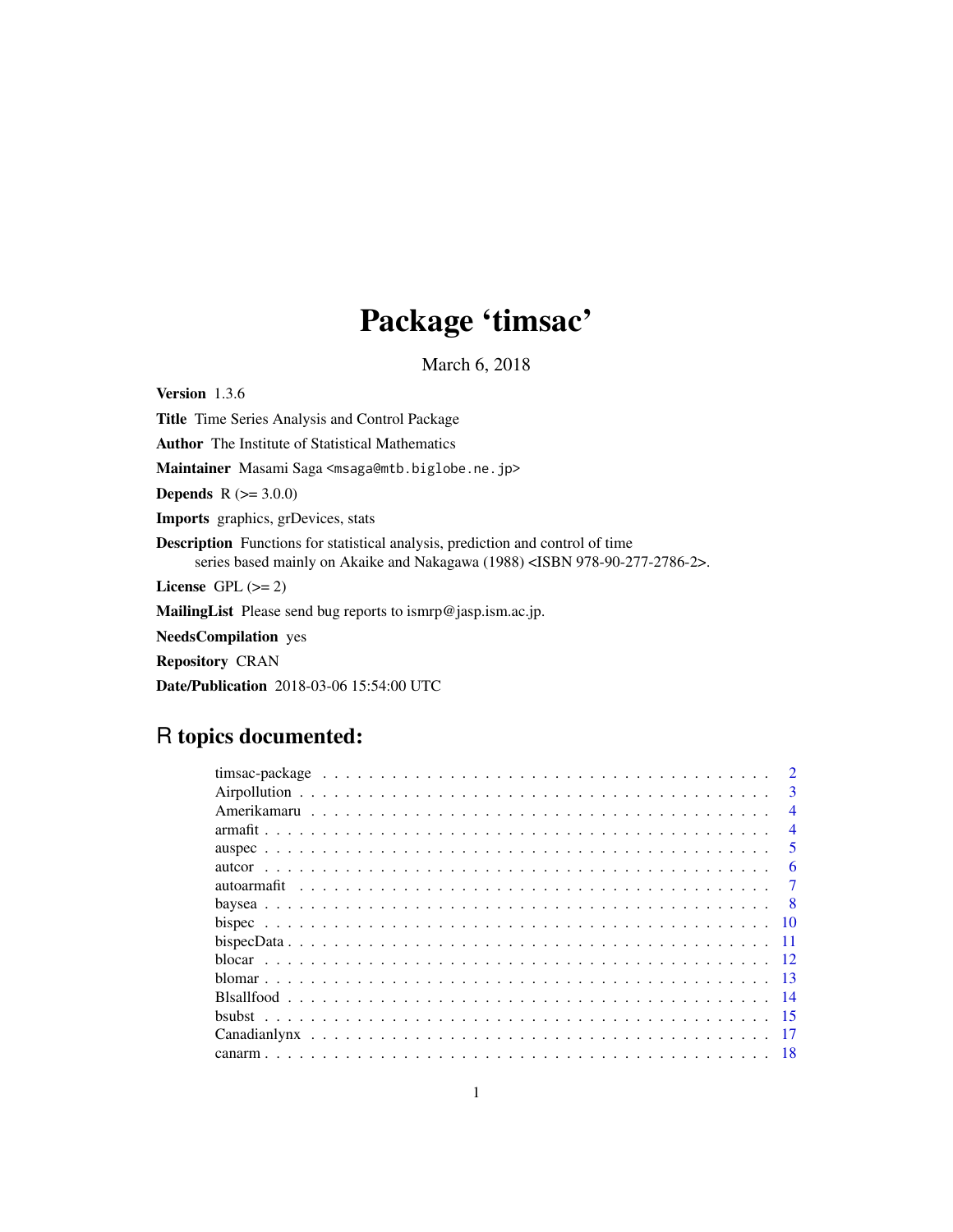# Package 'timsac'

March 6, 2018

**Version** 1.3.6

**Title** Time Series Analysis and Control Package

**Author** The Institute of Statistical Mathematics

**Maintainer** Masami Saga <msaga@mtb.biglobe.ne.jp>

**Depends** R (>= 3.0.0)

**Imports** graphics, grDevices, stats

**Description** Functions for statistical analysis, prediction and control of time series based mainly on Akaike and Nakagawa (1988) <ISBN 978-90-277-2786-2>.

**License** GPL (>= 2)

**MailingList** Please send bug reports to ismrp@jasp.ism.ac.jp.

**NeedsCompilation** yes

**Repository** CRAN

**Date/Publication** 2018-03-06 15:54:00 UTC

## R topics documented:

timsac-package . . . . . . . . . . 2
Airpollution . . . . . . . . . . 3
Amerikamaru . . . . . . . . . . 4
armafit . . . . . . . . . . 4
auspec . . . . . . . . . . 5
autcor . . . . . . . . . . 6
autoarmafit . . . . . . . . . . 7
baysea . . . . . . . . . . 8
bispec . . . . . . . . . . 10
bispecData . . . . . . . . . . 11
blocar . . . . . . . . . . 12
blomar . . . . . . . . . . 13
Blsallfood . . . . . . . . . . 14
bsubst . . . . . . . . . . 15
Canadianlynx . . . . . . . . . . 17
canarm . . . . . . . . . . 18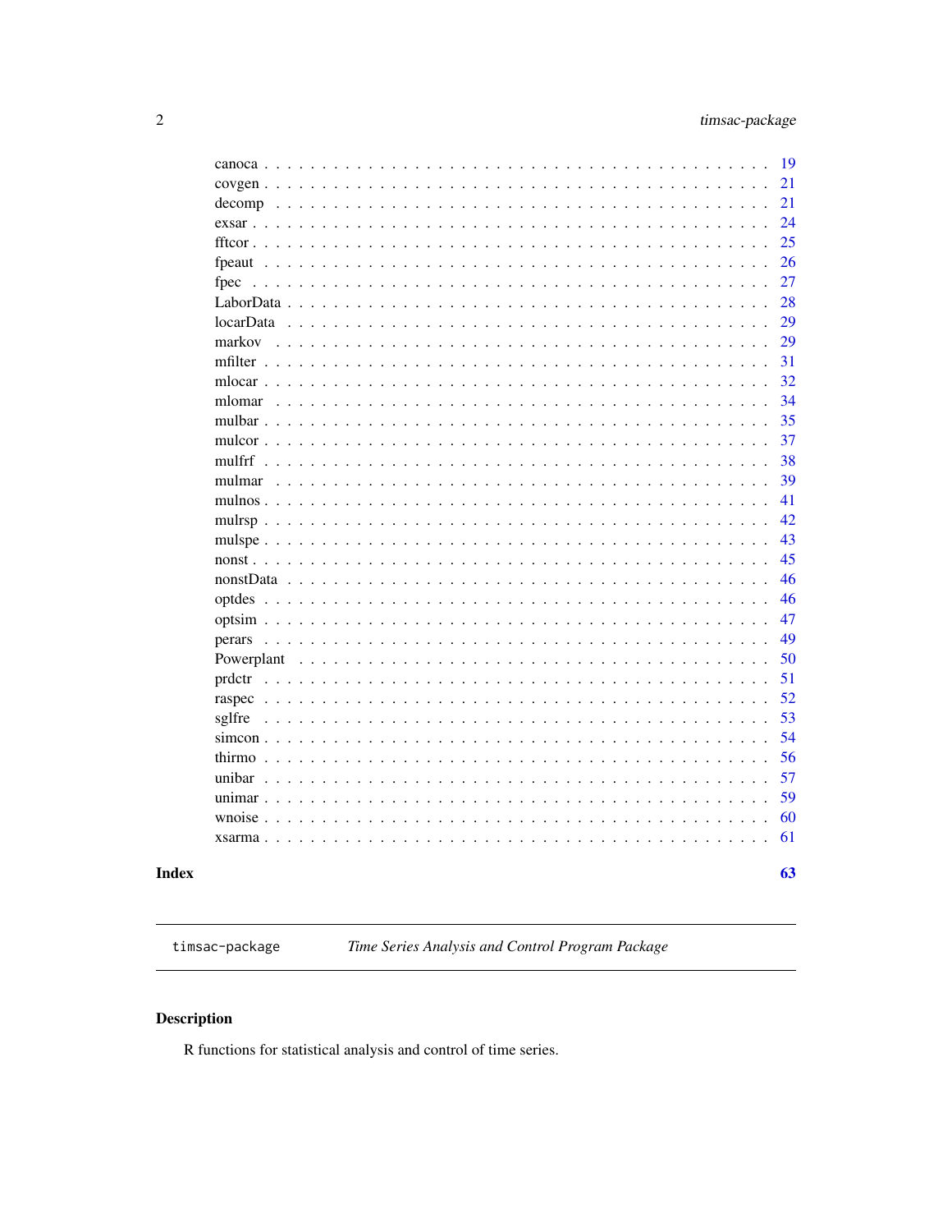canoca . . . . . . . . . . . . . . . . . . . . . . . . . . . . . . . . . . . . . . . . . 19
covgen . . . . . . . . . . . . . . . . . . . . . . . . . . . . . . . . . . . . . . . . . 21
decomp . . . . . . . . . . . . . . . . . . . . . . . . . . . . . . . . . . . . . . . . . 21
exsar . . . . . . . . . . . . . . . . . . . . . . . . . . . . . . . . . . . . . . . . . 24
fftcor . . . . . . . . . . . . . . . . . . . . . . . . . . . . . . . . . . . . . . . . . 25
fpeaut . . . . . . . . . . . . . . . . . . . . . . . . . . . . . . . . . . . . . . . . . 26
fpec . . . . . . . . . . . . . . . . . . . . . . . . . . . . . . . . . . . . . . . . . 27
LaborData . . . . . . . . . . . . . . . . . . . . . . . . . . . . . . . . . . . . . . . . . 28
locarData . . . . . . . . . . . . . . . . . . . . . . . . . . . . . . . . . . . . . . . . . 29
markov . . . . . . . . . . . . . . . . . . . . . . . . . . . . . . . . . . . . . . . . . 29
mfilter . . . . . . . . . . . . . . . . . . . . . . . . . . . . . . . . . . . . . . . . . 31
mlocar . . . . . . . . . . . . . . . . . . . . . . . . . . . . . . . . . . . . . . . . . 32
mlomar . . . . . . . . . . . . . . . . . . . . . . . . . . . . . . . . . . . . . . . . . 34
mulbar . . . . . . . . . . . . . . . . . . . . . . . . . . . . . . . . . . . . . . . . . 35
mulcor . . . . . . . . . . . . . . . . . . . . . . . . . . . . . . . . . . . . . . . . . 37
mulfrf . . . . . . . . . . . . . . . . . . . . . . . . . . . . . . . . . . . . . . . . . 38
mulmar . . . . . . . . . . . . . . . . . . . . . . . . . . . . . . . . . . . . . . . . . 39
mulnos . . . . . . . . . . . . . . . . . . . . . . . . . . . . . . . . . . . . . . . . . 41
mulrsp . . . . . . . . . . . . . . . . . . . . . . . . . . . . . . . . . . . . . . . . . 42
mulspe . . . . . . . . . . . . . . . . . . . . . . . . . . . . . . . . . . . . . . . . . 43
nonst . . . . . . . . . . . . . . . . . . . . . . . . . . . . . . . . . . . . . . . . . 45
nonstData . . . . . . . . . . . . . . . . . . . . . . . . . . . . . . . . . . . . . . . . . 46
optdes . . . . . . . . . . . . . . . . . . . . . . . . . . . . . . . . . . . . . . . . . 46
optsim . . . . . . . . . . . . . . . . . . . . . . . . . . . . . . . . . . . . . . . . . 47
perars . . . . . . . . . . . . . . . . . . . . . . . . . . . . . . . . . . . . . . . . . 49
Powerplant . . . . . . . . . . . . . . . . . . . . . . . . . . . . . . . . . . . . . . . . . 50
prdctr . . . . . . . . . . . . . . . . . . . . . . . . . . . . . . . . . . . . . . . . . 51
raspec . . . . . . . . . . . . . . . . . . . . . . . . . . . . . . . . . . . . . . . . . 52
sglfre . . . . . . . . . . . . . . . . . . . . . . . . . . . . . . . . . . . . . . . . . 53
simcon . . . . . . . . . . . . . . . . . . . . . . . . . . . . . . . . . . . . . . . . . 54
thirmo . . . . . . . . . . . . . . . . . . . . . . . . . . . . . . . . . . . . . . . . . 56
unibar . . . . . . . . . . . . . . . . . . . . . . . . . . . . . . . . . . . . . . . . . 57
unimar . . . . . . . . . . . . . . . . . . . . . . . . . . . . . . . . . . . . . . . . . 59
wnoise . . . . . . . . . . . . . . . . . . . . . . . . . . . . . . . . . . . . . . . . . 60
xsarma . . . . . . . . . . . . . . . . . . . . . . . . . . . . . . . . . . . . . . . . . 61

**Index** **63**

---

`timsac-package` *Time Series Analysis and Control Program Package*

---

## Description

R functions for statistical analysis and control of time series.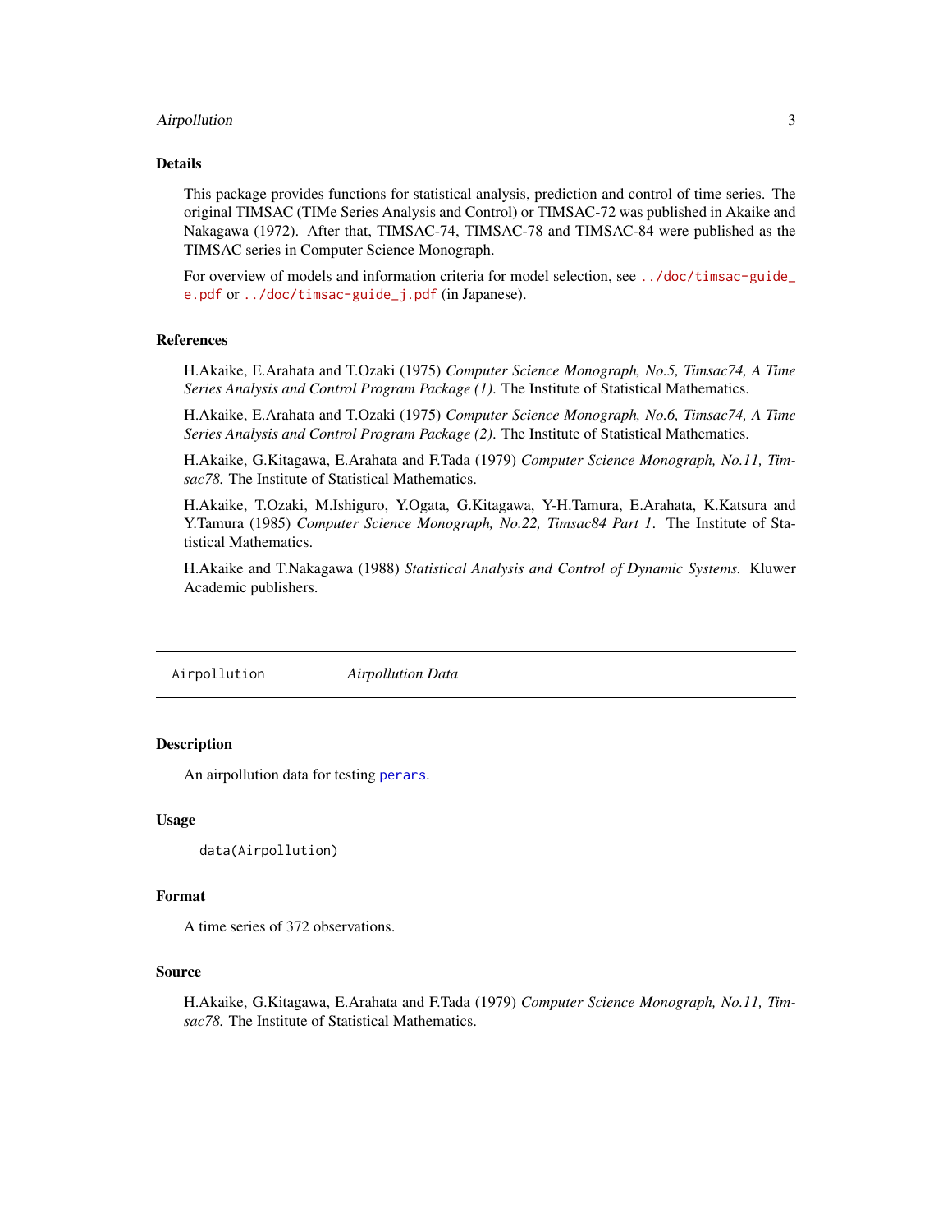## Details

This package provides functions for statistical analysis, prediction and control of time series. The original TIMSAC (TIMe Series Analysis and Control) or TIMSAC-72 was published in Akaike and Nakagawa (1972). After that, TIMSAC-74, TIMSAC-78 and TIMSAC-84 were published as the TIMSAC series in Computer Science Monograph.

For overview of models and information criteria for model selection, see ../doc/timsac-guide_e.pdf or ../doc/timsac-guide_j.pdf (in Japanese).

## References

H.Akaike, E.Arahata and T.Ozaki (1975) *Computer Science Monograph, No.5, Timsac74, A Time Series Analysis and Control Program Package (1).* The Institute of Statistical Mathematics.

H.Akaike, E.Arahata and T.Ozaki (1975) *Computer Science Monograph, No.6, Timsac74, A Time Series Analysis and Control Program Package (2).* The Institute of Statistical Mathematics.

H.Akaike, G.Kitagawa, E.Arahata and F.Tada (1979) *Computer Science Monograph, No.11, Timsac78.* The Institute of Statistical Mathematics.

H.Akaike, T.Ozaki, M.Ishiguro, Y.Ogata, G.Kitagawa, Y-H.Tamura, E.Arahata, K.Katsura and Y.Tamura (1985) *Computer Science Monograph, No.22, Timsac84 Part 1.* The Institute of Statistical Mathematics.

H.Akaike and T.Nakagawa (1988) *Statistical Analysis and Control of Dynamic Systems.* Kluwer Academic publishers.

---

# Airpollution — *Airpollution Data*

---

## Description

An airpollution data for testing perars.

## Usage

```
data(Airpollution)
```

## Format

A time series of 372 observations.

## Source

H.Akaike, G.Kitagawa, E.Arahata and F.Tada (1979) *Computer Science Monograph, No.11, Timsac78.* The Institute of Statistical Mathematics.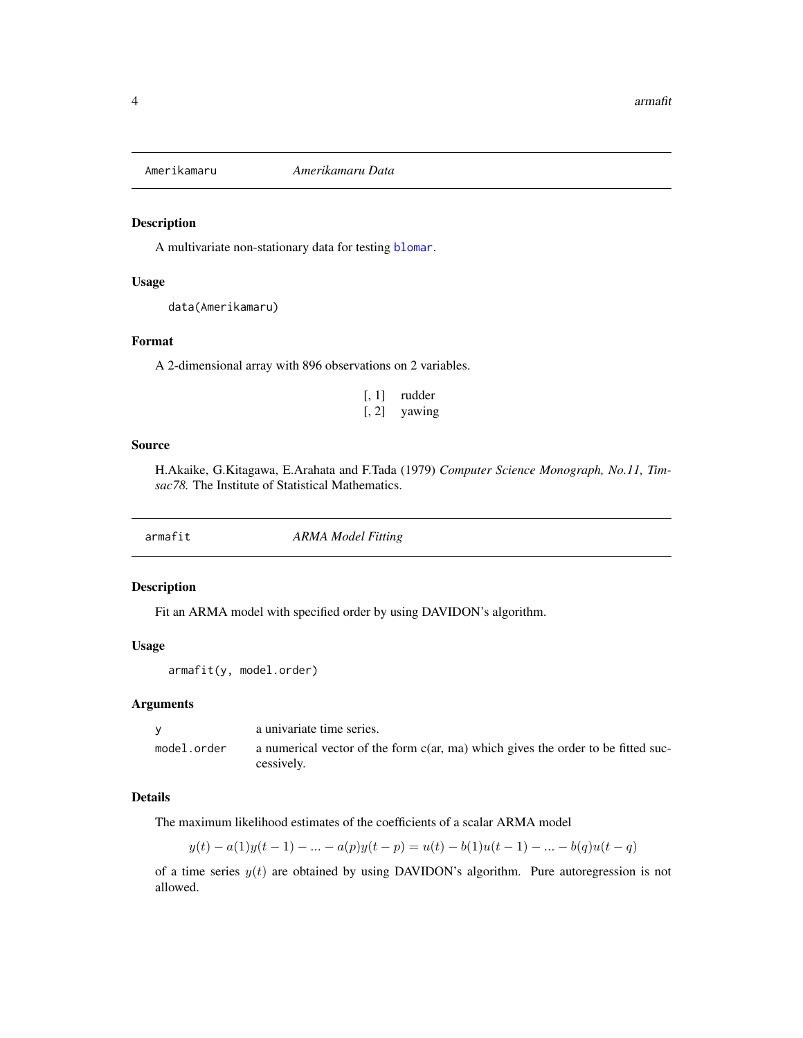## Amerikamaru *Amerikamaru Data*

### Description

A multivariate non-stationary data for testing blomar.

### Usage

```
data(Amerikamaru)
```

### Format

A 2-dimensional array with 896 observations on 2 variables.

| | |
|---|---|
| [, 1] | rudder |
| [, 2] | yawing |

### Source

H.Akaike, G.Kitagawa, E.Arahata and F.Tada (1979) *Computer Science Monograph, No.11, Timsac78.* The Institute of Statistical Mathematics.

## armafit *ARMA Model Fitting*

### Description

Fit an ARMA model with specified order by using DAVIDON's algorithm.

### Usage

```
armafit(y, model.order)
```

### Arguments

| | |
|---|---|
| y | a univariate time series. |
| model.order | a numerical vector of the form c(ar, ma) which gives the order to be fitted successively. |

### Details

The maximum likelihood estimates of the coefficients of a scalar ARMA model

$$y(t) - a(1)y(t-1) - ... - a(p)y(t-p) = u(t) - b(1)u(t-1) - ... - b(q)u(t-q)$$

of a time series $y(t)$ are obtained by using DAVIDON's algorithm. Pure autoregression is not allowed.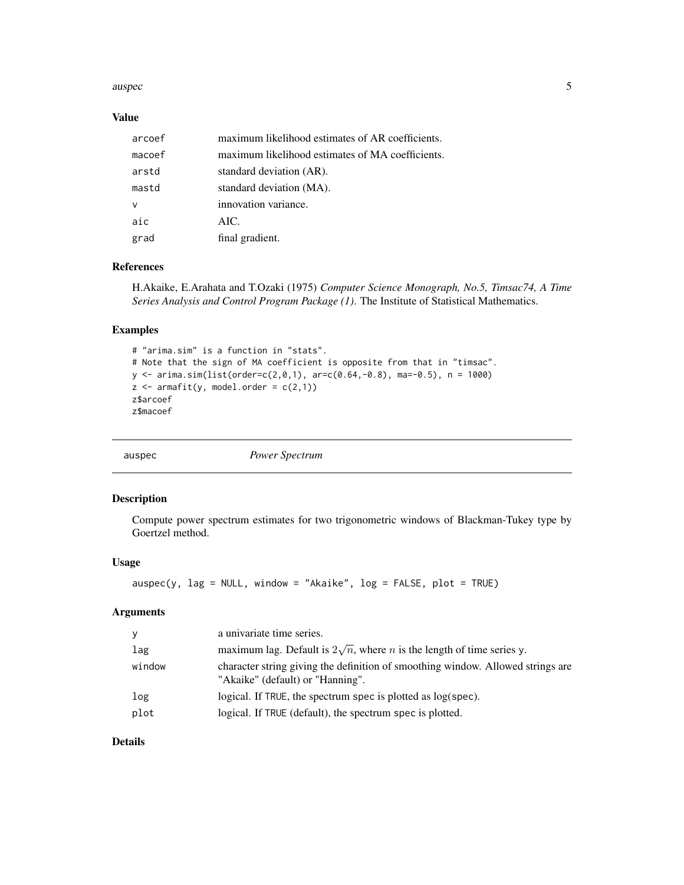### Value

| | |
|---|---|
| arcoef | maximum likelihood estimates of AR coefficients. |
| macoef | maximum likelihood estimates of MA coefficients. |
| arstd | standard deviation (AR). |
| mastd | standard deviation (MA). |
| v | innovation variance. |
| aic | AIC. |
| grad | final gradient. |

### References

H.Akaike, E.Arahata and T.Ozaki (1975) *Computer Science Monograph, No.5, Timsac74, A Time Series Analysis and Control Program Package (1)*. The Institute of Statistical Mathematics.

### Examples

```
# "arima.sim" is a function in "stats".
# Note that the sign of MA coefficient is opposite from that in "timsac".
y <- arima.sim(list(order=c(2,0,1), ar=c(0.64,-0.8), ma=-0.5), n = 1000)
z <- armafit(y, model.order = c(2,1))
z$arcoef
z$macoef
```

---

## auspec — *Power Spectrum*

### Description

Compute power spectrum estimates for two trigonometric windows of Blackman-Tukey type by Goertzel method.

### Usage

```
auspec(y, lag = NULL, window = "Akaike", log = FALSE, plot = TRUE)
```

### Arguments

| | |
|---|---|
| y | a univariate time series. |
| lag | maximum lag. Default is $2\sqrt{n}$, where $n$ is the length of time series y. |
| window | character string giving the definition of smoothing window. Allowed strings are "Akaike" (default) or "Hanning". |
| log | logical. If TRUE, the spectrum spec is plotted as log(spec). |
| plot | logical. If TRUE (default), the spectrum spec is plotted. |

### Details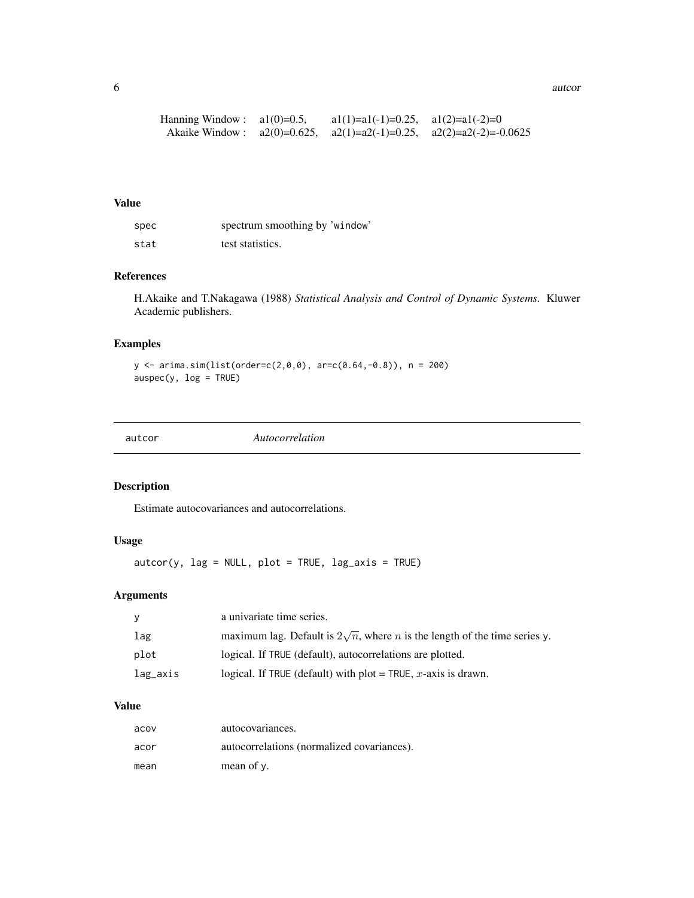| | | | |
|---|---|---|---|
| Hanning Window : | a1(0)=0.5, | a1(1)=a1(-1)=0.25, | a1(2)=a1(-2)=0 |
| Akaike Window : | a2(0)=0.625, | a2(1)=a2(-1)=0.25, | a2(2)=a2(-2)=-0.0625 |

### Value

| | |
|---|---|
| spec | spectrum smoothing by 'window' |
| stat | test statistics. |

### References

H.Akaike and T.Nakagawa (1988) *Statistical Analysis and Control of Dynamic Systems.* Kluwer Academic publishers.

### Examples

```
y <- arima.sim(list(order=c(2,0,0), ar=c(0.64,-0.8)), n = 200)
auspec(y, log = TRUE)
```

## autcor    *Autocorrelation*

### Description

Estimate autocovariances and autocorrelations.

### Usage

```
autcor(y, lag = NULL, plot = TRUE, lag_axis = TRUE)
```

### Arguments

| | |
|---|---|
| y | a univariate time series. |
| lag | maximum lag. Default is $2\sqrt{n}$, where $n$ is the length of the time series y. |
| plot | logical. If TRUE (default), autocorrelations are plotted. |
| lag_axis | logical. If TRUE (default) with plot = TRUE, $x$-axis is drawn. |

### Value

| | |
|---|---|
| acov | autocovariances. |
| acor | autocorrelations (normalized covariances). |
| mean | mean of y. |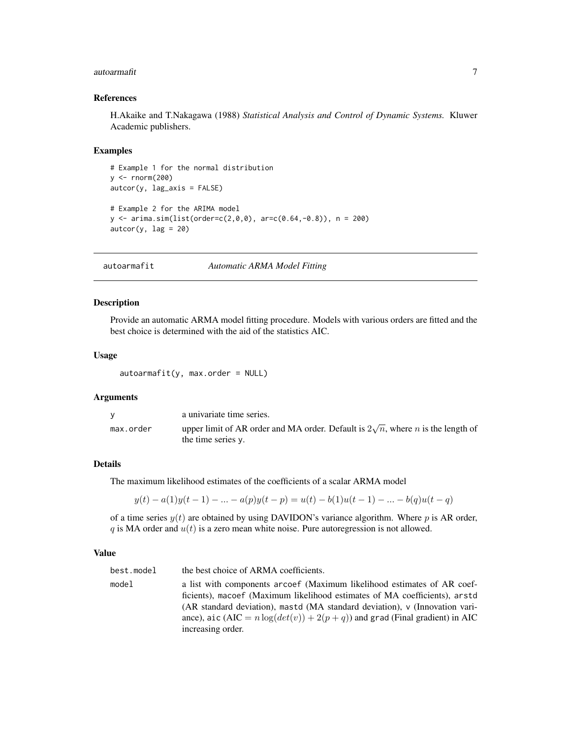### References

H.Akaike and T.Nakagawa (1988) *Statistical Analysis and Control of Dynamic Systems.* Kluwer Academic publishers.

### Examples

```
# Example 1 for the normal distribution
y <- rnorm(200)
autcor(y, lag_axis = FALSE)

# Example 2 for the ARIMA model
y <- arima.sim(list(order=c(2,0,0), ar=c(0.64,-0.8)), n = 200)
autcor(y, lag = 20)
```

---

## autoarmafit *Automatic ARMA Model Fitting*

---

### Description

Provide an automatic ARMA model fitting procedure. Models with various orders are fitted and the best choice is determined with the aid of the statistics AIC.

### Usage

```
autoarmafit(y, max.order = NULL)
```

### Arguments

| | |
|---|---|
| `y` | a univariate time series. |
| `max.order` | upper limit of AR order and MA order. Default is $2\sqrt{n}$, where $n$ is the length of the time series `y`. |

### Details

The maximum likelihood estimates of the coefficients of a scalar ARMA model

$$y(t) - a(1)y(t-1) - ... - a(p)y(t-p) = u(t) - b(1)u(t-1) - ... - b(q)u(t-q)$$

of a time series $y(t)$ are obtained by using DAVIDON's variance algorithm. Where $p$ is AR order, $q$ is MA order and $u(t)$ is a zero mean white noise. Pure autoregression is not allowed.

### Value

| | |
|---|---|
| `best.model` | the best choice of ARMA coefficients. |
| `model` | a list with components `arcoef` (Maximum likelihood estimates of AR coefficients), `macoef` (Maximum likelihood estimates of MA coefficients), `arstd` (AR standard deviation), `mastd` (MA standard deviation), `v` (Innovation variance), `aic` (AIC $= n\log(det(v)) + 2(p+q)$) and `grad` (Final gradient) in AIC increasing order. |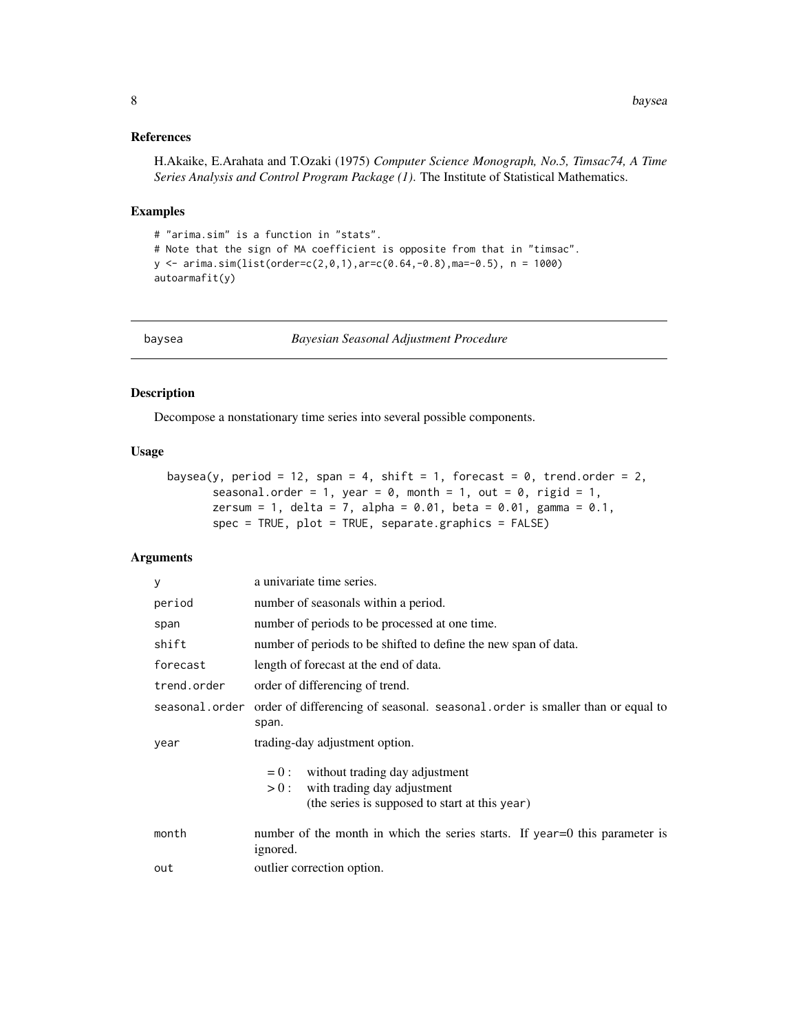## References

H.Akaike, E.Arahata and T.Ozaki (1975) *Computer Science Monograph, No.5, Timsac74, A Time Series Analysis and Control Program Package (1)*. The Institute of Statistical Mathematics.

## Examples

```
# "arima.sim" is a function in "stats".
# Note that the sign of MA coefficient is opposite from that in "timsac".
y <- arima.sim(list(order=c(2,0,1),ar=c(0.64,-0.8),ma=-0.5), n = 1000)
autoarmafit(y)
```

---

# baysea *Bayesian Seasonal Adjustment Procedure*

---

## Description

Decompose a nonstationary time series into several possible components.

## Usage

```
baysea(y, period = 12, span = 4, shift = 1, forecast = 0, trend.order = 2,
       seasonal.order = 1, year = 0, month = 1, out = 0, rigid = 1,
       zersum = 1, delta = 7, alpha = 0.01, beta = 0.01, gamma = 0.1,
       spec = TRUE, plot = TRUE, separate.graphics = FALSE)
```

## Arguments

| | |
|---|---|
| y | a univariate time series. |
| period | number of seasonals within a period. |
| span | number of periods to be processed at one time. |
| shift | number of periods to be shifted to define the new span of data. |
| forecast | length of forecast at the end of data. |
| trend.order | order of differencing of trend. |
| seasonal.order | order of differencing of seasonal. seasonal.order is smaller than or equal to span. |
| year | trading-day adjustment option.<br>$= 0$ : without trading day adjustment<br>$> 0$ : with trading day adjustment (the series is supposed to start at this year) |
| month | number of the month in which the series starts. If year=0 this parameter is ignored. |
| out | outlier correction option. |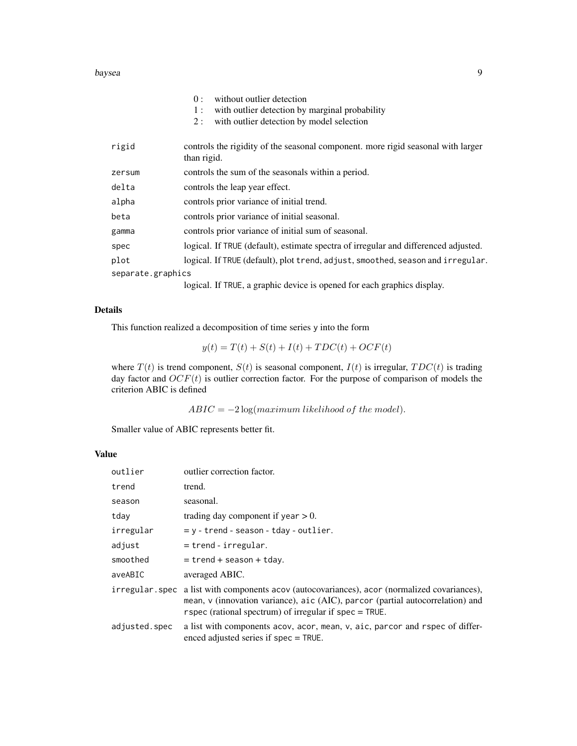|  |  |
|---|---|
|  | 0 : without outlier detection<br>1 : with outlier detection by marginal probability<br>2 : with outlier detection by model selection |
| rigid | controls the rigidity of the seasonal component. more rigid seasonal with larger than rigid. |
| zersum | controls the sum of the seasonals within a period. |
| delta | controls the leap year effect. |
| alpha | controls prior variance of initial trend. |
| beta | controls prior variance of initial seasonal. |
| gamma | controls prior variance of initial sum of seasonal. |
| spec | logical. If `TRUE` (default), estimate spectra of irregular and differenced adjusted. |
| plot | logical. If `TRUE` (default), plot `trend`, `adjust`, `smoothed`, `season` and `irregular`. |
| separate.graphics | logical. If `TRUE`, a graphic device is opened for each graphics display. |

## Details

This function realized a decomposition of time series y into the form

$$y(t) = T(t) + S(t) + I(t) + TDC(t) + OCF(t)$$

where $T(t)$ is trend component, $S(t)$ is seasonal component, $I(t)$ is irregular, $TDC(t)$ is trading day factor and $OCF(t)$ is outlier correction factor. For the purpose of comparison of models the criterion ABIC is defined

$$ABIC = -2 \log(maximum\ likelihood\ of\ the\ model).$$

Smaller value of ABIC represents better fit.

## Value

|  |  |
|---|---|
| outlier | outlier correction factor. |
| trend | trend. |
| season | seasonal. |
| tday | trading day component if `year` > 0. |
| irregular | = `y - trend - season - tday - outlier`. |
| adjust | = `trend - irregular`. |
| smoothed | = `trend + season + tday`. |
| aveABIC | averaged ABIC. |
| irregular.spec | a list with components `acov` (autocovariances), `acor` (normalized covariances), `mean`, `v` (innovation variance), `aic` (AIC), `parcor` (partial autocorrelation) and `rspec` (rational spectrum) of irregular if `spec = TRUE`. |
| adjusted.spec | a list with components `acov`, `acor`, `mean`, `v`, `aic`, `parcor` and `rspec` of differenced adjusted series if `spec = TRUE`. |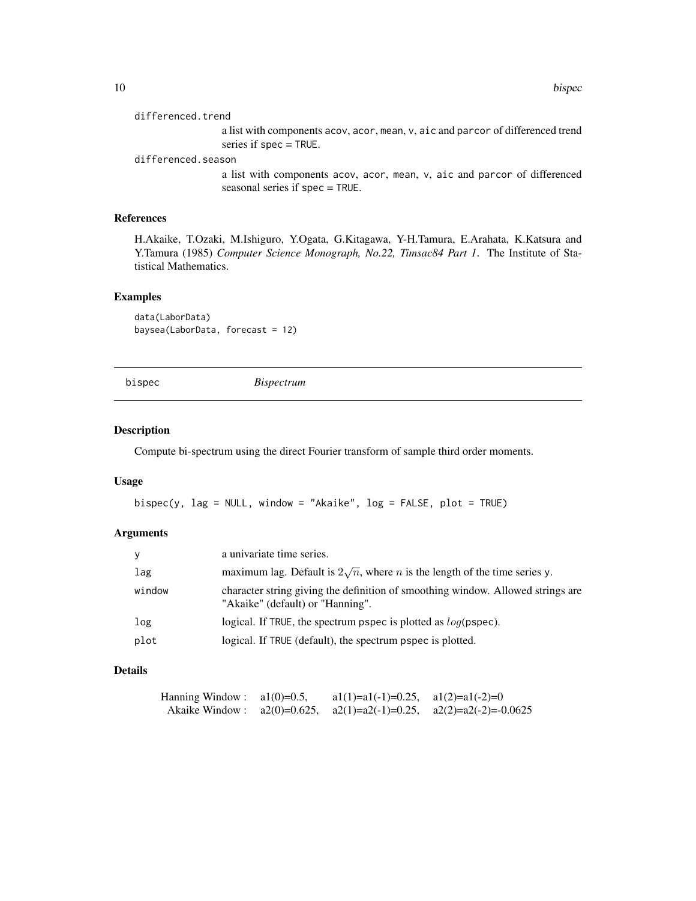differenced.trend
: a list with components acov, acor, mean, v, aic and parcor of differenced trend series if spec = TRUE.

differenced.season
: a list with components acov, acor, mean, v, aic and parcor of differenced seasonal series if spec = TRUE.

### References

H.Akaike, T.Ozaki, M.Ishiguro, Y.Ogata, G.Kitagawa, Y-H.Tamura, E.Arahata, K.Katsura and Y.Tamura (1985) *Computer Science Monograph, No.22, Timsac84 Part 1*. The Institute of Statistical Mathematics.

### Examples

```
data(LaborData)
baysea(LaborData, forecast = 12)
```

---

## bispec *Bispectrum*

---

### Description

Compute bi-spectrum using the direct Fourier transform of sample third order moments.

### Usage

```
bispec(y, lag = NULL, window = "Akaike", log = FALSE, plot = TRUE)
```

### Arguments

| | |
|---|---|
| y | a univariate time series. |
| lag | maximum lag. Default is $2\sqrt{n}$, where $n$ is the length of the time series y. |
| window | character string giving the definition of smoothing window. Allowed strings are "Akaike" (default) or "Hanning". |
| log | logical. If TRUE, the spectrum pspec is plotted as $log$(pspec). |
| plot | logical. If TRUE (default), the spectrum pspec is plotted. |

### Details

| | | | |
|---|---|---|---|
| Hanning Window : | a1(0)=0.5, | a1(1)=a1(-1)=0.25, | a1(2)=a1(-2)=0 |
| Akaike Window : | a2(0)=0.625, | a2(1)=a2(-1)=0.25, | a2(2)=a2(-2)=-0.0625 |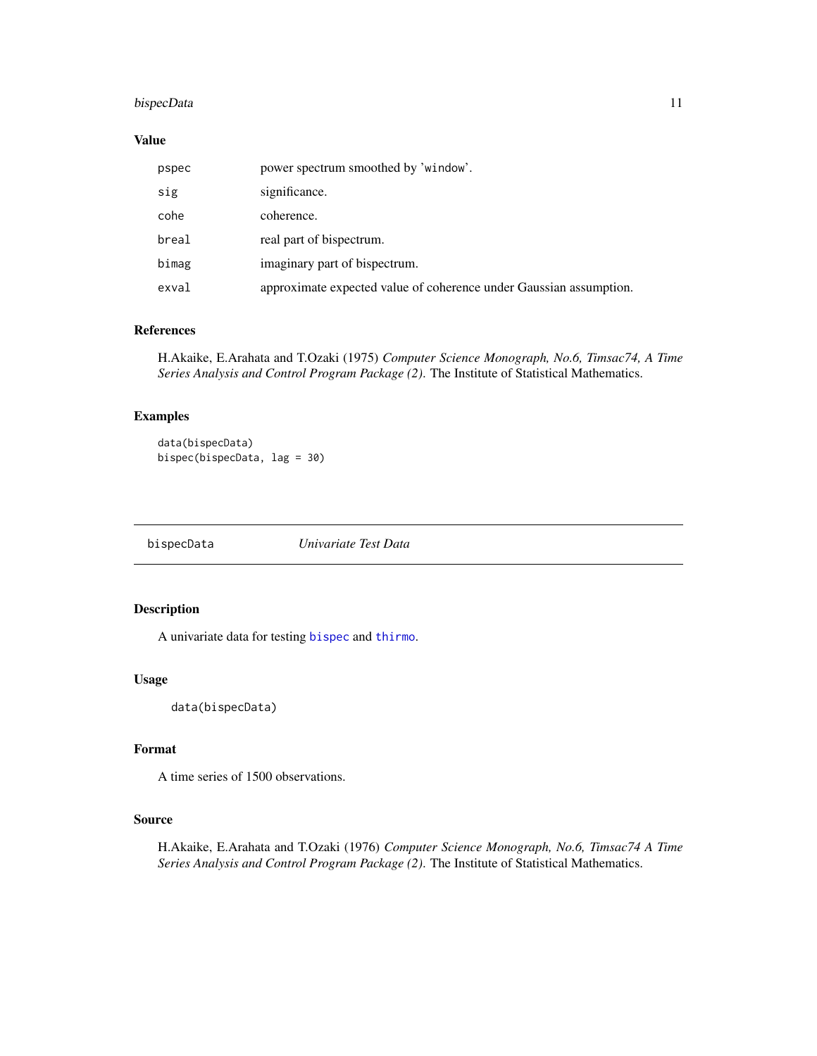### Value

| | |
|---|---|
| pspec | power spectrum smoothed by 'window'. |
| sig | significance. |
| cohe | coherence. |
| breal | real part of bispectrum. |
| bimag | imaginary part of bispectrum. |
| exval | approximate expected value of coherence under Gaussian assumption. |

### References

H.Akaike, E.Arahata and T.Ozaki (1975) *Computer Science Monograph, No.6, Timsac74, A Time Series Analysis and Control Program Package (2)*. The Institute of Statistical Mathematics.

### Examples

```
data(bispecData)
bispec(bispecData, lag = 30)
```

---

## bispecData *Univariate Test Data*

### Description

A univariate data for testing bispec and thirmo.

### Usage

```
data(bispecData)
```

### Format

A time series of 1500 observations.

### Source

H.Akaike, E.Arahata and T.Ozaki (1976) *Computer Science Monograph, No.6, Timsac74 A Time Series Analysis and Control Program Package (2)*. The Institute of Statistical Mathematics.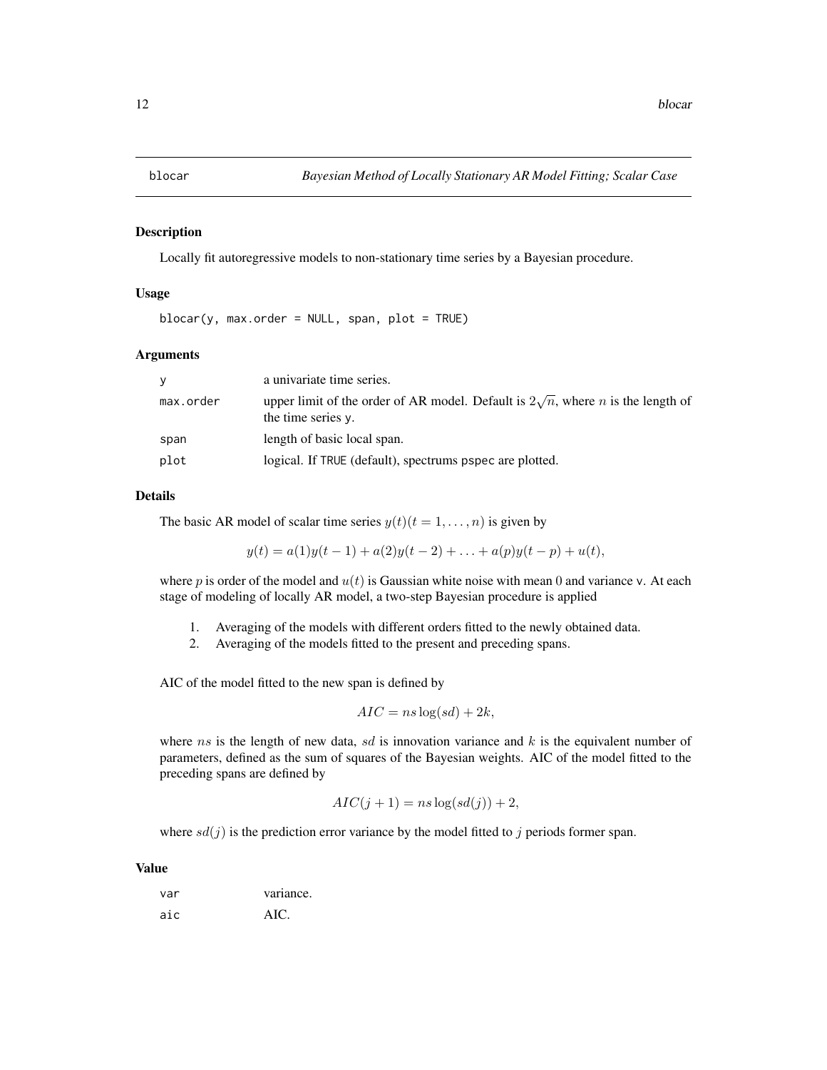# blocar — *Bayesian Method of Locally Stationary AR Model Fitting; Scalar Case*

## Description

Locally fit autoregressive models to non-stationary time series by a Bayesian procedure.

## Usage

```
blocar(y, max.order = NULL, span, plot = TRUE)
```

## Arguments

| | |
|---|---|
| y | a univariate time series. |
| max.order | upper limit of the order of AR model. Default is $2\sqrt{n}$, where $n$ is the length of the time series y. |
| span | length of basic local span. |
| plot | logical. If TRUE (default), spectrums pspec are plotted. |

## Details

The basic AR model of scalar time series $y(t) (t = 1, \ldots, n)$ is given by

$$y(t) = a(1)y(t-1) + a(2)y(t-2) + \ldots + a(p)y(t-p) + u(t),$$

where $p$ is order of the model and $u(t)$ is Gaussian white noise with mean $0$ and variance v. At each stage of modeling of locally AR model, a two-step Bayesian procedure is applied

1. Averaging of the models with different orders fitted to the newly obtained data.
2. Averaging of the models fitted to the present and preceding spans.

AIC of the model fitted to the new span is defined by

$$AIC = ns \log(sd) + 2k,$$

where $ns$ is the length of new data, $sd$ is innovation variance and $k$ is the equivalent number of parameters, defined as the sum of squares of the Bayesian weights. AIC of the model fitted to the preceding spans are defined by

$$AIC(j+1) = ns \log(sd(j)) + 2,$$

where $sd(j)$ is the prediction error variance by the model fitted to $j$ periods former span.

## Value

| | |
|---|---|
| var | variance. |
| aic | AIC. |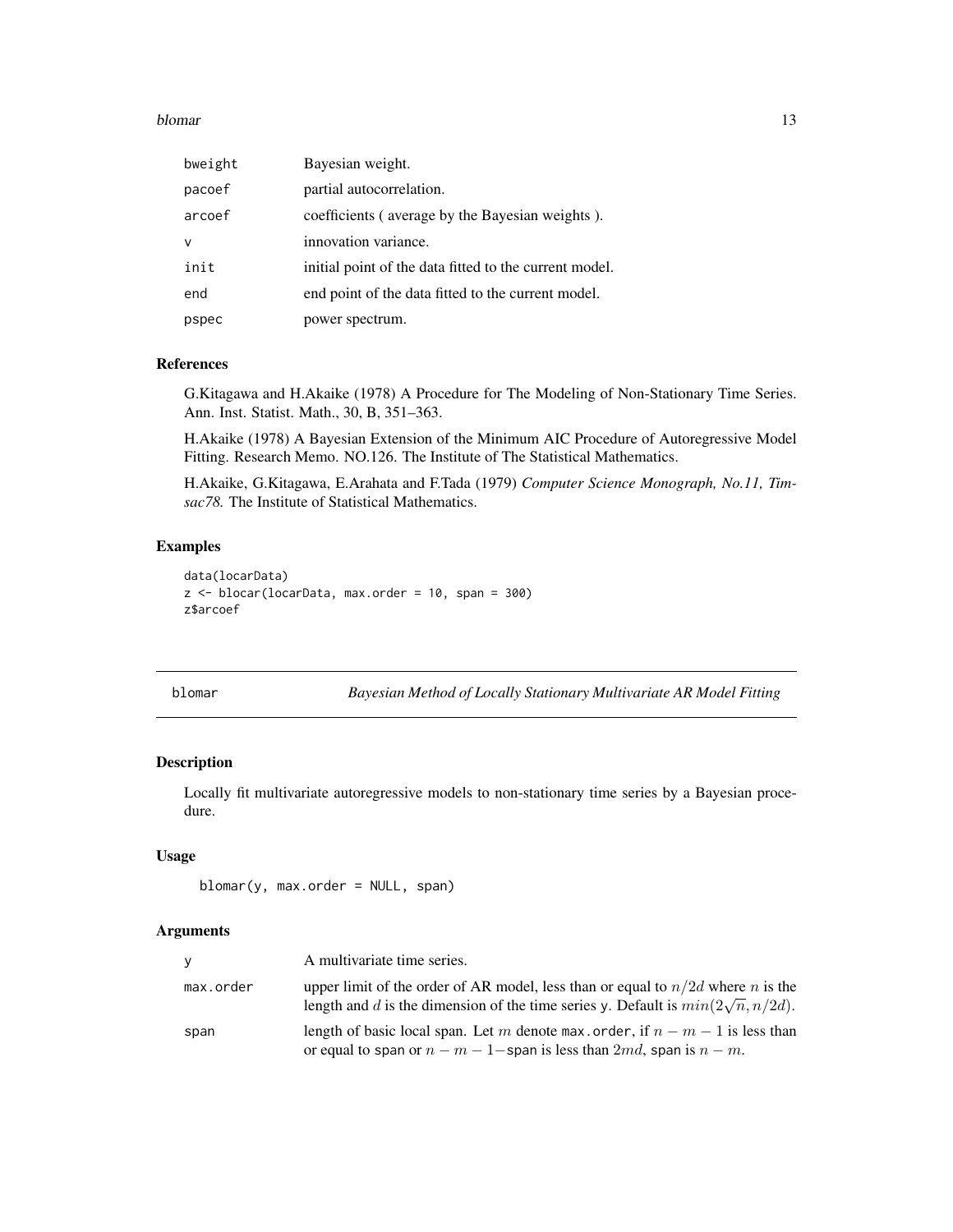| | |
|---|---|
| bweight | Bayesian weight. |
| pacoef | partial autocorrelation. |
| arcoef | coefficients ( average by the Bayesian weights ). |
| v | innovation variance. |
| init | initial point of the data fitted to the current model. |
| end | end point of the data fitted to the current model. |
| pspec | power spectrum. |

### References

G.Kitagawa and H.Akaike (1978) A Procedure for The Modeling of Non-Stationary Time Series. Ann. Inst. Statist. Math., 30, B, 351–363.

H.Akaike (1978) A Bayesian Extension of the Minimum AIC Procedure of Autoregressive Model Fitting. Research Memo. NO.126. The Institute of The Statistical Mathematics.

H.Akaike, G.Kitagawa, E.Arahata and F.Tada (1979) *Computer Science Monograph, No.11, Timsac78.* The Institute of Statistical Mathematics.

### Examples

```
data(locarData)
z <- blocar(locarData, max.order = 10, span = 300)
z$arcoef
```

---

## blomar — *Bayesian Method of Locally Stationary Multivariate AR Model Fitting*

### Description

Locally fit multivariate autoregressive models to non-stationary time series by a Bayesian procedure.

### Usage

```
blomar(y, max.order = NULL, span)
```

### Arguments

| | |
|---|---|
| y | A multivariate time series. |
| max.order | upper limit of the order of AR model, less than or equal to $n/2d$ where $n$ is the length and $d$ is the dimension of the time series y. Default is $min(2\sqrt{n}, n/2d)$. |
| span | length of basic local span. Let $m$ denote max.order, if $n - m - 1$ is less than or equal to span or $n - m - 1-$span is less than $2md$, span is $n - m$. |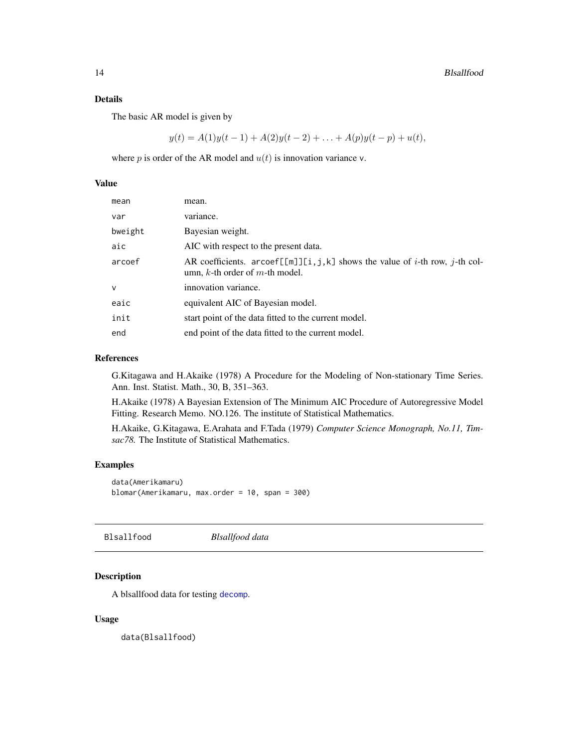## Details

The basic AR model is given by

$$y(t) = A(1)y(t-1) + A(2)y(t-2) + \ldots + A(p)y(t-p) + u(t),$$

where $p$ is order of the AR model and $u(t)$ is innovation variance v.

## Value

| | |
|---|---|
| mean | mean. |
| var | variance. |
| bweight | Bayesian weight. |
| aic | AIC with respect to the present data. |
| arcoef | AR coefficients. arcoef[[m]][i,j,k] shows the value of $i$-th row, $j$-th column, $k$-th order of $m$-th model. |
| v | innovation variance. |
| eaic | equivalent AIC of Bayesian model. |
| init | start point of the data fitted to the current model. |
| end | end point of the data fitted to the current model. |

## References

G.Kitagawa and H.Akaike (1978) A Procedure for the Modeling of Non-stationary Time Series. Ann. Inst. Statist. Math., 30, B, 351–363.

H.Akaike (1978) A Bayesian Extension of The Minimum AIC Procedure of Autoregressive Model Fitting. Research Memo. NO.126. The institute of Statistical Mathematics.

H.Akaike, G.Kitagawa, E.Arahata and F.Tada (1979) *Computer Science Monograph, No.11, Timsac78.* The Institute of Statistical Mathematics.

## Examples

```
data(Amerikamaru)
blomar(Amerikamaru, max.order = 10, span = 300)
```

---

# Blsallfood *Blsallfood data*

## Description

A blsallfood data for testing decomp.

## Usage

```
data(Blsallfood)
```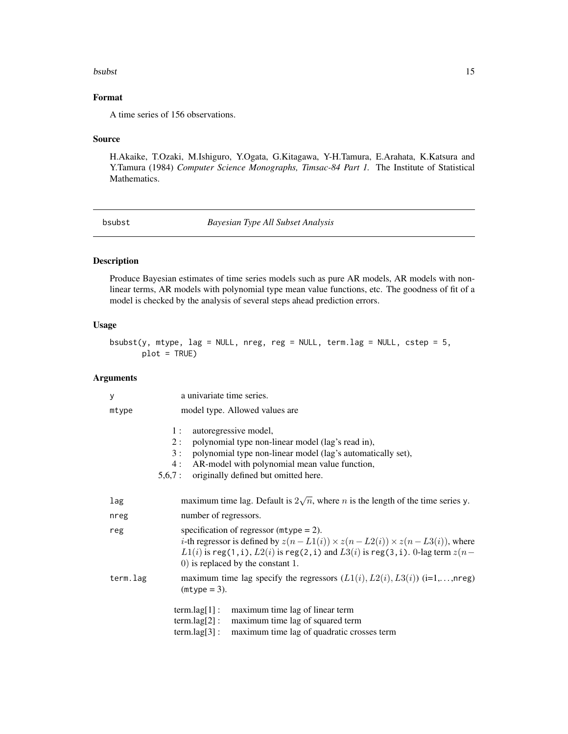## Format

A time series of 156 observations.

## Source

H.Akaike, T.Ozaki, M.Ishiguro, Y.Ogata, G.Kitagawa, Y-H.Tamura, E.Arahata, K.Katsura and Y.Tamura (1984) *Computer Science Monographs, Timsac-84 Part 1.* The Institute of Statistical Mathematics.

---

# bsubst — *Bayesian Type All Subset Analysis*

## Description

Produce Bayesian estimates of time series models such as pure AR models, AR models with non-linear terms, AR models with polynomial type mean value functions, etc. The goodness of fit of a model is checked by the analysis of several steps ahead prediction errors.

## Usage

```
bsubst(y, mtype, lag = NULL, nreg, reg = NULL, term.lag = NULL, cstep = 5,
       plot = TRUE)
```

## Arguments

`y` — a univariate time series.

`mtype` — model type. Allowed values are

- 1 : autoregressive model,
- 2 : polynomial type non-linear model (lag's read in),
- 3 : polynomial type non-linear model (lag's automatically set),
- 4 : AR-model with polynomial mean value function,
- 5,6,7 : originally defined but omitted here.

`lag` — maximum time lag. Default is $2\sqrt{n}$, where $n$ is the length of the time series `y`.

`nreg` — number of regressors.

`reg` — specification of regressor (`mtype` = 2).
$i$-th regressor is defined by $z(n - L1(i)) \times z(n - L2(i)) \times z(n - L3(i))$, where $L1(i)$ is `reg(1,i)`, $L2(i)$ is `reg(2,i)` and $L3(i)$ is `reg(3,i)`. 0-lag term $z(n - 0)$ is replaced by the constant 1.

`term.lag` — maximum time lag specify the regressors $(L1(i), L2(i), L3(i))$ (i=1,…,nreg) (`mtype` = 3).

- term.lag[1] : maximum time lag of linear term
- term.lag[2] : maximum time lag of squared term
- term.lag[3] : maximum time lag of quadratic crosses term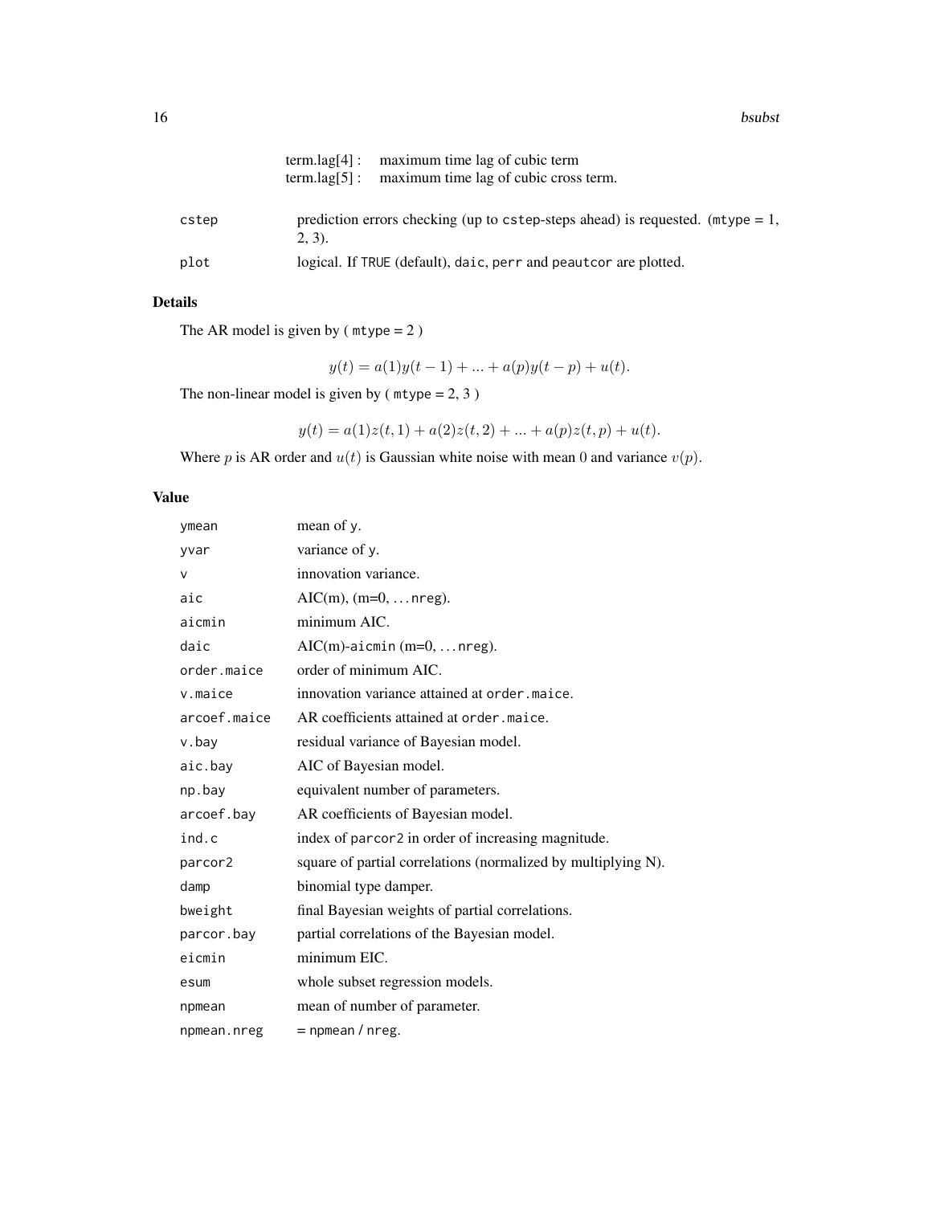| | |
|---|---|
| | term.lag[4] : maximum time lag of cubic term |
| | term.lag[5] : maximum time lag of cubic cross term. |
| cstep | prediction errors checking (up to cstep-steps ahead) is requested. (mtype = 1, 2, 3). |
| plot | logical. If TRUE (default), daic, perr and peautcor are plotted. |

## Details

The AR model is given by ( mtype = 2 )

$$y(t) = a(1)y(t-1) + ... + a(p)y(t-p) + u(t).$$

The non-linear model is given by ( mtype = 2, 3 )

$$y(t) = a(1)z(t,1) + a(2)z(t,2) + ... + a(p)z(t,p) + u(t).$$

Where $p$ is AR order and $u(t)$ is Gaussian white noise with mean $0$ and variance $v(p)$.

## Value

| | |
|---|---|
| ymean | mean of y. |
| yvar | variance of y. |
| v | innovation variance. |
| aic | AIC(m), (m=0, ... nreg). |
| aicmin | minimum AIC. |
| daic | AIC(m)-aicmin (m=0, ... nreg). |
| order.maice | order of minimum AIC. |
| v.maice | innovation variance attained at order.maice. |
| arcoef.maice | AR coefficients attained at order.maice. |
| v.bay | residual variance of Bayesian model. |
| aic.bay | AIC of Bayesian model. |
| np.bay | equivalent number of parameters. |
| arcoef.bay | AR coefficients of Bayesian model. |
| ind.c | index of parcor2 in order of increasing magnitude. |
| parcor2 | square of partial correlations (normalized by multiplying N). |
| damp | binomial type damper. |
| bweight | final Bayesian weights of partial correlations. |
| parcor.bay | partial correlations of the Bayesian model. |
| eicmin | minimum EIC. |
| esum | whole subset regression models. |
| npmean | mean of number of parameter. |
| npmean.nreg | = npmean / nreg. |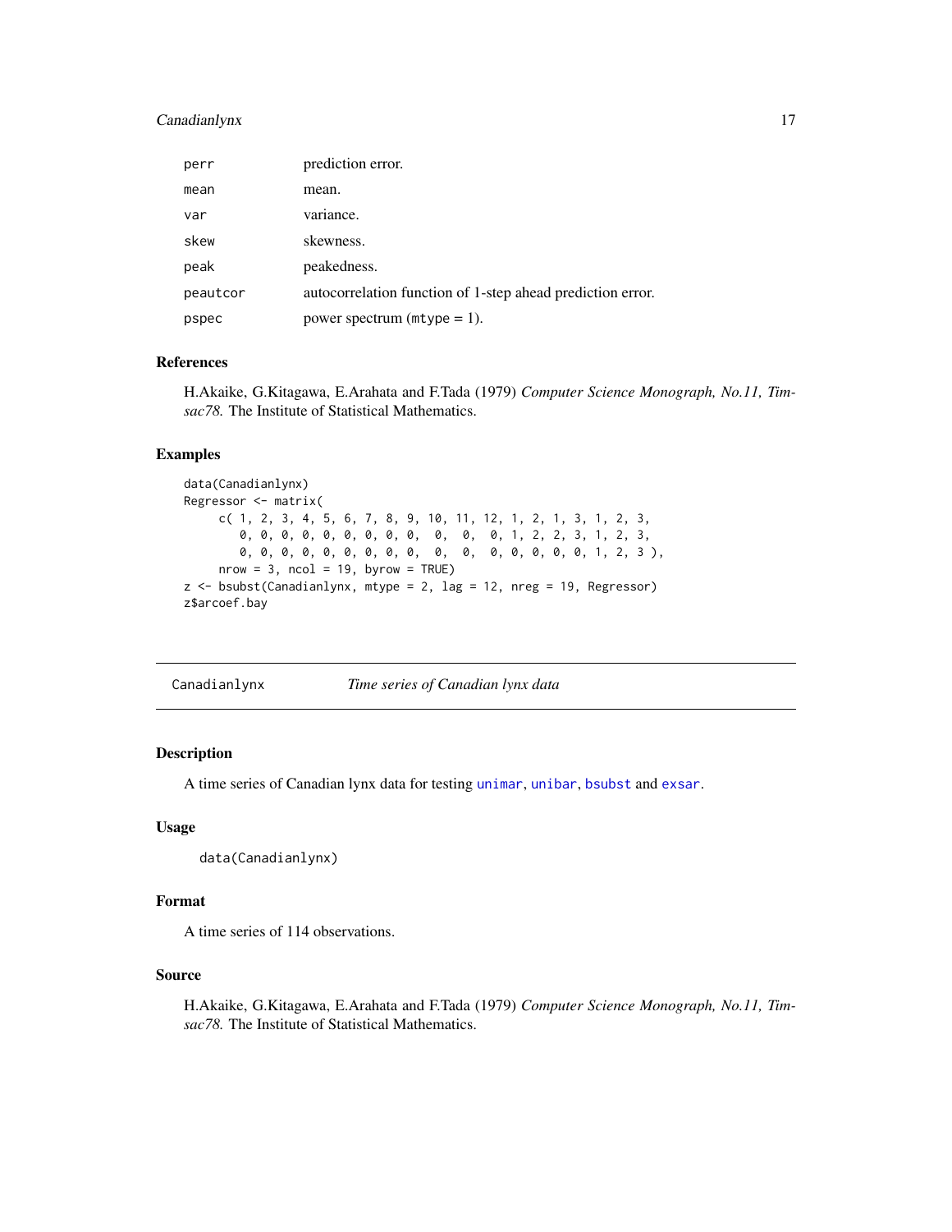| | |
|---|---|
| perr | prediction error. |
| mean | mean. |
| var | variance. |
| skew | skewness. |
| peak | peakedness. |
| peautcor | autocorrelation function of 1-step ahead prediction error. |
| pspec | power spectrum (mtype = 1). |

### References

H.Akaike, G.Kitagawa, E.Arahata and F.Tada (1979) *Computer Science Monograph, No.11, Timsac78.* The Institute of Statistical Mathematics.

### Examples

```
data(Canadianlynx)
Regressor <- matrix(
     c( 1, 2, 3, 4, 5, 6, 7, 8, 9, 10, 11, 12, 1, 2, 1, 3, 1, 2, 3,
        0, 0, 0, 0, 0, 0, 0, 0, 0,  0,  0,  0, 1, 2, 2, 3, 1, 2, 3,
        0, 0, 0, 0, 0, 0, 0, 0, 0,  0,  0,  0, 0, 0, 0, 0, 1, 2, 3 ),
     nrow = 3, ncol = 19, byrow = TRUE)
z <- bsubst(Canadianlynx, mtype = 2, lag = 12, nreg = 19, Regressor)
z$arcoef.bay
```

---

## Canadianlynx — *Time series of Canadian lynx data*

### Description

A time series of Canadian lynx data for testing unimar, unibar, bsubst and exsar.

### Usage

```
data(Canadianlynx)
```

### Format

A time series of 114 observations.

### Source

H.Akaike, G.Kitagawa, E.Arahata and F.Tada (1979) *Computer Science Monograph, No.11, Timsac78.* The Institute of Statistical Mathematics.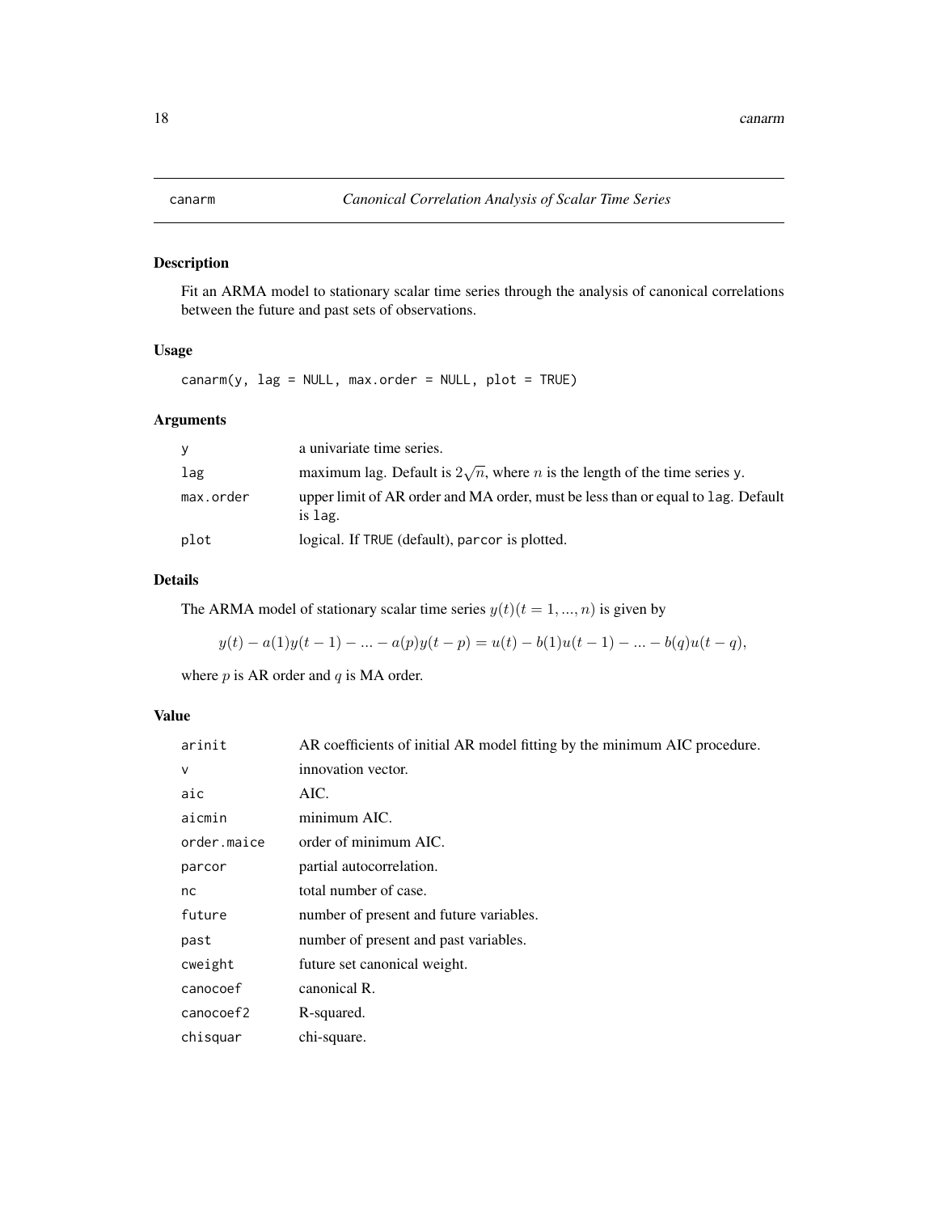## canarm — *Canonical Correlation Analysis of Scalar Time Series*

### Description

Fit an ARMA model to stationary scalar time series through the analysis of canonical correlations between the future and past sets of observations.

### Usage

```
canarm(y, lag = NULL, max.order = NULL, plot = TRUE)
```

### Arguments

| | |
|---|---|
| y | a univariate time series. |
| lag | maximum lag. Default is $2\sqrt{n}$, where $n$ is the length of the time series y. |
| max.order | upper limit of AR order and MA order, must be less than or equal to lag. Default is lag. |
| plot | logical. If TRUE (default), parcor is plotted. |

### Details

The ARMA model of stationary scalar time series $y(t)(t = 1, ..., n)$ is given by

$$y(t) - a(1)y(t-1) - ... - a(p)y(t-p) = u(t) - b(1)u(t-1) - ... - b(q)u(t-q),$$

where $p$ is AR order and $q$ is MA order.

### Value

| | |
|---|---|
| arinit | AR coefficients of initial AR model fitting by the minimum AIC procedure. |
| v | innovation vector. |
| aic | AIC. |
| aicmin | minimum AIC. |
| order.maice | order of minimum AIC. |
| parcor | partial autocorrelation. |
| nc | total number of case. |
| future | number of present and future variables. |
| past | number of present and past variables. |
| cweight | future set canonical weight. |
| canocoef | canonical R. |
| canocoef2 | R-squared. |
| chisquar | chi-square. |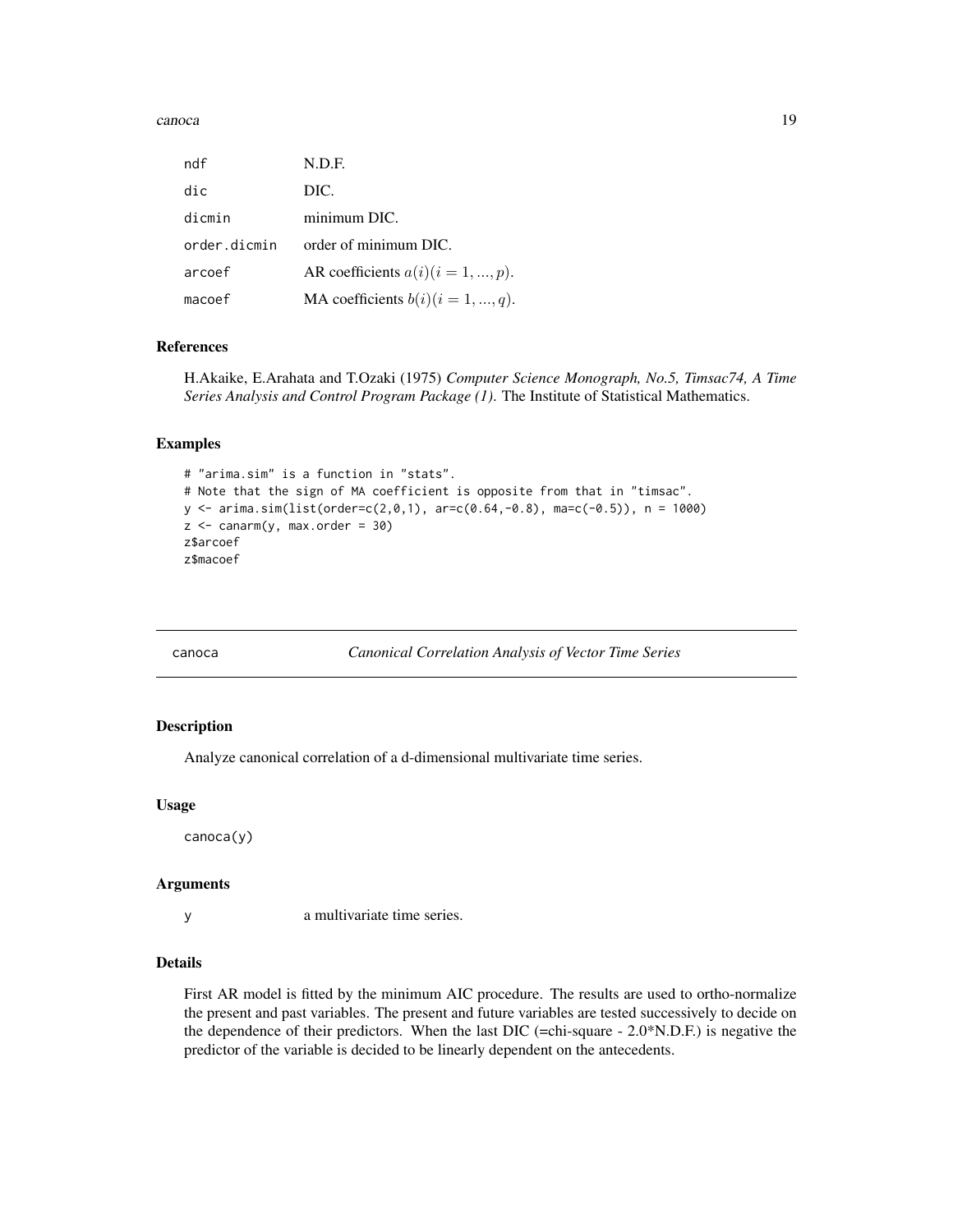| | |
|---|---|
| ndf | N.D.F. |
| dic | DIC. |
| dicmin | minimum DIC. |
| order.dicmin | order of minimum DIC. |
| arcoef | AR coefficients $a(i)(i = 1, ..., p)$. |
| macoef | MA coefficients $b(i)(i = 1, ..., q)$. |

### References

H.Akaike, E.Arahata and T.Ozaki (1975) *Computer Science Monograph, No.5, Timsac74, A Time Series Analysis and Control Program Package (1)*. The Institute of Statistical Mathematics.

### Examples

```
# "arima.sim" is a function in "stats".
# Note that the sign of MA coefficient is opposite from that in "timsac".
y <- arima.sim(list(order=c(2,0,1), ar=c(0.64,-0.8), ma=c(-0.5)), n = 1000)
z <- canarm(y, max.order = 30)
z$arcoef
z$macoef
```

---

## canoca — *Canonical Correlation Analysis of Vector Time Series*

### Description

Analyze canonical correlation of a d-dimensional multivariate time series.

### Usage

```
canoca(y)
```

### Arguments

| | |
|---|---|
| y | a multivariate time series. |

### Details

First AR model is fitted by the minimum AIC procedure. The results are used to ortho-normalize the present and past variables. The present and future variables are tested successively to decide on the dependence of their predictors. When the last DIC (=chi-square - 2.0*N.D.F.) is negative the predictor of the variable is decided to be linearly dependent on the antecedents.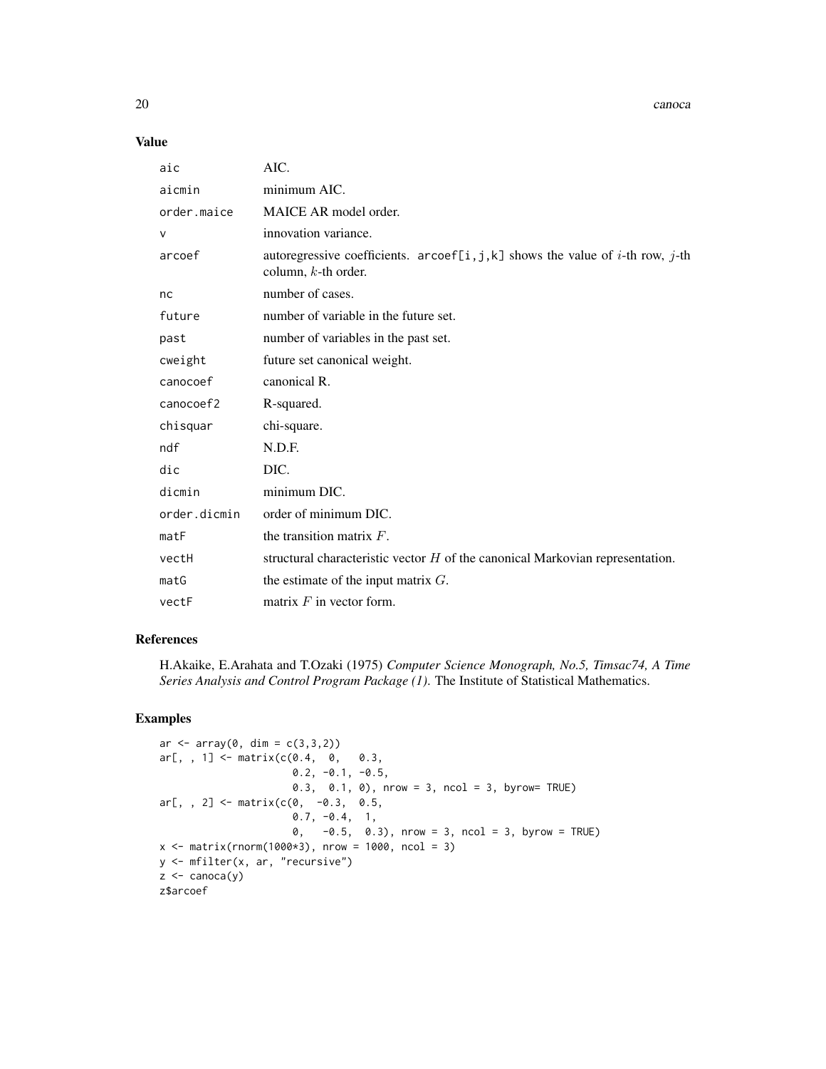## Value

| | |
|---|---|
| aic | AIC. |
| aicmin | minimum AIC. |
| order.maice | MAICE AR model order. |
| v | innovation variance. |
| arcoef | autoregressive coefficients. arcoef[i,j,k] shows the value of $i$-th row, $j$-th column, $k$-th order. |
| nc | number of cases. |
| future | number of variable in the future set. |
| past | number of variables in the past set. |
| cweight | future set canonical weight. |
| canocoef | canonical R. |
| canocoef2 | R-squared. |
| chisquar | chi-square. |
| ndf | N.D.F. |
| dic | DIC. |
| dicmin | minimum DIC. |
| order.dicmin | order of minimum DIC. |
| matF | the transition matrix $F$. |
| vectH | structural characteristic vector $H$ of the canonical Markovian representation. |
| matG | the estimate of the input matrix $G$. |
| vectF | matrix $F$ in vector form. |

## References

H.Akaike, E.Arahata and T.Ozaki (1975) *Computer Science Monograph, No.5, Timsac74, A Time Series Analysis and Control Program Package (1).* The Institute of Statistical Mathematics.

## Examples

```
ar <- array(0, dim = c(3,3,2))
ar[, , 1] <- matrix(c(0.4,  0,   0.3,
                      0.2, -0.1, -0.5,
                      0.3,  0.1, 0), nrow = 3, ncol = 3, byrow= TRUE)
ar[, , 2] <- matrix(c(0,  -0.3,  0.5,
                      0.7, -0.4,  1,
                      0,   -0.5,  0.3), nrow = 3, ncol = 3, byrow = TRUE)
x <- matrix(rnorm(1000*3), nrow = 1000, ncol = 3)
y <- mfilter(x, ar, "recursive")
z <- canoca(y)
z$arcoef
```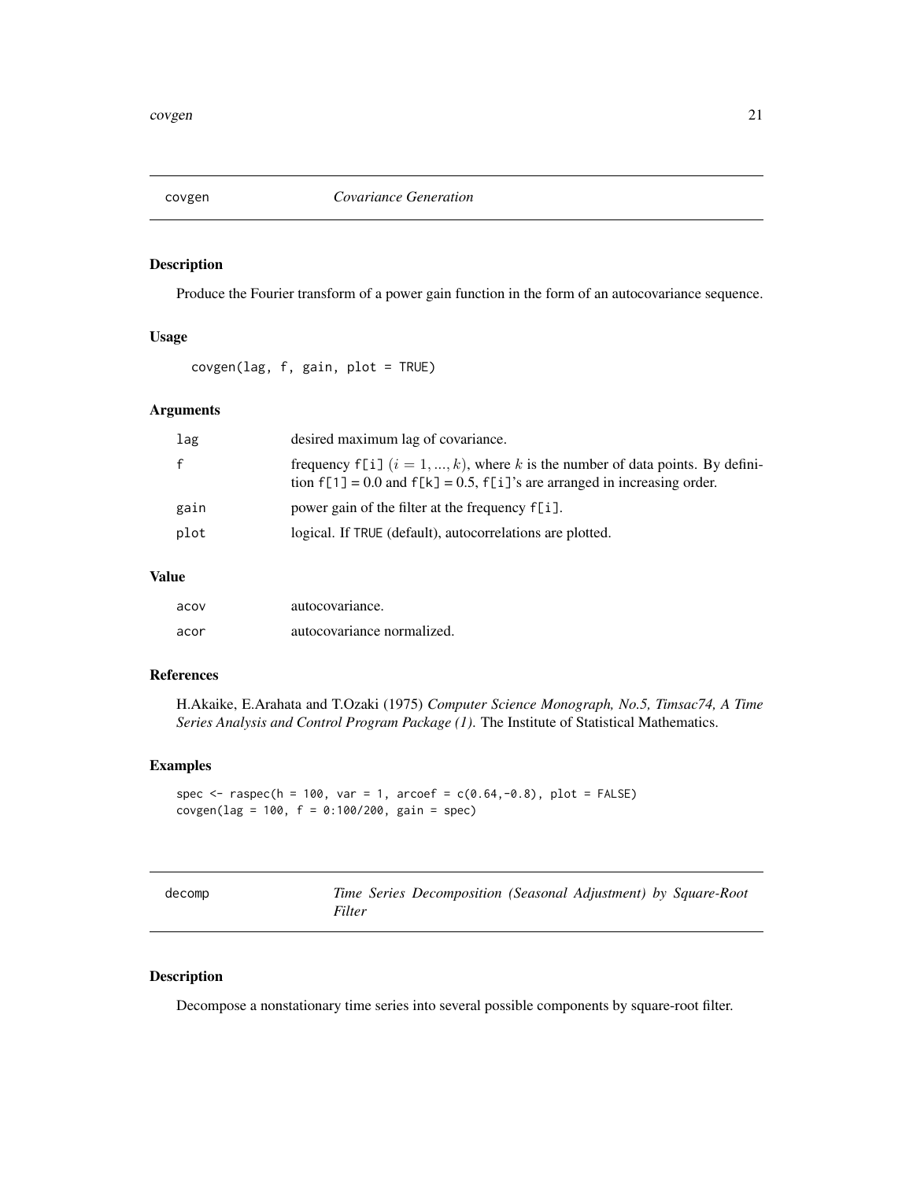## covgen *Covariance Generation*

### Description

Produce the Fourier transform of a power gain function in the form of an autocovariance sequence.

### Usage

```
covgen(lag, f, gain, plot = TRUE)
```

### Arguments

| | |
|---|---|
| lag | desired maximum lag of covariance. |
| f | frequency f[i] $(i = 1, ..., k)$, where $k$ is the number of data points. By definition f[1] = 0.0 and f[k] = 0.5, f[i]'s are arranged in increasing order. |
| gain | power gain of the filter at the frequency f[i]. |
| plot | logical. If TRUE (default), autocorrelations are plotted. |

### Value

| | |
|---|---|
| acov | autocovariance. |
| acor | autocovariance normalized. |

### References

H.Akaike, E.Arahata and T.Ozaki (1975) *Computer Science Monograph, No.5, Timsac74, A Time Series Analysis and Control Program Package (1).* The Institute of Statistical Mathematics.

### Examples

```
spec <- raspec(h = 100, var = 1, arcoef = c(0.64,-0.8), plot = FALSE)
covgen(lag = 100, f = 0:100/200, gain = spec)
```

## decomp *Time Series Decomposition (Seasonal Adjustment) by Square-Root Filter*

### Description

Decompose a nonstationary time series into several possible components by square-root filter.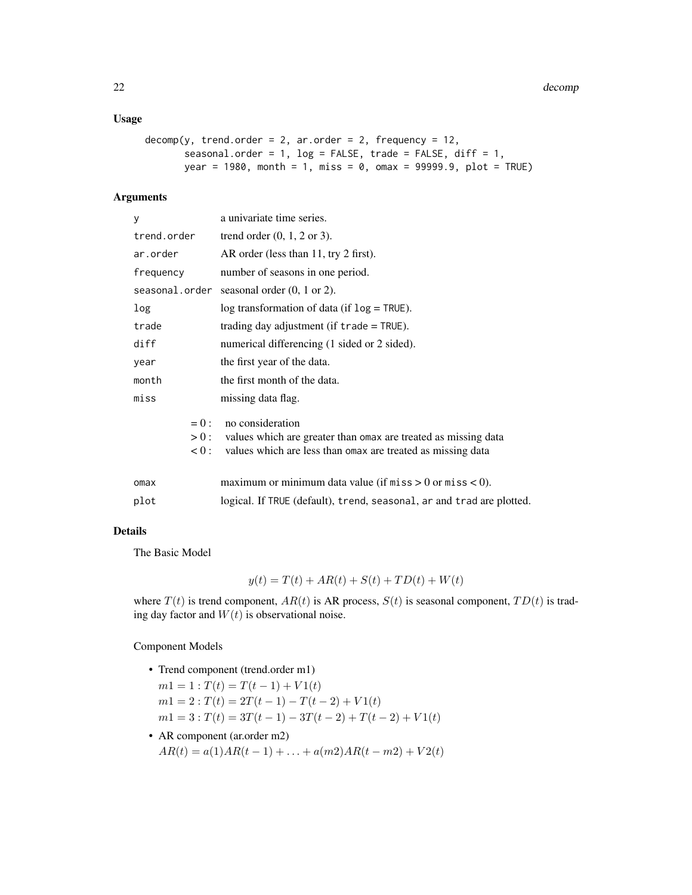### Usage

```
decomp(y, trend.order = 2, ar.order = 2, frequency = 12,
       seasonal.order = 1, log = FALSE, trade = FALSE, diff = 1,
       year = 1980, month = 1, miss = 0, omax = 99999.9, plot = TRUE)
```

### Arguments

| | |
|---|---|
| y | a univariate time series. |
| trend.order | trend order (0, 1, 2 or 3). |
| ar.order | AR order (less than 11, try 2 first). |
| frequency | number of seasons in one period. |
| seasonal.order | seasonal order (0, 1 or 2). |
| log | log transformation of data (if log = TRUE). |
| trade | trading day adjustment (if trade = TRUE). |
| diff | numerical differencing (1 sided or 2 sided). |
| year | the first year of the data. |
| month | the first month of the data. |
| miss | missing data flag.<br>$= 0$ : no consideration<br>$> 0$ : values which are greater than omax are treated as missing data<br>$< 0$ : values which are less than omax are treated as missing data |
| omax | maximum or minimum data value (if miss $> 0$ or miss $< 0$). |
| plot | logical. If TRUE (default), trend, seasonal, ar and trad are plotted. |

### Details

The Basic Model

$$y(t) = T(t) + AR(t) + S(t) + TD(t) + W(t)$$

where $T(t)$ is trend component, $AR(t)$ is AR process, $S(t)$ is seasonal component, $TD(t)$ is trading day factor and $W(t)$ is observational noise.

Component Models

- Trend component (trend.order m1)
  $m1 = 1 : T(t) = T(t-1) + V1(t)$
  $m1 = 2 : T(t) = 2T(t-1) - T(t-2) + V1(t)$
  $m1 = 3 : T(t) = 3T(t-1) - 3T(t-2) + T(t-2) + V1(t)$
- AR component (ar.order m2)
  $AR(t) = a(1)AR(t-1) + \ldots + a(m2)AR(t-m2) + V2(t)$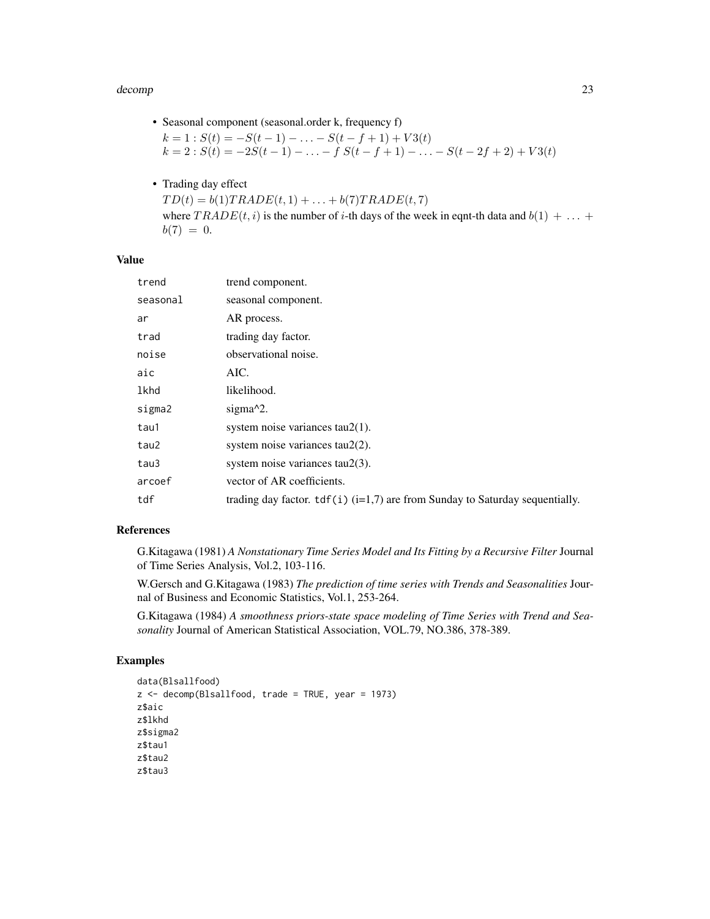- Seasonal component (seasonal.order k, frequency f)
  $k = 1 : S(t) = -S(t-1) - \ldots - S(t-f+1) + V3(t)$
  $k = 2 : S(t) = -2S(t-1) - \ldots - f\, S(t-f+1) - \ldots - S(t-2f+2) + V3(t)$

- Trading day effect
  $TD(t) = b(1)TRADE(t,1) + \ldots + b(7)TRADE(t,7)$
  where $TRADE(t,i)$ is the number of $i$-th days of the week in eqnt-th data and $b(1)\ +\ \ldots\ +\ b(7)\ =\ 0.$

### Value

| | |
|---|---|
| trend | trend component. |
| seasonal | seasonal component. |
| ar | AR process. |
| trad | trading day factor. |
| noise | observational noise. |
| aic | AIC. |
| lkhd | likelihood. |
| sigma2 | sigma^2. |
| tau1 | system noise variances tau2(1). |
| tau2 | system noise variances tau2(2). |
| tau3 | system noise variances tau2(3). |
| arcoef | vector of AR coefficients. |
| tdf | trading day factor. `tdf(i)` (i=1,7) are from Sunday to Saturday sequentially. |

### References

G.Kitagawa (1981) *A Nonstationary Time Series Model and Its Fitting by a Recursive Filter* Journal of Time Series Analysis, Vol.2, 103-116.

W.Gersch and G.Kitagawa (1983) *The prediction of time series with Trends and Seasonalities* Journal of Business and Economic Statistics, Vol.1, 253-264.

G.Kitagawa (1984) *A smoothness priors-state space modeling of Time Series with Trend and Seasonality* Journal of American Statistical Association, VOL.79, NO.386, 378-389.

### Examples

```
data(Blsallfood)
z <- decomp(Blsallfood, trade = TRUE, year = 1973)
z$aic
z$lkhd
z$sigma2
z$tau1
z$tau2
z$tau3
```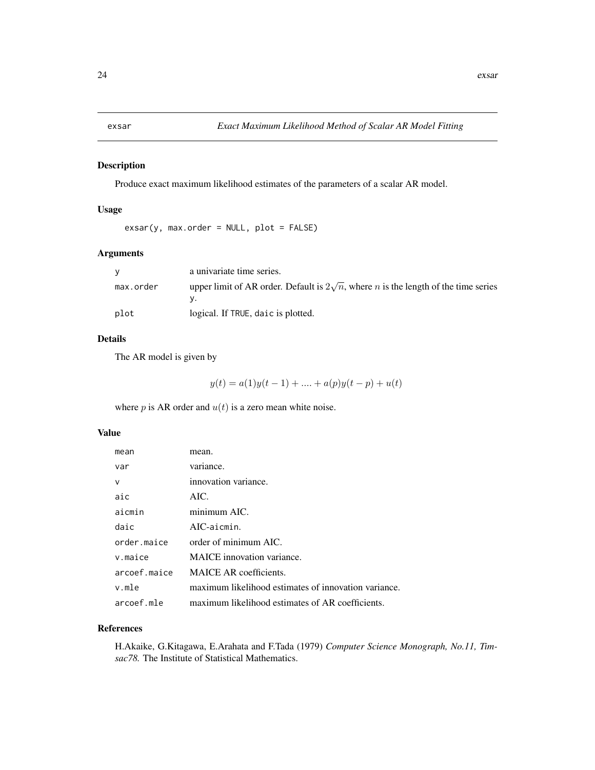# exsar — *Exact Maximum Likelihood Method of Scalar AR Model Fitting*

## Description

Produce exact maximum likelihood estimates of the parameters of a scalar AR model.

## Usage

```
exsar(y, max.order = NULL, plot = FALSE)
```

## Arguments

| | |
|---|---|
| `y` | a univariate time series. |
| `max.order` | upper limit of AR order. Default is $2\sqrt{n}$, where $n$ is the length of the time series `y`. |
| `plot` | logical. If `TRUE`, `daic` is plotted. |

## Details

The AR model is given by

$$y(t) = a(1)y(t-1) + .... + a(p)y(t-p) + u(t)$$

where $p$ is AR order and $u(t)$ is a zero mean white noise.

## Value

| | |
|---|---|
| `mean` | mean. |
| `var` | variance. |
| `v` | innovation variance. |
| `aic` | AIC. |
| `aicmin` | minimum AIC. |
| `daic` | AIC-`aicmin`. |
| `order.maice` | order of minimum AIC. |
| `v.maice` | MAICE innovation variance. |
| `arcoef.maice` | MAICE AR coefficients. |
| `v.mle` | maximum likelihood estimates of innovation variance. |
| `arcoef.mle` | maximum likelihood estimates of AR coefficients. |

## References

H.Akaike, G.Kitagawa, E.Arahata and F.Tada (1979) *Computer Science Monograph, No.11, Timsac78.* The Institute of Statistical Mathematics.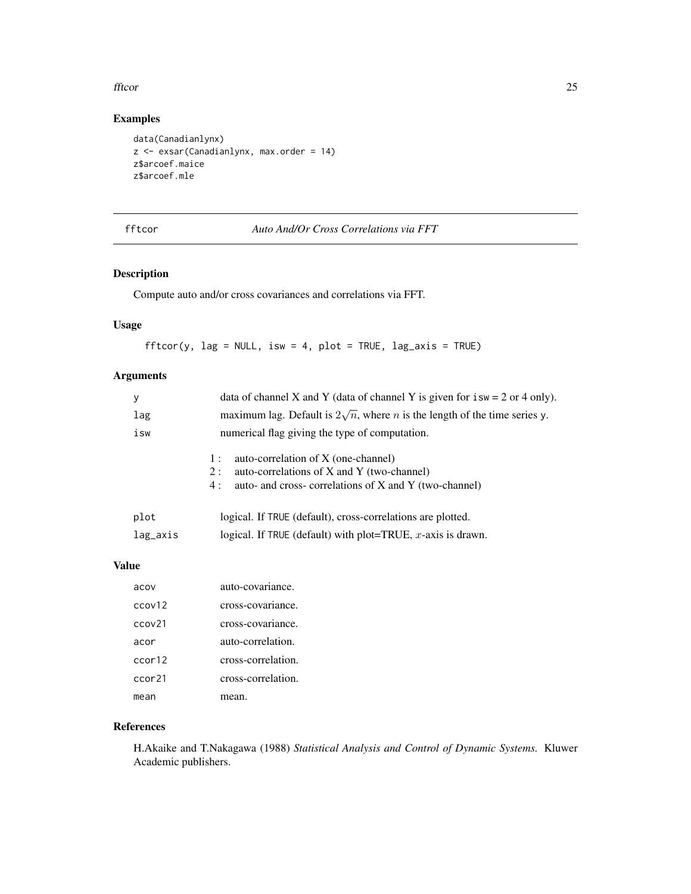## Examples

```
data(Canadianlynx)
z <- exsar(Canadianlynx, max.order = 14)
z$arcoef.maice
z$arcoef.mle
```

---

# fftcor — *Auto And/Or Cross Correlations via FFT*

## Description

Compute auto and/or cross covariances and correlations via FFT.

## Usage

```
fftcor(y, lag = NULL, isw = 4, plot = TRUE, lag_axis = TRUE)
```

## Arguments

| | |
|---|---|
| y | data of channel X and Y (data of channel Y is given for isw = 2 or 4 only). |
| lag | maximum lag. Default is $2\sqrt{n}$, where $n$ is the length of the time series y. |
| isw | numerical flag giving the type of computation.<br>1 : auto-correlation of X (one-channel)<br>2 : auto-correlations of X and Y (two-channel)<br>4 : auto- and cross- correlations of X and Y (two-channel) |
| plot | logical. If TRUE (default), cross-correlations are plotted. |
| lag_axis | logical. If TRUE (default) with plot=TRUE, $x$-axis is drawn. |

## Value

| | |
|---|---|
| acov | auto-covariance. |
| ccov12 | cross-covariance. |
| ccov21 | cross-covariance. |
| acor | auto-correlation. |
| ccor12 | cross-correlation. |
| ccor21 | cross-correlation. |
| mean | mean. |

## References

H.Akaike and T.Nakagawa (1988) *Statistical Analysis and Control of Dynamic Systems.* Kluwer Academic publishers.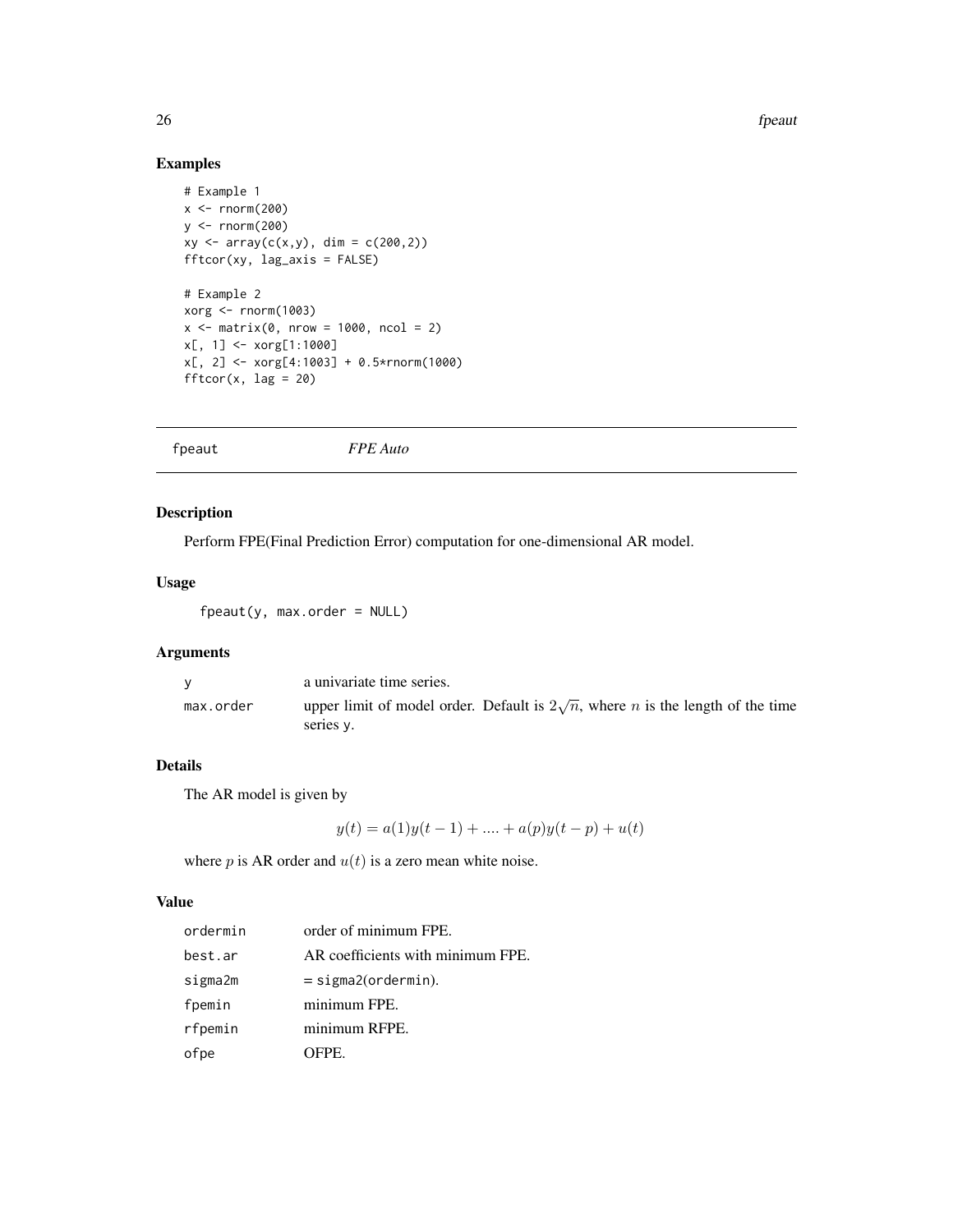## Examples

```
# Example 1
x <- rnorm(200)
y <- rnorm(200)
xy <- array(c(x,y), dim = c(200,2))
fftcor(xy, lag_axis = FALSE)

# Example 2
xorg <- rnorm(1003)
x <- matrix(0, nrow = 1000, ncol = 2)
x[, 1] <- xorg[1:1000]
x[, 2] <- xorg[4:1003] + 0.5*rnorm(1000)
fftcor(x, lag = 20)
```

---

# fpeaut *FPE Auto*

---

## Description

Perform FPE(Final Prediction Error) computation for one-dimensional AR model.

## Usage

```
fpeaut(y, max.order = NULL)
```

## Arguments

| | |
|---|---|
| y | a univariate time series. |
| max.order | upper limit of model order. Default is $2\sqrt{n}$, where $n$ is the length of the time series y. |

## Details

The AR model is given by

$$y(t) = a(1)y(t-1) + .... + a(p)y(t-p) + u(t)$$

where $p$ is AR order and $u(t)$ is a zero mean white noise.

## Value

| | |
|---|---|
| ordermin | order of minimum FPE. |
| best.ar | AR coefficients with minimum FPE. |
| sigma2m | = sigma2(ordermin). |
| fpemin | minimum FPE. |
| rfpemin | minimum RFPE. |
| ofpe | OFPE. |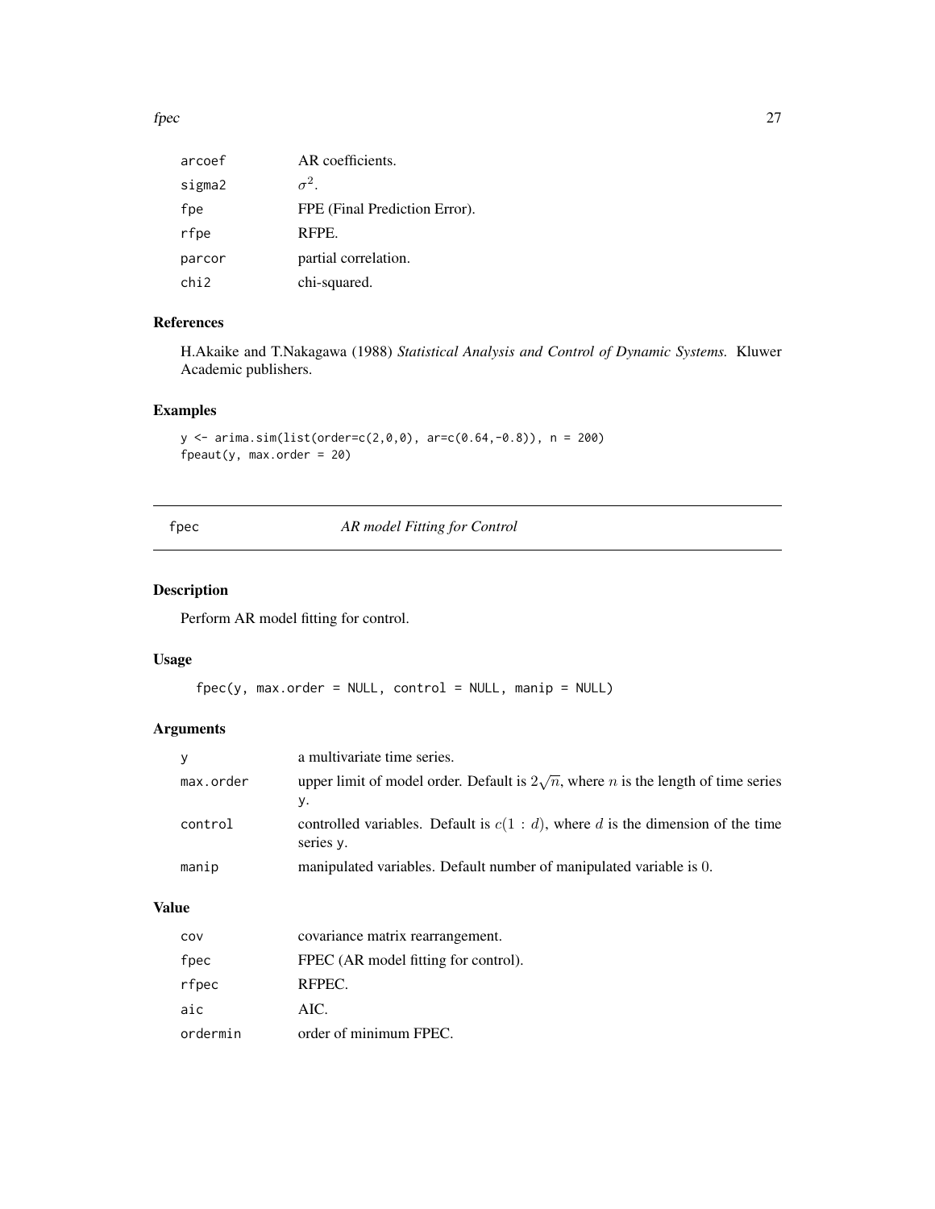| | |
|---|---|
| arcoef | AR coefficients. |
| sigma2 | $\sigma^2$. |
| fpe | FPE (Final Prediction Error). |
| rfpe | RFPE. |
| parcor | partial correlation. |
| chi2 | chi-squared. |

## References

H.Akaike and T.Nakagawa (1988) *Statistical Analysis and Control of Dynamic Systems.* Kluwer Academic publishers.

## Examples

```
y <- arima.sim(list(order=c(2,0,0), ar=c(0.64,-0.8)), n = 200)
fpeaut(y, max.order = 20)
```

---

# fpec — *AR model Fitting for Control*

## Description

Perform AR model fitting for control.

## Usage

```
fpec(y, max.order = NULL, control = NULL, manip = NULL)
```

## Arguments

| | |
|---|---|
| y | a multivariate time series. |
| max.order | upper limit of model order. Default is $2\sqrt{n}$, where $n$ is the length of time series y. |
| control | controlled variables. Default is $c(1:d)$, where $d$ is the dimension of the time series y. |
| manip | manipulated variables. Default number of manipulated variable is 0. |

## Value

| | |
|---|---|
| cov | covariance matrix rearrangement. |
| fpec | FPEC (AR model fitting for control). |
| rfpec | RFPEC. |
| aic | AIC. |
| ordermin | order of minimum FPEC. |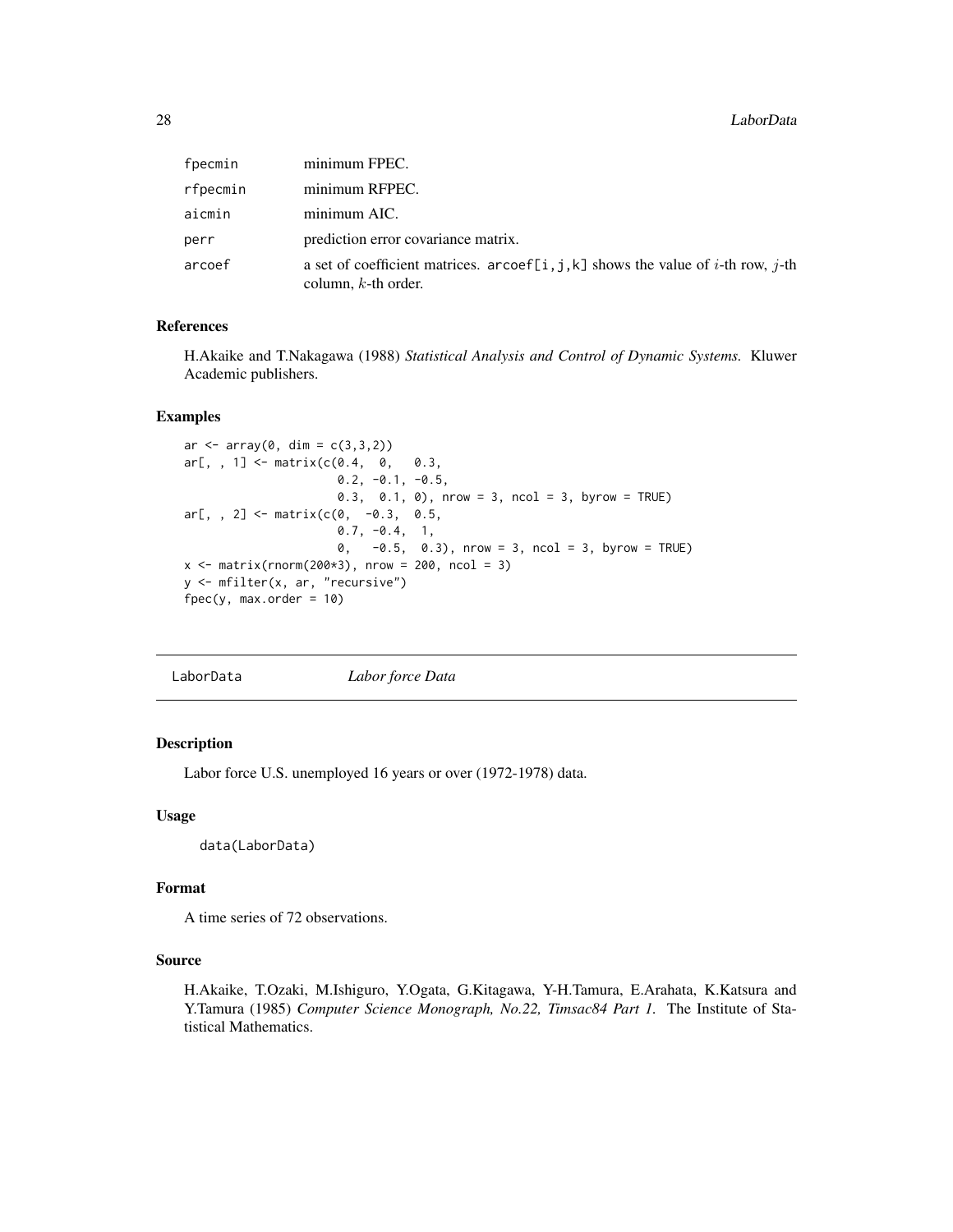| | |
|---|---|
| fpecmin | minimum FPEC. |
| rfpecmin | minimum RFPEC. |
| aicmin | minimum AIC. |
| perr | prediction error covariance matrix. |
| arcoef | a set of coefficient matrices. `arcoef[i,j,k]` shows the value of $i$-th row, $j$-th column, $k$-th order. |

### References

H.Akaike and T.Nakagawa (1988) *Statistical Analysis and Control of Dynamic Systems.* Kluwer Academic publishers.

### Examples

```
ar <- array(0, dim = c(3,3,2))
ar[, , 1] <- matrix(c(0.4,  0,   0.3,
                      0.2, -0.1, -0.5,
                      0.3,  0.1, 0), nrow = 3, ncol = 3, byrow = TRUE)
ar[, , 2] <- matrix(c(0,  -0.3,  0.5,
                      0.7, -0.4,  1,
                      0,   -0.5,  0.3), nrow = 3, ncol = 3, byrow = TRUE)
x <- matrix(rnorm(200*3), nrow = 200, ncol = 3)
y <- mfilter(x, ar, "recursive")
fpec(y, max.order = 10)
```

---

## LaborData *Labor force Data*

### Description

Labor force U.S. unemployed 16 years or over (1972-1978) data.

### Usage

```
data(LaborData)
```

### Format

A time series of 72 observations.

### Source

H.Akaike, T.Ozaki, M.Ishiguro, Y.Ogata, G.Kitagawa, Y-H.Tamura, E.Arahata, K.Katsura and Y.Tamura (1985) *Computer Science Monograph, No.22, Timsac84 Part 1.* The Institute of Statistical Mathematics.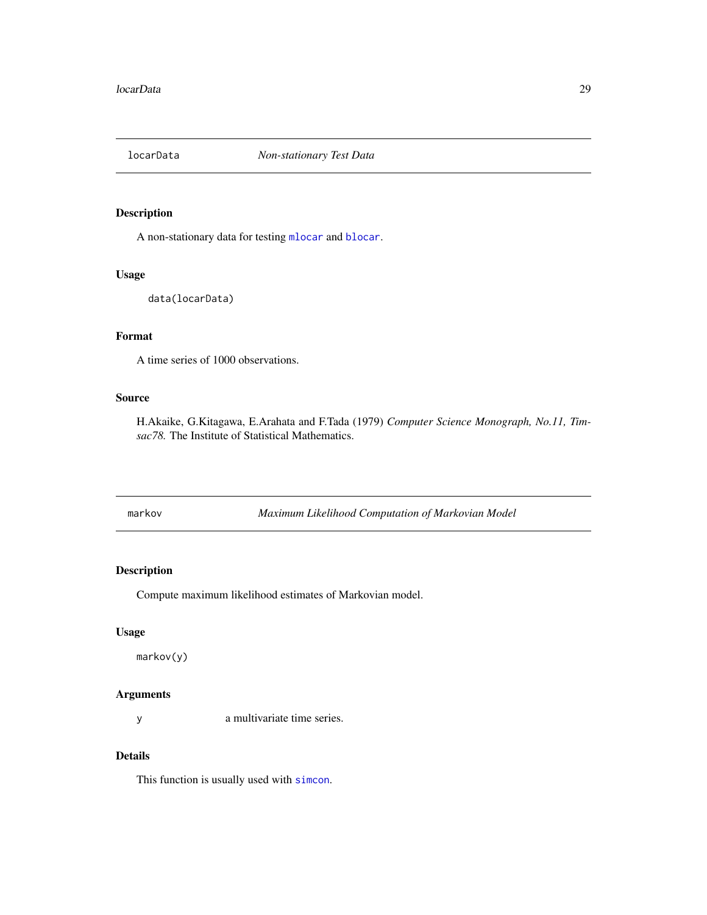## locarData — *Non-stationary Test Data*

### Description

A non-stationary data for testing `mlocar` and `blocar`.

### Usage

```
data(locarData)
```

### Format

A time series of 1000 observations.

### Source

H.Akaike, G.Kitagawa, E.Arahata and F.Tada (1979) *Computer Science Monograph, No.11, Timsac78.* The Institute of Statistical Mathematics.

## markov — *Maximum Likelihood Computation of Markovian Model*

### Description

Compute maximum likelihood estimates of Markovian model.

### Usage

```
markov(y)
```

### Arguments

`y` a multivariate time series.

### Details

This function is usually used with `simcon`.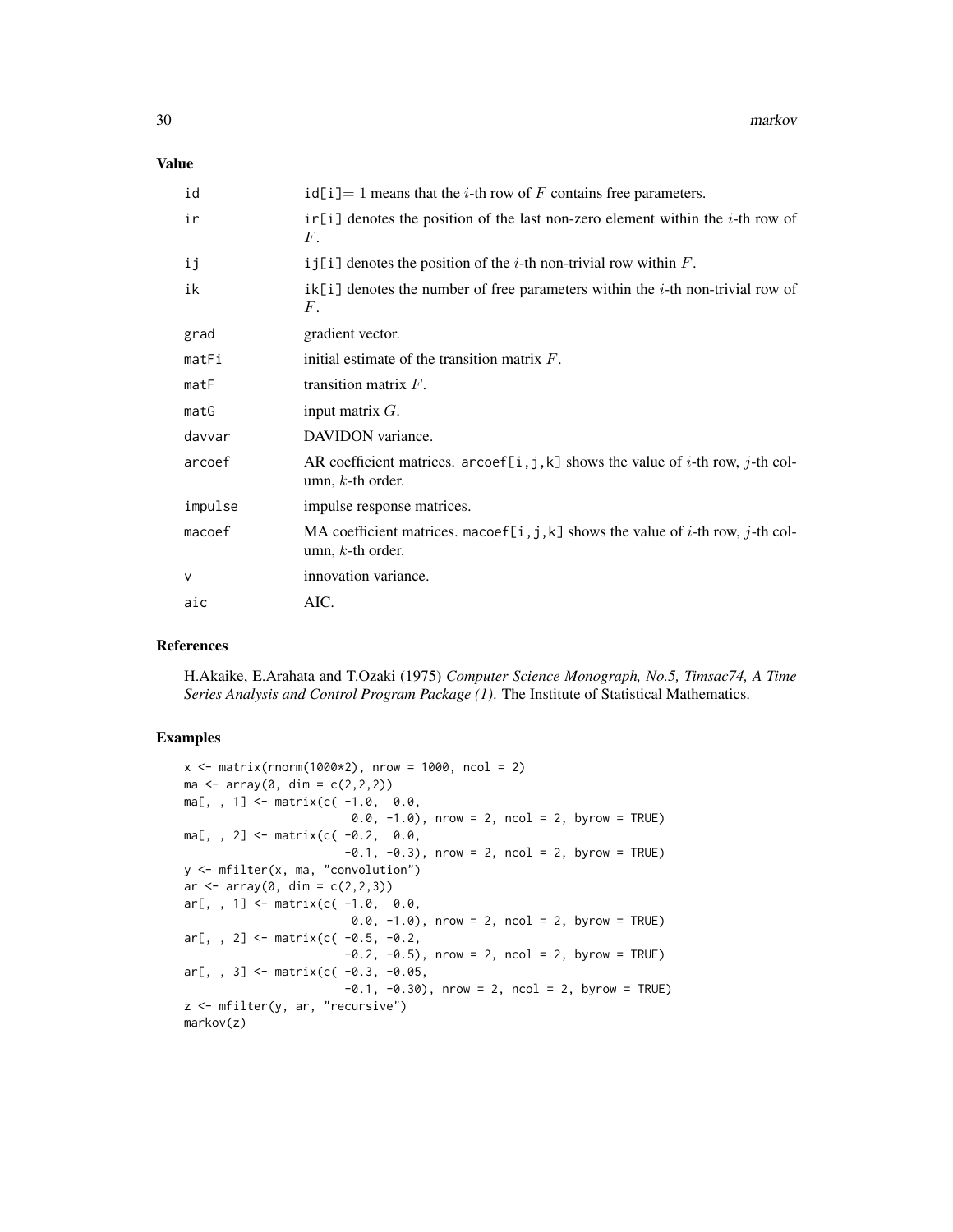## Value

| | |
|---|---|
| id | id[i]= 1 means that the $i$-th row of $F$ contains free parameters. |
| ir | ir[i] denotes the position of the last non-zero element within the $i$-th row of $F$. |
| ij | ij[i] denotes the position of the $i$-th non-trivial row within $F$. |
| ik | ik[i] denotes the number of free parameters within the $i$-th non-trivial row of $F$. |
| grad | gradient vector. |
| matFi | initial estimate of the transition matrix $F$. |
| matF | transition matrix $F$. |
| matG | input matrix $G$. |
| davvar | DAVIDON variance. |
| arcoef | AR coefficient matrices. arcoef[i,j,k] shows the value of $i$-th row, $j$-th column, $k$-th order. |
| impulse | impulse response matrices. |
| macoef | MA coefficient matrices. macoef[i,j,k] shows the value of $i$-th row, $j$-th column, $k$-th order. |
| v | innovation variance. |
| aic | AIC. |

## References

H.Akaike, E.Arahata and T.Ozaki (1975) *Computer Science Monograph, No.5, Timsac74, A Time Series Analysis and Control Program Package (1).* The Institute of Statistical Mathematics.

## Examples

```
x <- matrix(rnorm(1000*2), nrow = 1000, ncol = 2)
ma <- array(0, dim = c(2,2,2))
ma[, , 1] <- matrix(c( -1.0,  0.0,
                        0.0, -1.0), nrow = 2, ncol = 2, byrow = TRUE)
ma[, , 2] <- matrix(c( -0.2,  0.0,
                       -0.1, -0.3), nrow = 2, ncol = 2, byrow = TRUE)
y <- mfilter(x, ma, "convolution")
ar <- array(0, dim = c(2,2,3))
ar[, , 1] <- matrix(c( -1.0,  0.0,
                        0.0, -1.0), nrow = 2, ncol = 2, byrow = TRUE)
ar[, , 2] <- matrix(c( -0.5, -0.2,
                       -0.2, -0.5), nrow = 2, ncol = 2, byrow = TRUE)
ar[, , 3] <- matrix(c( -0.3, -0.05,
                       -0.1, -0.30), nrow = 2, ncol = 2, byrow = TRUE)
z <- mfilter(y, ar, "recursive")
markov(z)
```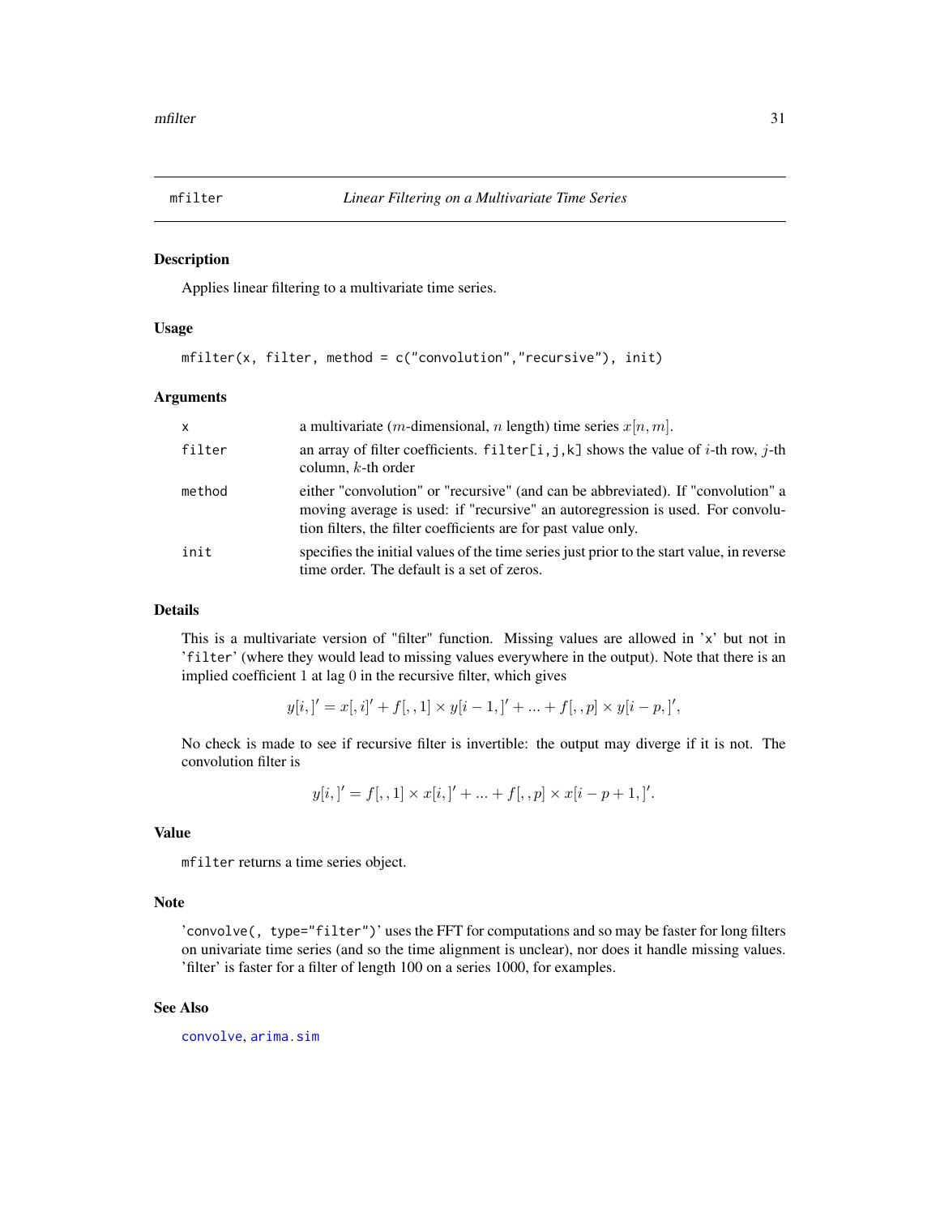## mfilter — *Linear Filtering on a Multivariate Time Series*

### Description

Applies linear filtering to a multivariate time series.

### Usage

```
mfilter(x, filter, method = c("convolution","recursive"), init)
```

### Arguments

| | |
|---|---|
| `x` | a multivariate ($m$-dimensional, $n$ length) time series $x[n, m]$. |
| `filter` | an array of filter coefficients. `filter[i,j,k]` shows the value of $i$-th row, $j$-th column, $k$-th order |
| `method` | either "convolution" or "recursive" (and can be abbreviated). If "convolution" a moving average is used: if "recursive" an autoregression is used. For convolution filters, the filter coefficients are for past value only. |
| `init` | specifies the initial values of the time series just prior to the start value, in reverse time order. The default is a set of zeros. |

### Details

This is a multivariate version of "filter" function. Missing values are allowed in 'x' but not in '`filter`' (where they would lead to missing values everywhere in the output). Note that there is an implied coefficient 1 at lag 0 in the recursive filter, which gives

$$y[i,]' = x[, i]' + f[, , 1] \times y[i-1, ]' + ... + f[, , p] \times y[i-p, ]',$$

No check is made to see if recursive filter is invertible: the output may diverge if it is not. The convolution filter is

$$y[i,]' = f[, , 1] \times x[i, ]' + ... + f[, , p] \times x[i-p+1, ]'.$$

### Value

`mfilter` returns a time series object.

### Note

'`convolve(, type="filter")`' uses the FFT for computations and so may be faster for long filters on univariate time series (and so the time alignment is unclear), nor does it handle missing values. 'filter' is faster for a filter of length 100 on a series 1000, for examples.

### See Also

`convolve`, `arima.sim`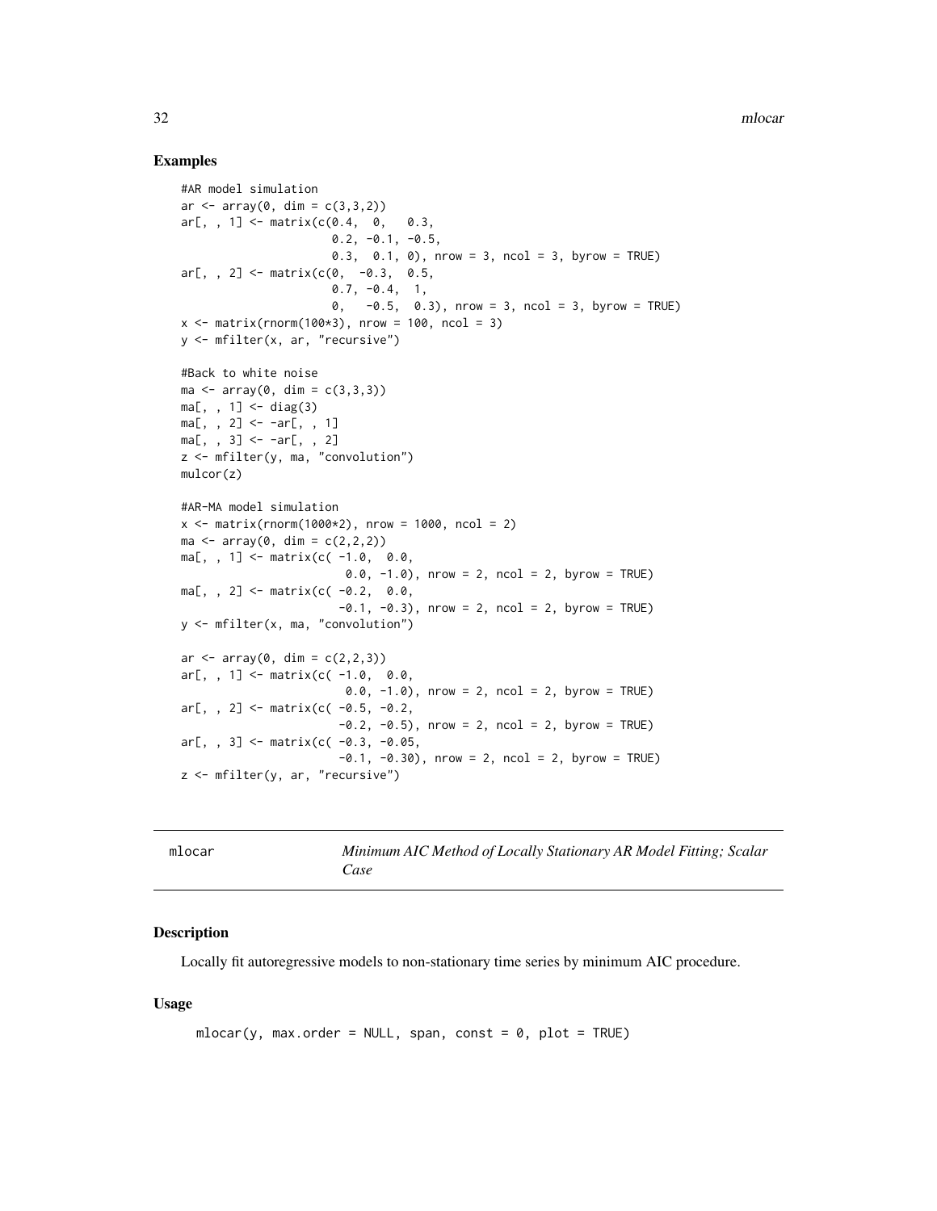## Examples

```
#AR model simulation
ar <- array(0, dim = c(3,3,2))
ar[, , 1] <- matrix(c(0.4,  0,   0.3,
                      0.2, -0.1, -0.5,
                      0.3,  0.1, 0), nrow = 3, ncol = 3, byrow = TRUE)
ar[, , 2] <- matrix(c(0,  -0.3,  0.5,
                      0.7, -0.4,  1,
                      0,   -0.5,  0.3), nrow = 3, ncol = 3, byrow = TRUE)
x <- matrix(rnorm(100*3), nrow = 100, ncol = 3)
y <- mfilter(x, ar, "recursive")

#Back to white noise
ma <- array(0, dim = c(3,3,3))
ma[, , 1] <- diag(3)
ma[, , 2] <- -ar[, , 1]
ma[, , 3] <- -ar[, , 2]
z <- mfilter(y, ma, "convolution")
mulcor(z)

#AR-MA model simulation
x <- matrix(rnorm(1000*2), nrow = 1000, ncol = 2)
ma <- array(0, dim = c(2,2,2))
ma[, , 1] <- matrix(c( -1.0,  0.0,
                        0.0, -1.0), nrow = 2, ncol = 2, byrow = TRUE)
ma[, , 2] <- matrix(c( -0.2,  0.0,
                      -0.1, -0.3), nrow = 2, ncol = 2, byrow = TRUE)
y <- mfilter(x, ma, "convolution")

ar <- array(0, dim = c(2,2,3))
ar[, , 1] <- matrix(c( -1.0,  0.0,
                        0.0, -1.0), nrow = 2, ncol = 2, byrow = TRUE)
ar[, , 2] <- matrix(c( -0.5, -0.2,
                      -0.2, -0.5), nrow = 2, ncol = 2, byrow = TRUE)
ar[, , 3] <- matrix(c( -0.3, -0.05,
                      -0.1, -0.30), nrow = 2, ncol = 2, byrow = TRUE)
z <- mfilter(y, ar, "recursive")
```

---

# mlocar — *Minimum AIC Method of Locally Stationary AR Model Fitting; Scalar Case*

---

## Description

Locally fit autoregressive models to non-stationary time series by minimum AIC procedure.

## Usage

```
mlocar(y, max.order = NULL, span, const = 0, plot = TRUE)
```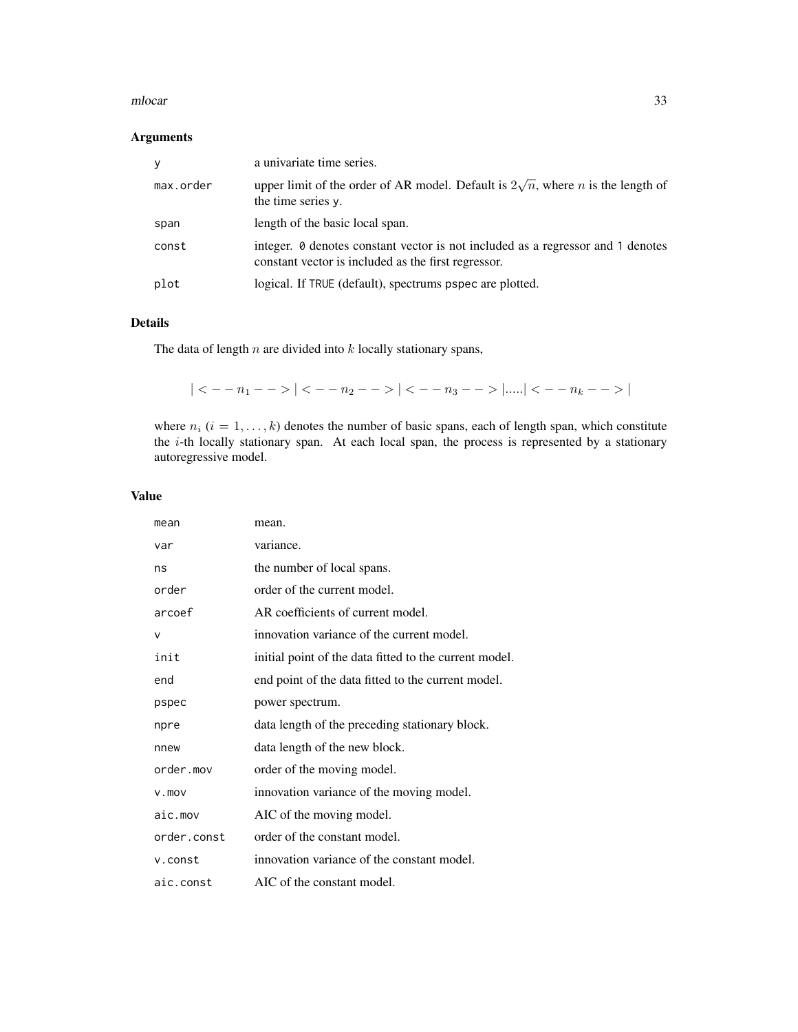## Arguments

| | |
|---|---|
| `y` | a univariate time series. |
| `max.order` | upper limit of the order of AR model. Default is $2\sqrt{n}$, where $n$ is the length of the time series `y`. |
| `span` | length of the basic local span. |
| `const` | integer. `0` denotes constant vector is not included as a regressor and `1` denotes constant vector is included as the first regressor. |
| `plot` | logical. If `TRUE` (default), spectrums `pspec` are plotted. |

## Details

The data of length $n$ are divided into $k$ locally stationary spans,

$$| < -- n_1 -- > | < -- n_2 -- > | < -- n_3 -- > | ..... | < -- n_k -- > |$$

where $n_i$ $(i = 1, \ldots, k)$ denotes the number of basic spans, each of length span, which constitute the $i$-th locally stationary span. At each local span, the process is represented by a stationary autoregressive model.

## Value

| | |
|---|---|
| `mean` | mean. |
| `var` | variance. |
| `ns` | the number of local spans. |
| `order` | order of the current model. |
| `arcoef` | AR coefficients of current model. |
| `v` | innovation variance of the current model. |
| `init` | initial point of the data fitted to the current model. |
| `end` | end point of the data fitted to the current model. |
| `pspec` | power spectrum. |
| `npre` | data length of the preceding stationary block. |
| `nnew` | data length of the new block. |
| `order.mov` | order of the moving model. |
| `v.mov` | innovation variance of the moving model. |
| `aic.mov` | AIC of the moving model. |
| `order.const` | order of the constant model. |
| `v.const` | innovation variance of the constant model. |
| `aic.const` | AIC of the constant model. |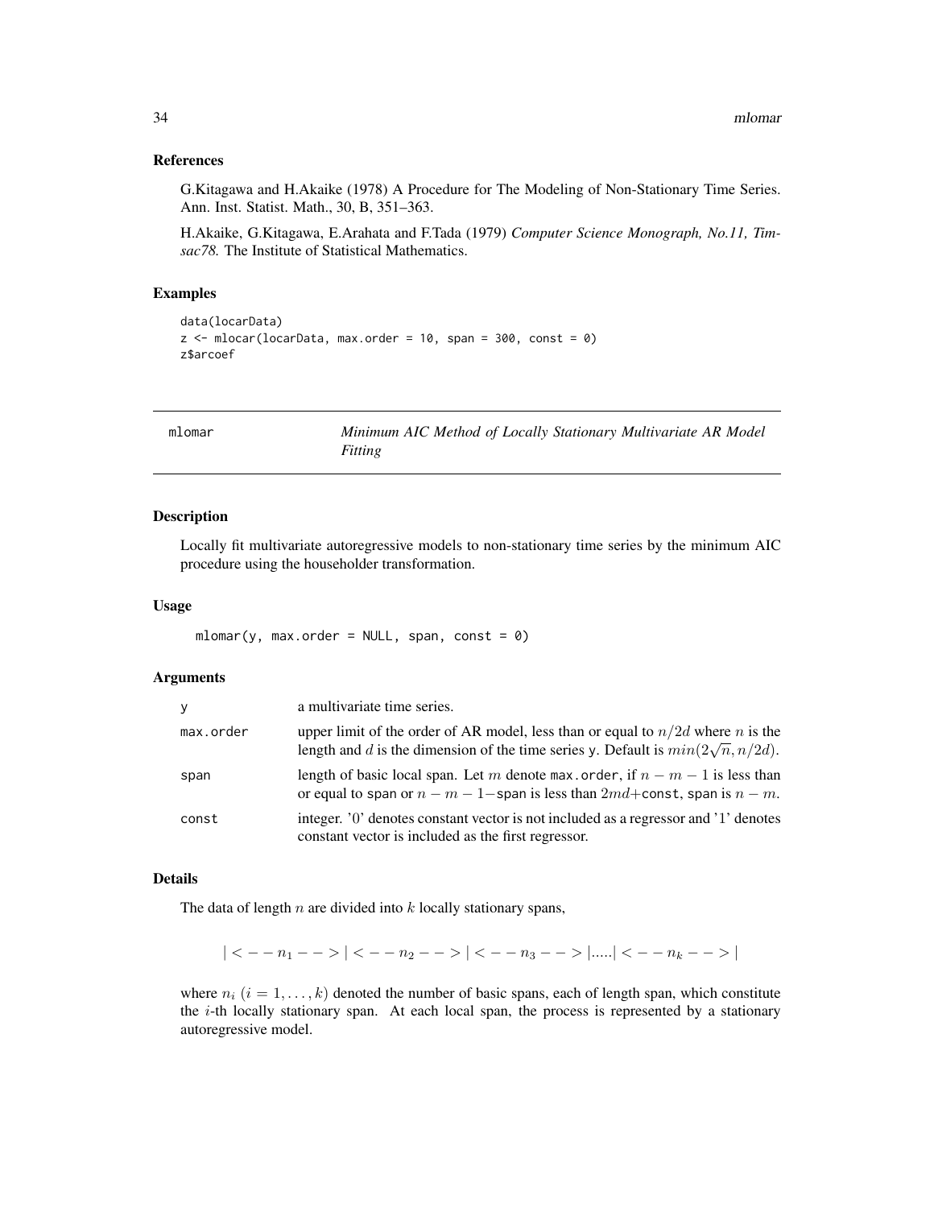### References

G.Kitagawa and H.Akaike (1978) A Procedure for The Modeling of Non-Stationary Time Series. Ann. Inst. Statist. Math., 30, B, 351–363.

H.Akaike, G.Kitagawa, E.Arahata and F.Tada (1979) *Computer Science Monograph, No.11, Timsac78.* The Institute of Statistical Mathematics.

### Examples

```
data(locarData)
z <- mlocar(locarData, max.order = 10, span = 300, const = 0)
z$arcoef
```

---

## mlomar — *Minimum AIC Method of Locally Stationary Multivariate AR Model Fitting*

---

### Description

Locally fit multivariate autoregressive models to non-stationary time series by the minimum AIC procedure using the householder transformation.

### Usage

```
mlomar(y, max.order = NULL, span, const = 0)
```

### Arguments

| | |
|---|---|
| y | a multivariate time series. |
| max.order | upper limit of the order of AR model, less than or equal to $n/2d$ where $n$ is the length and $d$ is the dimension of the time series y. Default is $min(2\sqrt{n}, n/2d)$. |
| span | length of basic local span. Let $m$ denote max.order, if $n - m - 1$ is less than or equal to span or $n - m - 1-$span is less than $2md+$const, span is $n - m$. |
| const | integer. '0' denotes constant vector is not included as a regressor and '1' denotes constant vector is included as the first regressor. |

### Details

The data of length $n$ are divided into $k$ locally stationary spans,

$$| <-- n_1 --> | <-- n_2 --> | <-- n_3 --> | ..... | <-- n_k --> |$$

where $n_i$ $(i = 1, \ldots, k)$ denoted the number of basic spans, each of length span, which constitute the $i$-th locally stationary span. At each local span, the process is represented by a stationary autoregressive model.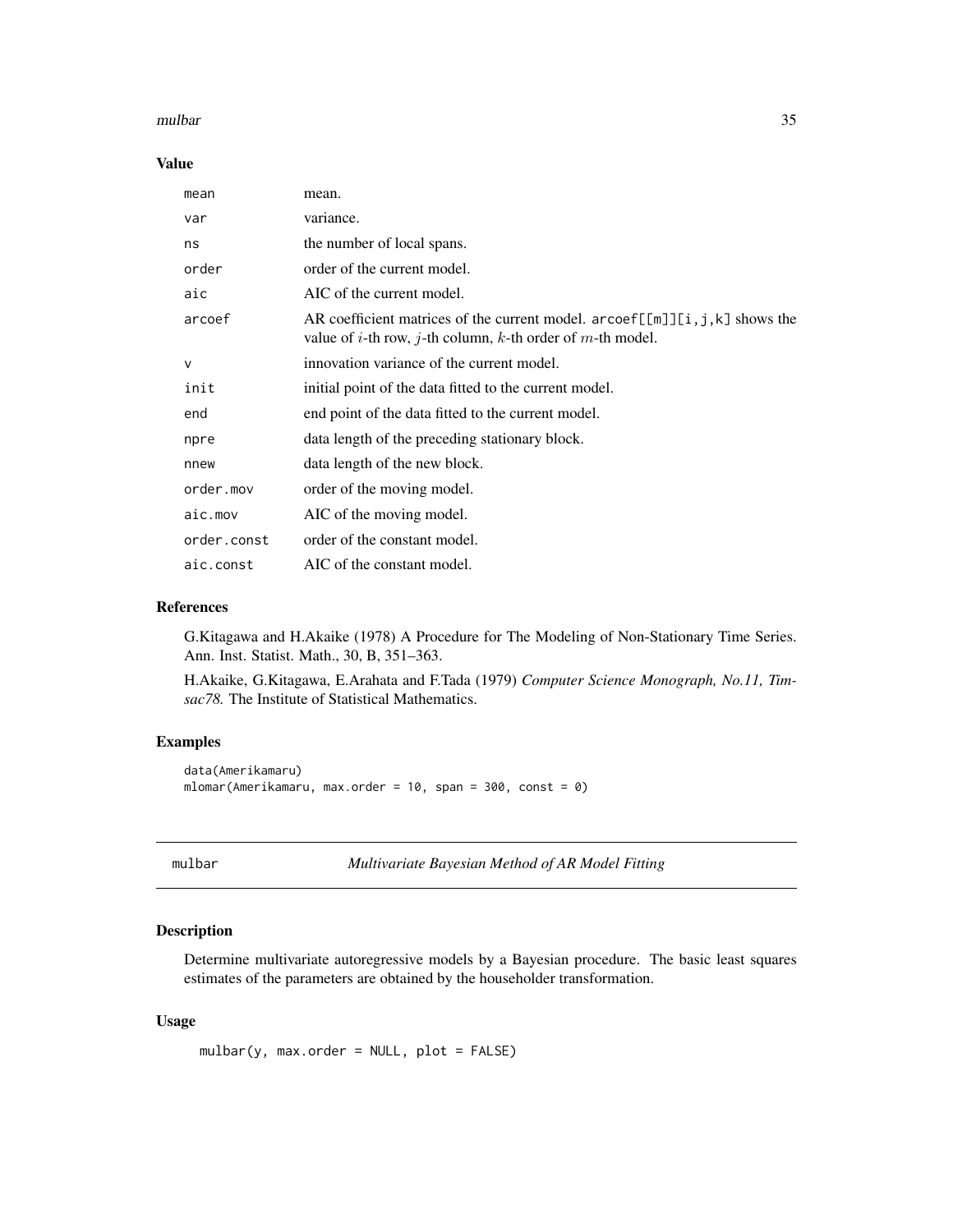## Value

| | |
|---|---|
| `mean` | mean. |
| `var` | variance. |
| `ns` | the number of local spans. |
| `order` | order of the current model. |
| `aic` | AIC of the current model. |
| `arcoef` | AR coefficient matrices of the current model. `arcoef[[m]][i,j,k]` shows the value of $i$-th row, $j$-th column, $k$-th order of $m$-th model. |
| `v` | innovation variance of the current model. |
| `init` | initial point of the data fitted to the current model. |
| `end` | end point of the data fitted to the current model. |
| `npre` | data length of the preceding stationary block. |
| `nnew` | data length of the new block. |
| `order.mov` | order of the moving model. |
| `aic.mov` | AIC of the moving model. |
| `order.const` | order of the constant model. |
| `aic.const` | AIC of the constant model. |

## References

G.Kitagawa and H.Akaike (1978) A Procedure for The Modeling of Non-Stationary Time Series. Ann. Inst. Statist. Math., 30, B, 351–363.

H.Akaike, G.Kitagawa, E.Arahata and F.Tada (1979) *Computer Science Monograph, No.11, Timsac78.* The Institute of Statistical Mathematics.

## Examples

```
data(Amerikamaru)
mlomar(Amerikamaru, max.order = 10, span = 300, const = 0)
```

---

# mulbar — *Multivariate Bayesian Method of AR Model Fitting*

## Description

Determine multivariate autoregressive models by a Bayesian procedure. The basic least squares estimates of the parameters are obtained by the householder transformation.

## Usage

```
mulbar(y, max.order = NULL, plot = FALSE)
```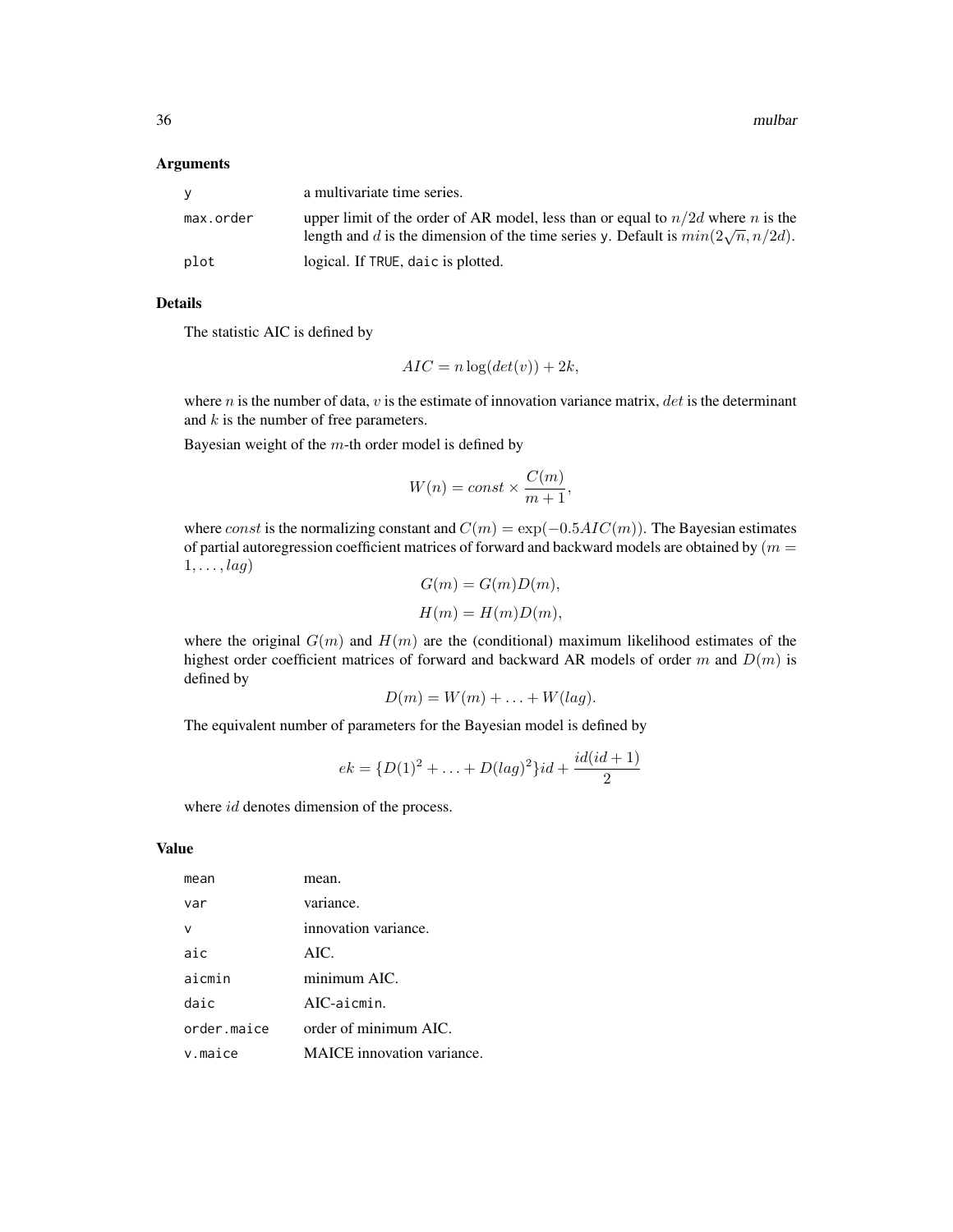## Arguments

| | |
|---|---|
| y | a multivariate time series. |
| max.order | upper limit of the order of AR model, less than or equal to $n/2d$ where $n$ is the length and $d$ is the dimension of the time series y. Default is $min(2\sqrt{n}, n/2d)$. |
| plot | logical. If TRUE, daic is plotted. |

## Details

The statistic AIC is defined by

$$AIC = n\log(det(v)) + 2k,$$

where $n$ is the number of data, $v$ is the estimate of innovation variance matrix, $det$ is the determinant and $k$ is the number of free parameters.

Bayesian weight of the $m$-th order model is defined by

$$W(n) = const \times \frac{C(m)}{m+1},$$

where $const$ is the normalizing constant and $C(m) = \exp(-0.5AIC(m))$. The Bayesian estimates of partial autoregression coefficient matrices of forward and backward models are obtained by ($m = 1, \ldots, lag$)

$$G(m) = G(m)D(m),$$

$$H(m) = H(m)D(m),$$

where the original $G(m)$ and $H(m)$ are the (conditional) maximum likelihood estimates of the highest order coefficient matrices of forward and backward AR models of order $m$ and $D(m)$ is defined by

$$D(m) = W(m) + \ldots + W(lag).$$

The equivalent number of parameters for the Bayesian model is defined by

$$ek = \{D(1)^2 + \ldots + D(lag)^2\}id + \frac{id(id+1)}{2}$$

where $id$ denotes dimension of the process.

## Value

| | |
|---|---|
| mean | mean. |
| var | variance. |
| v | innovation variance. |
| aic | AIC. |
| aicmin | minimum AIC. |
| daic | AIC-aicmin. |
| order.maice | order of minimum AIC. |
| v.maice | MAICE innovation variance. |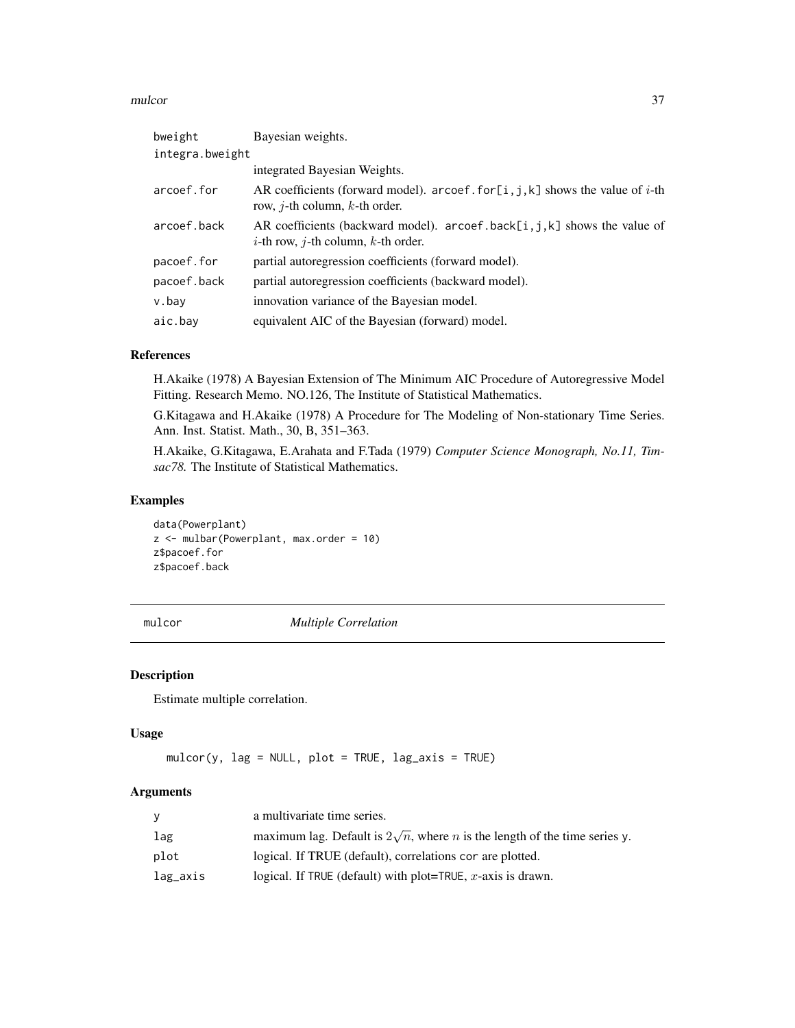| | |
|---|---|
| bweight | Bayesian weights. |
| integra.bweight | integrated Bayesian Weights. |
| arcoef.for | AR coefficients (forward model). arcoef.for[i,j,k] shows the value of $i$-th row, $j$-th column, $k$-th order. |
| arcoef.back | AR coefficients (backward model). arcoef.back[i,j,k] shows the value of $i$-th row, $j$-th column, $k$-th order. |
| pacoef.for | partial autoregression coefficients (forward model). |
| pacoef.back | partial autoregression coefficients (backward model). |
| v.bay | innovation variance of the Bayesian model. |
| aic.bay | equivalent AIC of the Bayesian (forward) model. |

### References

H.Akaike (1978) A Bayesian Extension of The Minimum AIC Procedure of Autoregressive Model Fitting. Research Memo. NO.126, The Institute of Statistical Mathematics.

G.Kitagawa and H.Akaike (1978) A Procedure for The Modeling of Non-stationary Time Series. Ann. Inst. Statist. Math., 30, B, 351–363.

H.Akaike, G.Kitagawa, E.Arahata and F.Tada (1979) *Computer Science Monograph, No.11, Timsac78.* The Institute of Statistical Mathematics.

### Examples

```
data(Powerplant)
z <- mulbar(Powerplant, max.order = 10)
z$pacoef.for
z$pacoef.back
```

## mulcor *Multiple Correlation*

### Description

Estimate multiple correlation.

### Usage

```
mulcor(y, lag = NULL, plot = TRUE, lag_axis = TRUE)
```

### Arguments

| | |
|---|---|
| y | a multivariate time series. |
| lag | maximum lag. Default is $2\sqrt{n}$, where $n$ is the length of the time series y. |
| plot | logical. If TRUE (default), correlations cor are plotted. |
| lag_axis | logical. If TRUE (default) with plot=TRUE, $x$-axis is drawn. |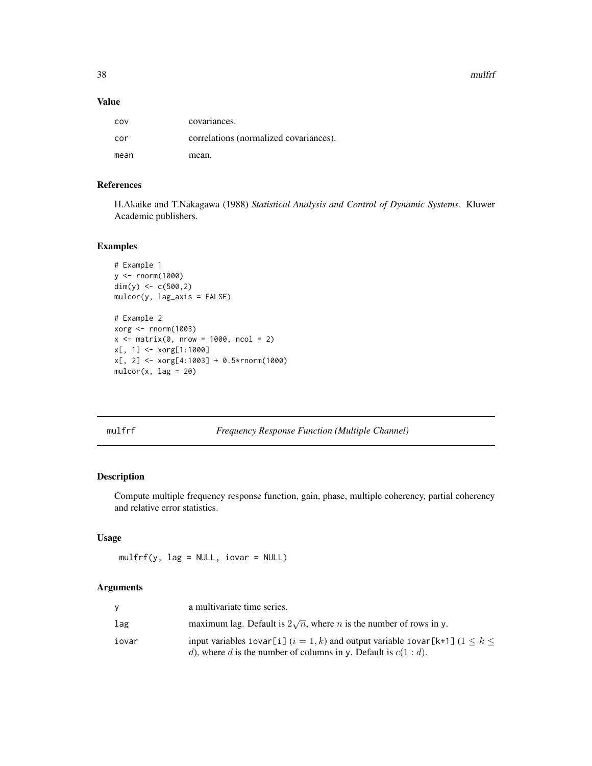## Value

| | |
|---|---|
| cov | covariances. |
| cor | correlations (normalized covariances). |
| mean | mean. |

## References

H.Akaike and T.Nakagawa (1988) *Statistical Analysis and Control of Dynamic Systems.* Kluwer Academic publishers.

## Examples

```
# Example 1
y <- rnorm(1000)
dim(y) <- c(500,2)
mulcor(y, lag_axis = FALSE)

# Example 2
xorg <- rnorm(1003)
x <- matrix(0, nrow = 1000, ncol = 2)
x[, 1] <- xorg[1:1000]
x[, 2] <- xorg[4:1003] + 0.5*rnorm(1000)
mulcor(x, lag = 20)
```

---

# mulfrf — *Frequency Response Function (Multiple Channel)*

## Description

Compute multiple frequency response function, gain, phase, multiple coherency, partial coherency and relative error statistics.

## Usage

```
mulfrf(y, lag = NULL, iovar = NULL)
```

## Arguments

| | |
|---|---|
| y | a multivariate time series. |
| lag | maximum lag. Default is $2\sqrt{n}$, where $n$ is the number of rows in y. |
| iovar | input variables iovar[i] $(i = 1, k)$ and output variable iovar[k+1] $(1 \leq k \leq d)$, where $d$ is the number of columns in y. Default is $c(1 : d)$. |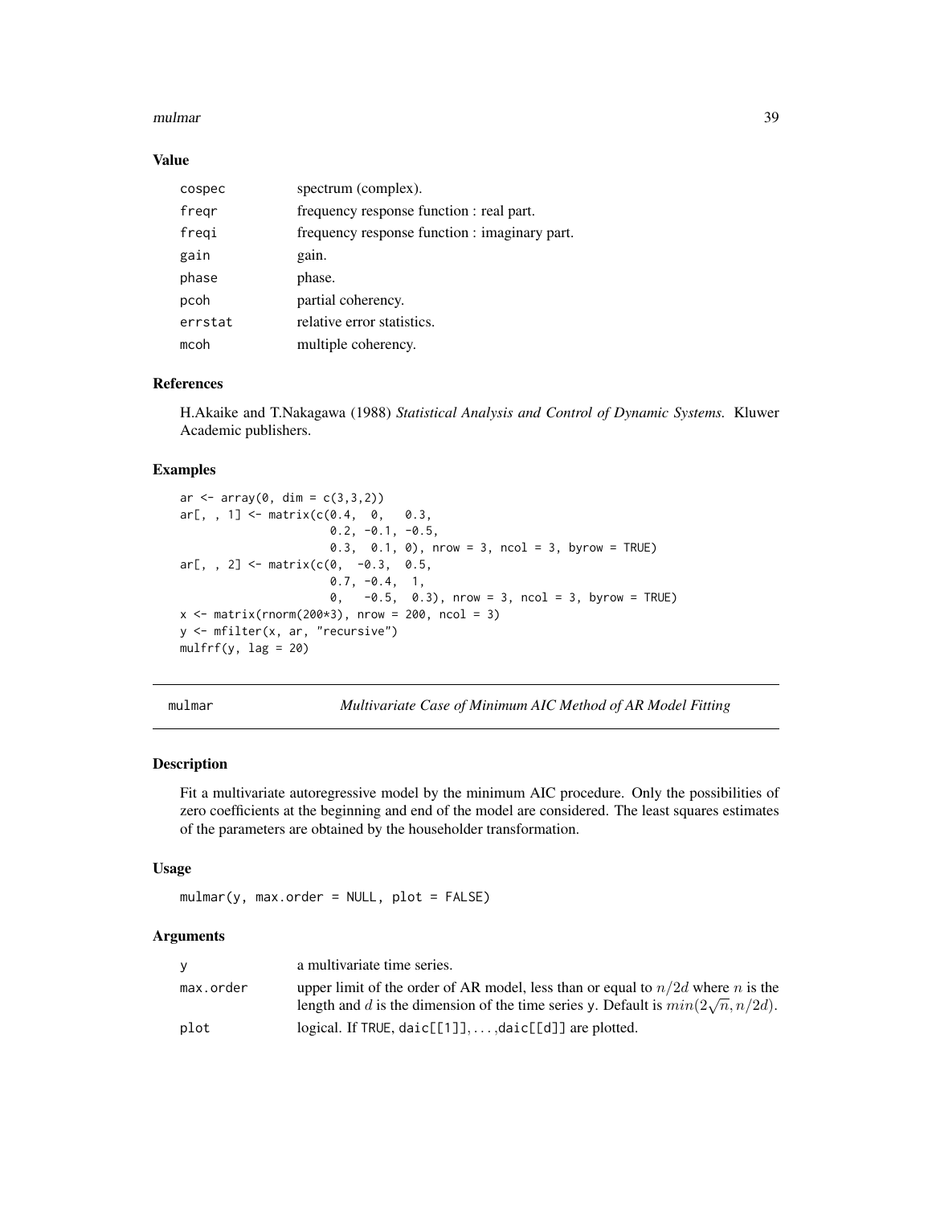### Value

| | |
|---|---|
| cospec | spectrum (complex). |
| freqr | frequency response function : real part. |
| freqi | frequency response function : imaginary part. |
| gain | gain. |
| phase | phase. |
| pcoh | partial coherency. |
| errstat | relative error statistics. |
| mcoh | multiple coherency. |

### References

H.Akaike and T.Nakagawa (1988) *Statistical Analysis and Control of Dynamic Systems.* Kluwer Academic publishers.

### Examples

```
ar <- array(0, dim = c(3,3,2))
ar[, , 1] <- matrix(c(0.4,  0,   0.3,
                      0.2, -0.1, -0.5,
                      0.3,  0.1, 0), nrow = 3, ncol = 3, byrow = TRUE)
ar[, , 2] <- matrix(c(0,  -0.3,  0.5,
                      0.7, -0.4,  1,
                      0,   -0.5,  0.3), nrow = 3, ncol = 3, byrow = TRUE)
x <- matrix(rnorm(200*3), nrow = 200, ncol = 3)
y <- mfilter(x, ar, "recursive")
mulfrf(y, lag = 20)
```

## mulmar — *Multivariate Case of Minimum AIC Method of AR Model Fitting*

### Description

Fit a multivariate autoregressive model by the minimum AIC procedure. Only the possibilities of zero coefficients at the beginning and end of the model are considered. The least squares estimates of the parameters are obtained by the householder transformation.

### Usage

```
mulmar(y, max.order = NULL, plot = FALSE)
```

### Arguments

| | |
|---|---|
| y | a multivariate time series. |
| max.order | upper limit of the order of AR model, less than or equal to $n/2d$ where $n$ is the length and $d$ is the dimension of the time series y. Default is $min(2\sqrt{n}, n/2d)$. |
| plot | logical. If TRUE, daic[[1]], ...,daic[[d]] are plotted. |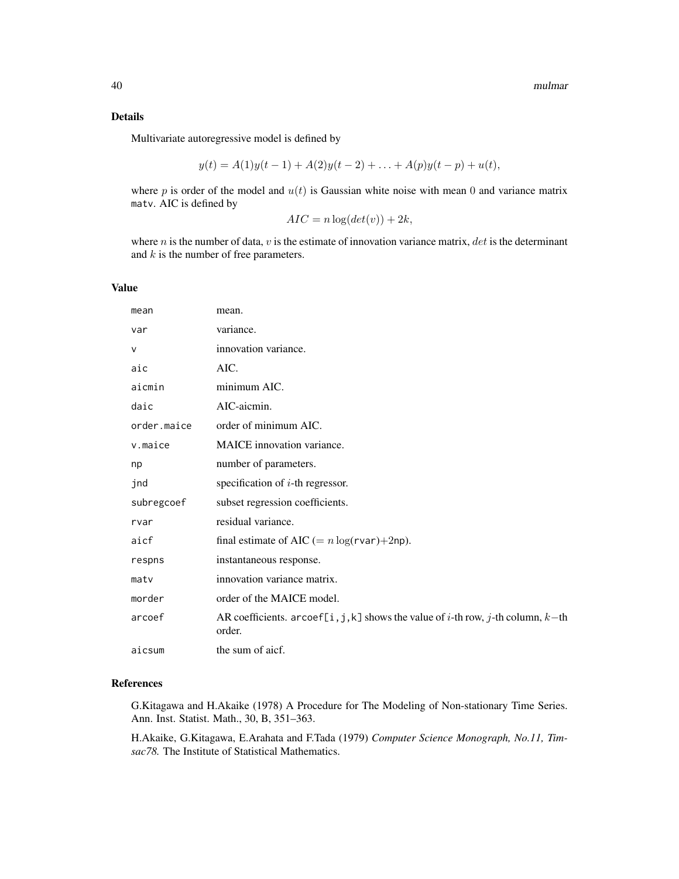### Details

Multivariate autoregressive model is defined by

$$y(t) = A(1)y(t-1) + A(2)y(t-2) + \ldots + A(p)y(t-p) + u(t),$$

where $p$ is order of the model and $u(t)$ is Gaussian white noise with mean 0 and variance matrix `matv`. AIC is defined by

$$AIC = n\log(det(v)) + 2k,$$

where $n$ is the number of data, $v$ is the estimate of innovation variance matrix, $det$ is the determinant and $k$ is the number of free parameters.

### Value

| | |
|---|---|
| `mean` | mean. |
| `var` | variance. |
| `v` | innovation variance. |
| `aic` | AIC. |
| `aicmin` | minimum AIC. |
| `daic` | AIC-aicmin. |
| `order.maice` | order of minimum AIC. |
| `v.maice` | MAICE innovation variance. |
| `np` | number of parameters. |
| `jnd` | specification of $i$-th regressor. |
| `subregcoef` | subset regression coefficients. |
| `rvar` | residual variance. |
| `aicf` | final estimate of AIC ($= n\log($`rvar`$)+2$`np`). |
| `respns` | instantaneous response. |
| `matv` | innovation variance matrix. |
| `morder` | order of the MAICE model. |
| `arcoef` | AR coefficients. `arcoef[i,j,k]` shows the value of $i$-th row, $j$-th column, $k-$th order. |
| `aicsum` | the sum of aicf. |

### References

G.Kitagawa and H.Akaike (1978) A Procedure for The Modeling of Non-stationary Time Series. Ann. Inst. Statist. Math., 30, B, 351–363.

H.Akaike, G.Kitagawa, E.Arahata and F.Tada (1979) *Computer Science Monograph, No.11, Timsac78.* The Institute of Statistical Mathematics.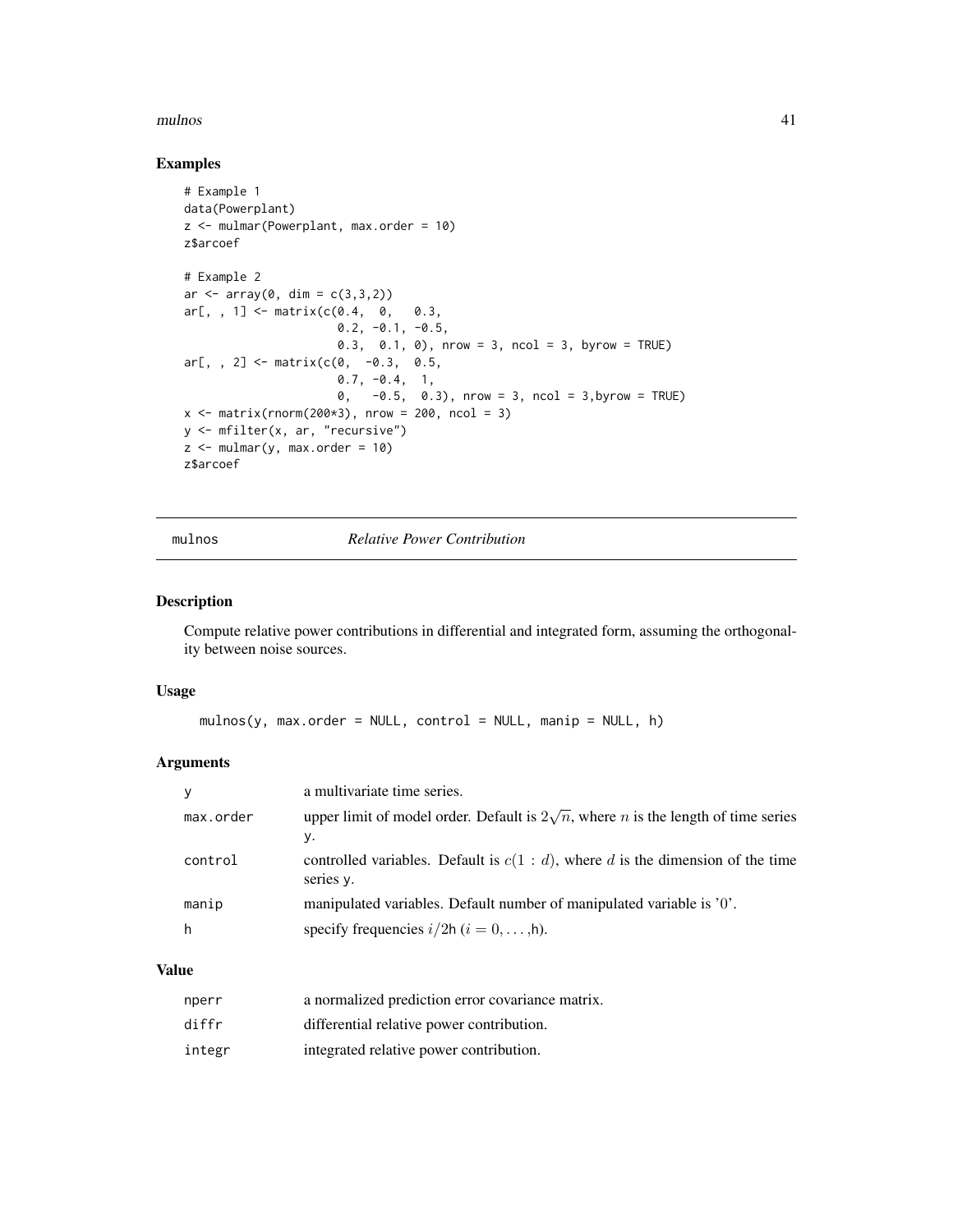## Examples

```
# Example 1
data(Powerplant)
z <- mulmar(Powerplant, max.order = 10)
z$arcoef

# Example 2
ar <- array(0, dim = c(3,3,2))
ar[, , 1] <- matrix(c(0.4,  0,   0.3,
                      0.2, -0.1, -0.5,
                      0.3,  0.1, 0), nrow = 3, ncol = 3, byrow = TRUE)
ar[, , 2] <- matrix(c(0,  -0.3,  0.5,
                      0.7, -0.4,  1,
                      0,   -0.5,  0.3), nrow = 3, ncol = 3,byrow = TRUE)
x <- matrix(rnorm(200*3), nrow = 200, ncol = 3)
y <- mfilter(x, ar, "recursive")
z <- mulmar(y, max.order = 10)
z$arcoef
```

---

# mulnos *Relative Power Contribution*

## Description

Compute relative power contributions in differential and integrated form, assuming the orthogonality between noise sources.

## Usage

```
mulnos(y, max.order = NULL, control = NULL, manip = NULL, h)
```

## Arguments

| | |
|---|---|
| `y` | a multivariate time series. |
| `max.order` | upper limit of model order. Default is $2\sqrt{n}$, where $n$ is the length of time series `y`. |
| `control` | controlled variables. Default is $c(1:d)$, where $d$ is the dimension of the time series `y`. |
| `manip` | manipulated variables. Default number of manipulated variable is '0'. |
| `h` | specify frequencies $i/2$h ($i = 0, \ldots,$h). |

## Value

| | |
|---|---|
| `nperr` | a normalized prediction error covariance matrix. |
| `diffr` | differential relative power contribution. |
| `integr` | integrated relative power contribution. |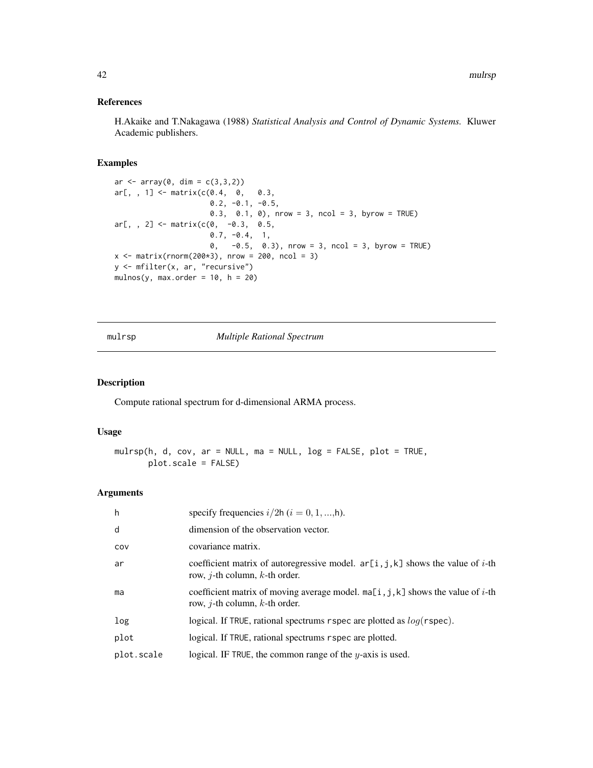## References

H.Akaike and T.Nakagawa (1988) *Statistical Analysis and Control of Dynamic Systems.* Kluwer Academic publishers.

## Examples

```
ar <- array(0, dim = c(3,3,2))
ar[, , 1] <- matrix(c(0.4,  0,   0.3,
                      0.2, -0.1, -0.5,
                      0.3,  0.1, 0), nrow = 3, ncol = 3, byrow = TRUE)
ar[, , 2] <- matrix(c(0,  -0.3,  0.5,
                      0.7, -0.4,  1,
                      0,   -0.5,  0.3), nrow = 3, ncol = 3, byrow = TRUE)
x <- matrix(rnorm(200*3), nrow = 200, ncol = 3)
y <- mfilter(x, ar, "recursive")
mulnos(y, max.order = 10, h = 20)
```

---

# mulrsp *Multiple Rational Spectrum*

## Description

Compute rational spectrum for d-dimensional ARMA process.

## Usage

```
mulrsp(h, d, cov, ar = NULL, ma = NULL, log = FALSE, plot = TRUE,
       plot.scale = FALSE)
```

## Arguments

| | |
|---|---|
| h | specify frequencies $i/2$h ($i = 0, 1, ...,$h). |
| d | dimension of the observation vector. |
| cov | covariance matrix. |
| ar | coefficient matrix of autoregressive model. ar[i,j,k] shows the value of $i$-th row, $j$-th column, $k$-th order. |
| ma | coefficient matrix of moving average model. ma[i,j,k] shows the value of $i$-th row, $j$-th column, $k$-th order. |
| log | logical. If TRUE, rational spectrums rspec are plotted as $log($rspec$)$. |
| plot | logical. If TRUE, rational spectrums rspec are plotted. |
| plot.scale | logical. IF TRUE, the common range of the $y$-axis is used. |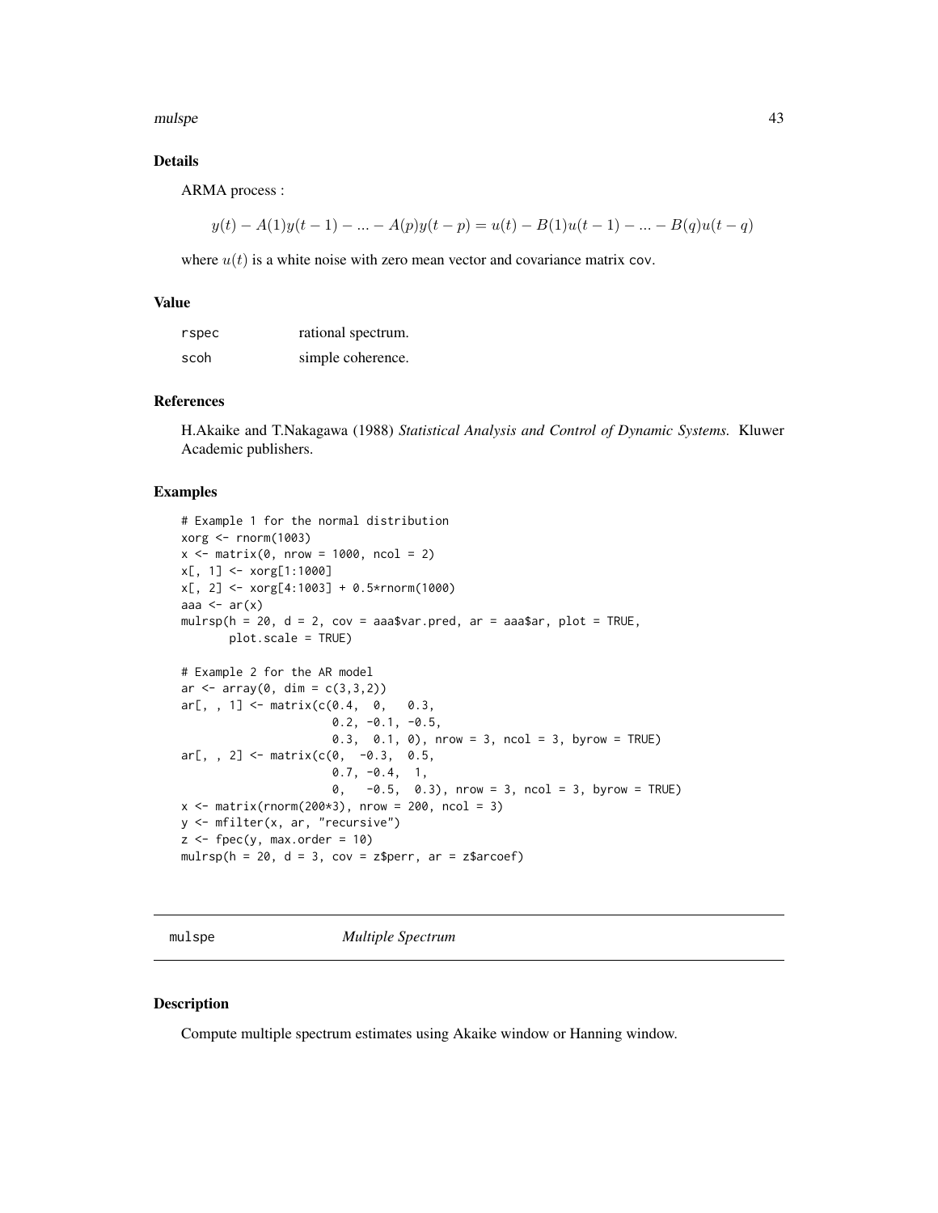## Details

ARMA process :

$$y(t) - A(1)y(t-1) - ... - A(p)y(t-p) = u(t) - B(1)u(t-1) - ... - B(q)u(t-q)$$

where $u(t)$ is a white noise with zero mean vector and covariance matrix `cov`.

## Value

| | |
|---|---|
| `rspec` | rational spectrum. |
| `scoh` | simple coherence. |

## References

H.Akaike and T.Nakagawa (1988) *Statistical Analysis and Control of Dynamic Systems.* Kluwer Academic publishers.

## Examples

```
# Example 1 for the normal distribution
xorg <- rnorm(1003)
x <- matrix(0, nrow = 1000, ncol = 2)
x[, 1] <- xorg[1:1000]
x[, 2] <- xorg[4:1003] + 0.5*rnorm(1000)
aaa <- ar(x)
mulrsp(h = 20, d = 2, cov = aaa$var.pred, ar = aaa$ar, plot = TRUE,
       plot.scale = TRUE)

# Example 2 for the AR model
ar <- array(0, dim = c(3,3,2))
ar[, , 1] <- matrix(c(0.4,  0,   0.3,
                      0.2, -0.1, -0.5,
                      0.3,  0.1, 0), nrow = 3, ncol = 3, byrow = TRUE)
ar[, , 2] <- matrix(c(0,  -0.3,  0.5,
                      0.7, -0.4,  1,
                      0,   -0.5,  0.3), nrow = 3, ncol = 3, byrow = TRUE)
x <- matrix(rnorm(200*3), nrow = 200, ncol = 3)
y <- mfilter(x, ar, "recursive")
z <- fpec(y, max.order = 10)
mulrsp(h = 20, d = 3, cov = z$perr, ar = z$arcoef)
```

---

# mulspe *Multiple Spectrum*

---

## Description

Compute multiple spectrum estimates using Akaike window or Hanning window.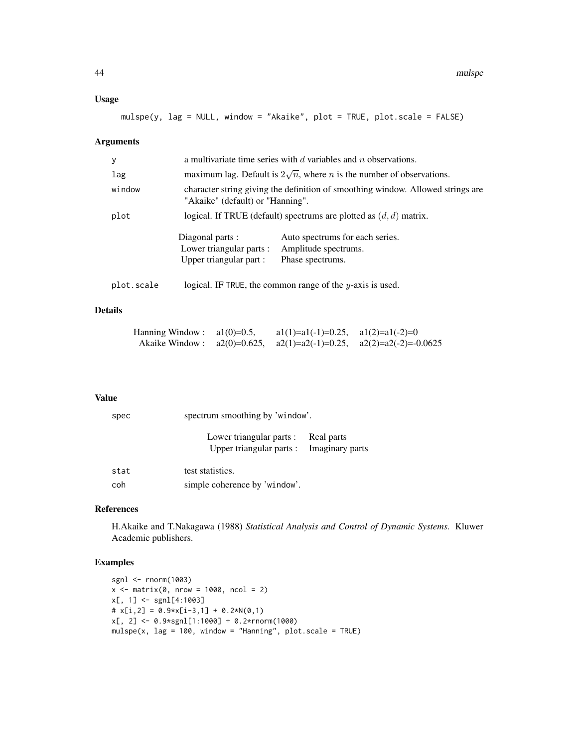## Usage

```
mulspe(y, lag = NULL, window = "Akaike", plot = TRUE, plot.scale = FALSE)
```

## Arguments

| | |
|---|---|
| y | a multivariate time series with $d$ variables and $n$ observations. |
| lag | maximum lag. Default is $2\sqrt{n}$, where $n$ is the number of observations. |
| window | character string giving the definition of smoothing window. Allowed strings are "Akaike" (default) or "Hanning". |
| plot | logical. If TRUE (default) spectrums are plotted as $(d, d)$ matrix. |

| | |
|---|---|
| Diagonal parts : | Auto spectrums for each series. |
| Lower triangular parts : | Amplitude spectrums. |
| Upper triangular part : | Phase spectrums. |

| | |
|---|---|
| plot.scale | logical. IF TRUE, the common range of the $y$-axis is used. |

## Details

| | | | |
|---|---|---|---|
| Hanning Window : | a1(0)=0.5, | a1(1)=a1(-1)=0.25, | a1(2)=a1(-2)=0 |
| Akaike Window : | a2(0)=0.625, | a2(1)=a2(-1)=0.25, | a2(2)=a2(-2)=-0.0625 |

## Value

| | |
|---|---|
| spec | spectrum smoothing by 'window'. |

| | |
|---|---|
| Lower triangular parts : | Real parts |
| Upper triangular parts : | Imaginary parts |

| | |
|---|---|
| stat | test statistics. |
| coh | simple coherence by 'window'. |

## References

H.Akaike and T.Nakagawa (1988) *Statistical Analysis and Control of Dynamic Systems.* Kluwer Academic publishers.

## Examples

```
sgnl <- rnorm(1003)
x <- matrix(0, nrow = 1000, ncol = 2)
x[, 1] <- sgnl[4:1003]
# x[i,2] = 0.9*x[i-3,1] + 0.2*N(0,1)
x[, 2] <- 0.9*sgnl[1:1000] + 0.2*rnorm(1000)
mulspe(x, lag = 100, window = "Hanning", plot.scale = TRUE)
```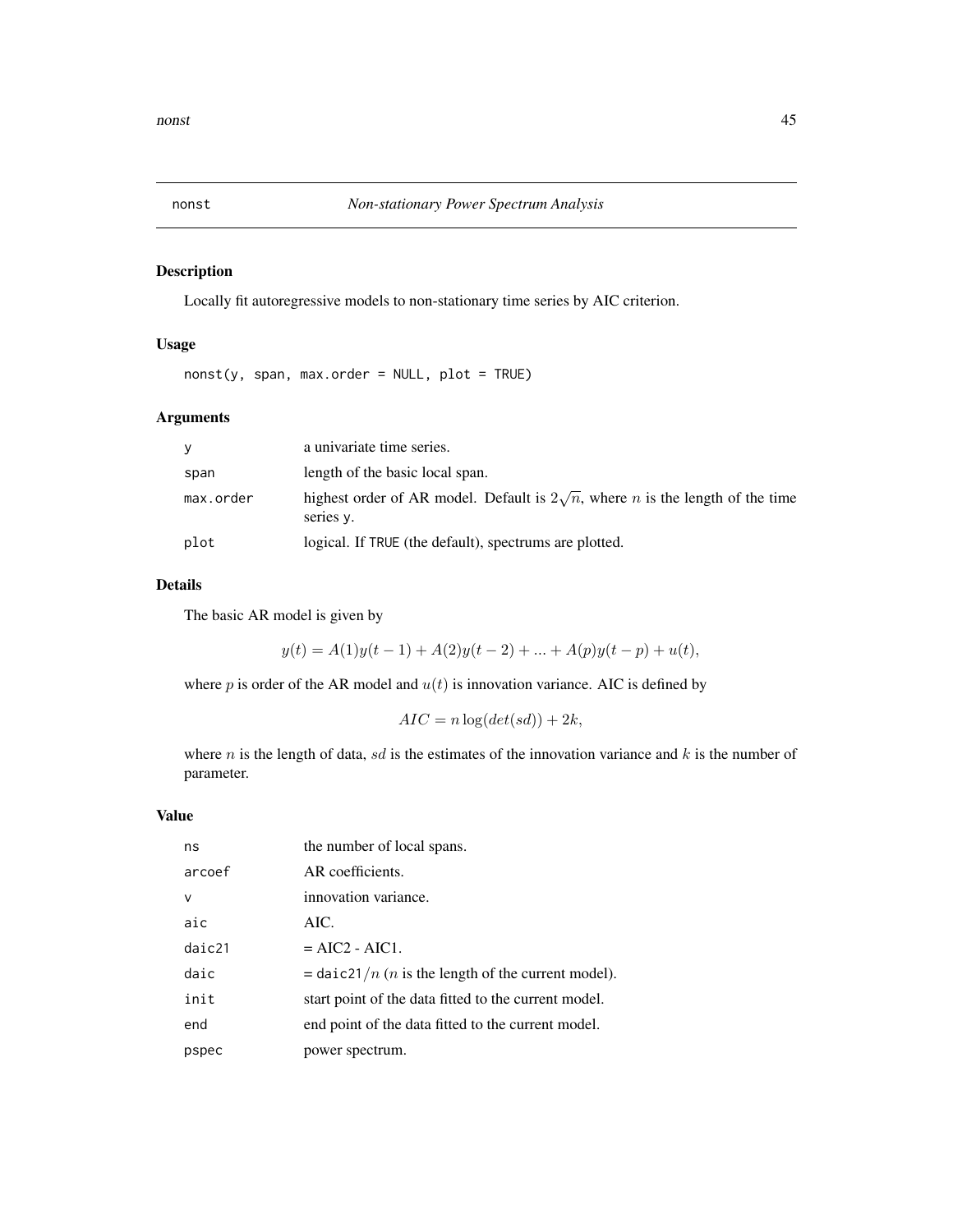# nonst — *Non-stationary Power Spectrum Analysis*

## Description

Locally fit autoregressive models to non-stationary time series by AIC criterion.

## Usage

```
nonst(y, span, max.order = NULL, plot = TRUE)
```

## Arguments

| | |
|---|---|
| y | a univariate time series. |
| span | length of the basic local span. |
| max.order | highest order of AR model. Default is $2\sqrt{n}$, where $n$ is the length of the time series y. |
| plot | logical. If TRUE (the default), spectrums are plotted. |

## Details

The basic AR model is given by

$$y(t) = A(1)y(t-1) + A(2)y(t-2) + ... + A(p)y(t-p) + u(t),$$

where $p$ is order of the AR model and $u(t)$ is innovation variance. AIC is defined by

$$AIC = n\log(det(sd)) + 2k,$$

where $n$ is the length of data, $sd$ is the estimates of the innovation variance and $k$ is the number of parameter.

## Value

| | |
|---|---|
| ns | the number of local spans. |
| arcoef | AR coefficients. |
| v | innovation variance. |
| aic | AIC. |
| daic21 | = AIC2 - AIC1. |
| daic | = daic21$/n$ ($n$ is the length of the current model). |
| init | start point of the data fitted to the current model. |
| end | end point of the data fitted to the current model. |
| pspec | power spectrum. |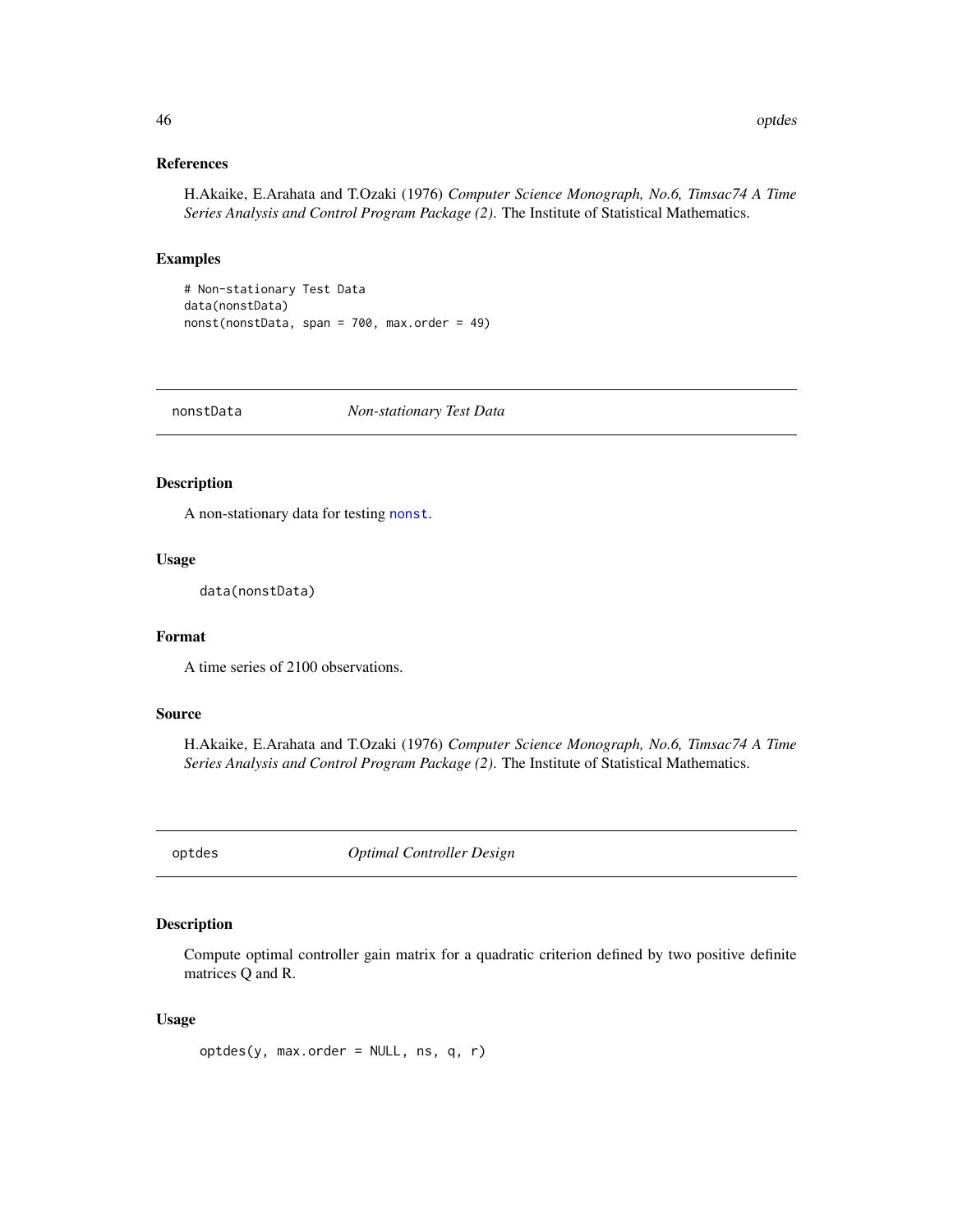### References

H.Akaike, E.Arahata and T.Ozaki (1976) *Computer Science Monograph, No.6, Timsac74 A Time Series Analysis and Control Program Package (2).* The Institute of Statistical Mathematics.

### Examples

```
# Non-stationary Test Data
data(nonstData)
nonst(nonstData, span = 700, max.order = 49)
```

---

## nonstData — *Non-stationary Test Data*

### Description

A non-stationary data for testing nonst.

### Usage

```
data(nonstData)
```

### Format

A time series of 2100 observations.

### Source

H.Akaike, E.Arahata and T.Ozaki (1976) *Computer Science Monograph, No.6, Timsac74 A Time Series Analysis and Control Program Package (2).* The Institute of Statistical Mathematics.

---

## optdes — *Optimal Controller Design*

### Description

Compute optimal controller gain matrix for a quadratic criterion defined by two positive definite matrices Q and R.

### Usage

```
optdes(y, max.order = NULL, ns, q, r)
```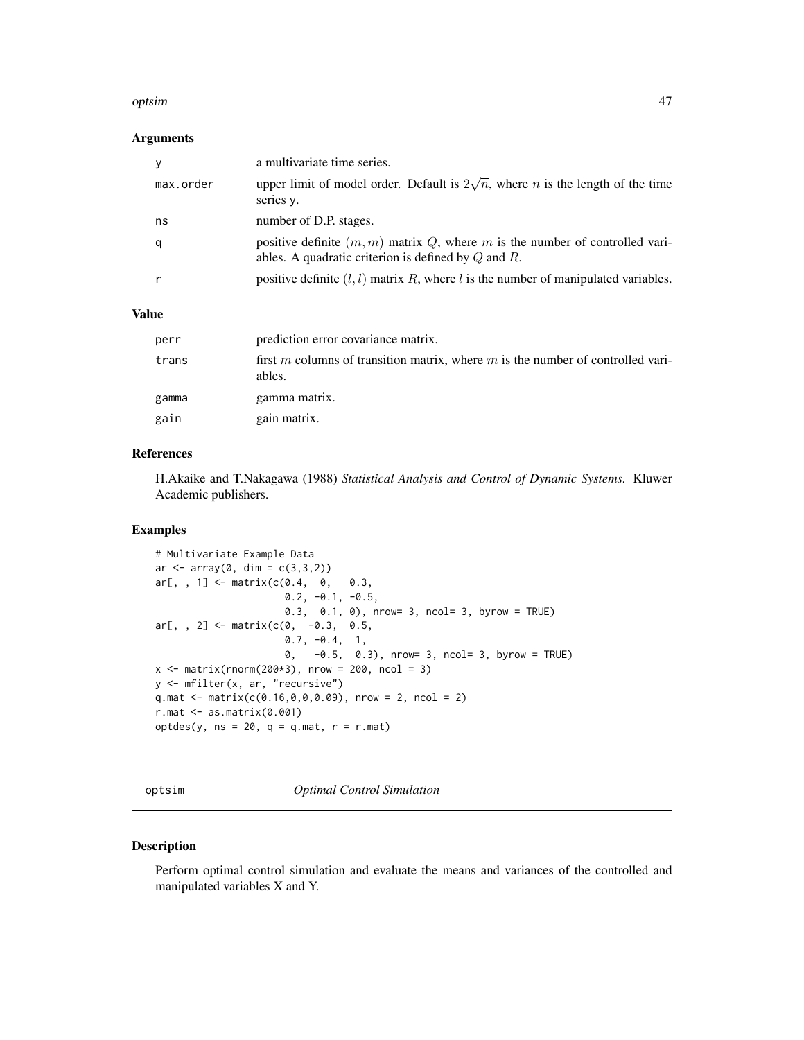### Arguments

| | |
|---|---|
| y | a multivariate time series. |
| max.order | upper limit of model order. Default is $2\sqrt{n}$, where $n$ is the length of the time series y. |
| ns | number of D.P. stages. |
| q | positive definite $(m, m)$ matrix $Q$, where $m$ is the number of controlled variables. A quadratic criterion is defined by $Q$ and $R$. |
| r | positive definite $(l, l)$ matrix $R$, where $l$ is the number of manipulated variables. |

### Value

| | |
|---|---|
| perr | prediction error covariance matrix. |
| trans | first $m$ columns of transition matrix, where $m$ is the number of controlled variables. |
| gamma | gamma matrix. |
| gain | gain matrix. |

### References

H.Akaike and T.Nakagawa (1988) *Statistical Analysis and Control of Dynamic Systems.* Kluwer Academic publishers.

### Examples

```
# Multivariate Example Data
ar <- array(0, dim = c(3,3,2))
ar[, , 1] <- matrix(c(0.4,  0,   0.3,
                      0.2, -0.1, -0.5,
                      0.3,  0.1, 0), nrow= 3, ncol= 3, byrow = TRUE)
ar[, , 2] <- matrix(c(0,  -0.3,  0.5,
                      0.7, -0.4,  1,
                      0,   -0.5,  0.3), nrow= 3, ncol= 3, byrow = TRUE)
x <- matrix(rnorm(200*3), nrow = 200, ncol = 3)
y <- mfilter(x, ar, "recursive")
q.mat <- matrix(c(0.16,0,0,0.09), nrow = 2, ncol = 2)
r.mat <- as.matrix(0.001)
optdes(y, ns = 20, q = q.mat, r = r.mat)
```

---

## optsim *Optimal Control Simulation*

---

### Description

Perform optimal control simulation and evaluate the means and variances of the controlled and manipulated variables X and Y.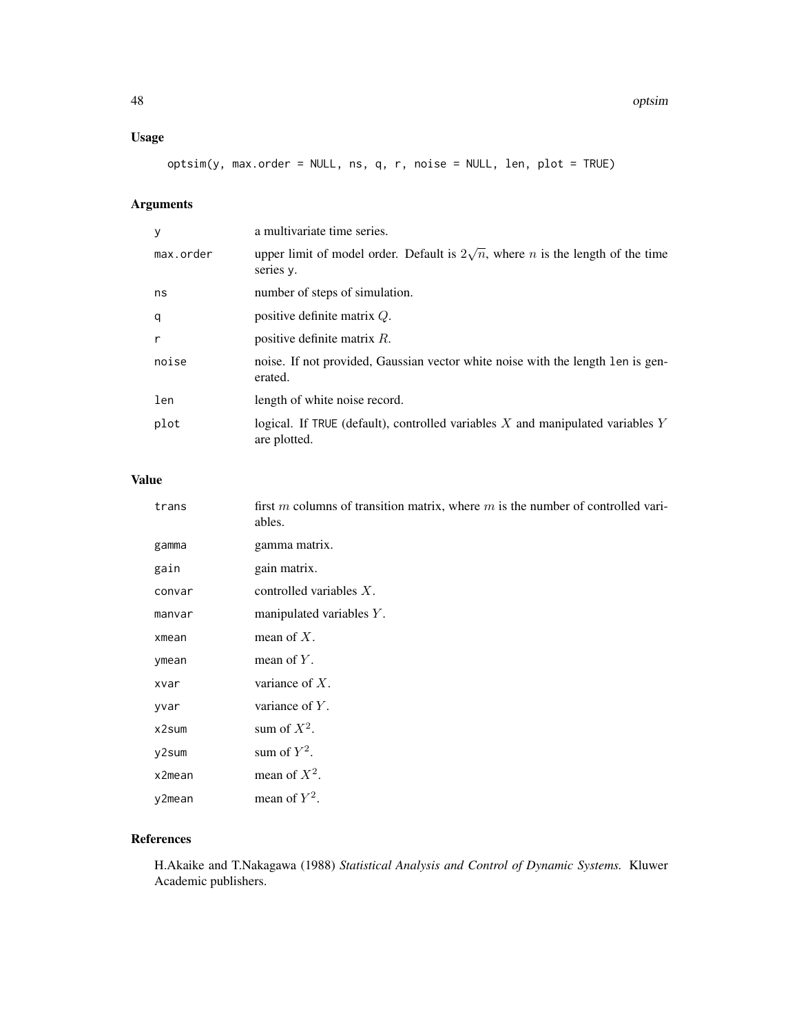## Usage

```
optsim(y, max.order = NULL, ns, q, r, noise = NULL, len, plot = TRUE)
```

## Arguments

| | |
|---|---|
| y | a multivariate time series. |
| max.order | upper limit of model order. Default is $2\sqrt{n}$, where $n$ is the length of the time series y. |
| ns | number of steps of simulation. |
| q | positive definite matrix $Q$. |
| r | positive definite matrix $R$. |
| noise | noise. If not provided, Gaussian vector white noise with the length len is generated. |
| len | length of white noise record. |
| plot | logical. If TRUE (default), controlled variables $X$ and manipulated variables $Y$ are plotted. |

## Value

| | |
|---|---|
| trans | first $m$ columns of transition matrix, where $m$ is the number of controlled variables. |
| gamma | gamma matrix. |
| gain | gain matrix. |
| convar | controlled variables $X$. |
| manvar | manipulated variables $Y$. |
| xmean | mean of $X$. |
| ymean | mean of $Y$. |
| xvar | variance of $X$. |
| yvar | variance of $Y$. |
| x2sum | sum of $X^2$. |
| y2sum | sum of $Y^2$. |
| x2mean | mean of $X^2$. |
| y2mean | mean of $Y^2$. |

## References

H.Akaike and T.Nakagawa (1988) *Statistical Analysis and Control of Dynamic Systems.* Kluwer Academic publishers.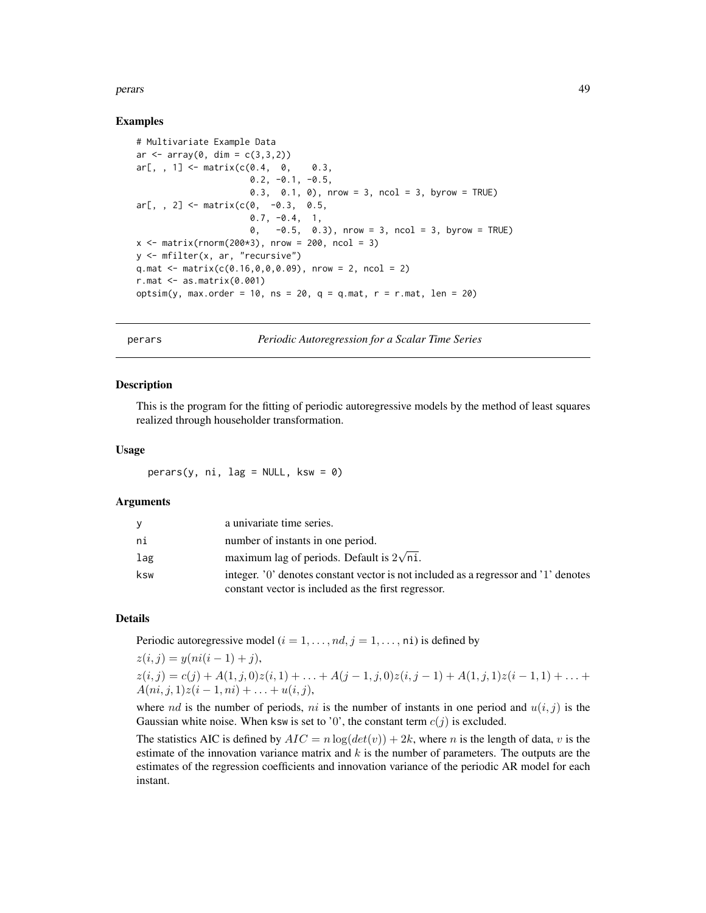### Examples

```
# Multivariate Example Data
ar <- array(0, dim = c(3,3,2))
ar[, , 1] <- matrix(c(0.4,  0,    0.3,
                      0.2, -0.1, -0.5,
                      0.3,  0.1, 0), nrow = 3, ncol = 3, byrow = TRUE)
ar[, , 2] <- matrix(c(0,  -0.3,  0.5,
                      0.7, -0.4,  1,
                      0,   -0.5,  0.3), nrow = 3, ncol = 3, byrow = TRUE)
x <- matrix(rnorm(200*3), nrow = 200, ncol = 3)
y <- mfilter(x, ar, "recursive")
q.mat <- matrix(c(0.16,0,0,0.09), nrow = 2, ncol = 2)
r.mat <- as.matrix(0.001)
optsim(y, max.order = 10, ns = 20, q = q.mat, r = r.mat, len = 20)
```

---

## perars — *Periodic Autoregression for a Scalar Time Series*

### Description

This is the program for the fitting of periodic autoregressive models by the method of least squares realized through householder transformation.

### Usage

```
perars(y, ni, lag = NULL, ksw = 0)
```

### Arguments

| | |
|---|---|
| y | a univariate time series. |
| ni | number of instants in one period. |
| lag | maximum lag of periods. Default is $2\sqrt{\texttt{ni}}$. |
| ksw | integer. '0' denotes constant vector is not included as a regressor and '1' denotes constant vector is included as the first regressor. |

### Details

Periodic autoregressive model ($i = 1, \ldots, nd, j = 1, \ldots, \texttt{ni}$) is defined by

$z(i,j) = y(ni(i-1)+j)$,

$z(i,j) = c(j) + A(1,j,0)z(i,1) + \ldots + A(j-1,j,0)z(i,j-1) + A(1,j,1)z(i-1,1) + \ldots + A(ni,j,1)z(i-1,ni) + \ldots + u(i,j)$,

where $nd$ is the number of periods, $ni$ is the number of instants in one period and $u(i,j)$ is the Gaussian white noise. When ksw is set to '0', the constant term $c(j)$ is excluded.

The statistics AIC is defined by $AIC = n\log(det(v)) + 2k$, where $n$ is the length of data, $v$ is the estimate of the innovation variance matrix and $k$ is the number of parameters. The outputs are the estimates of the regression coefficients and innovation variance of the periodic AR model for each instant.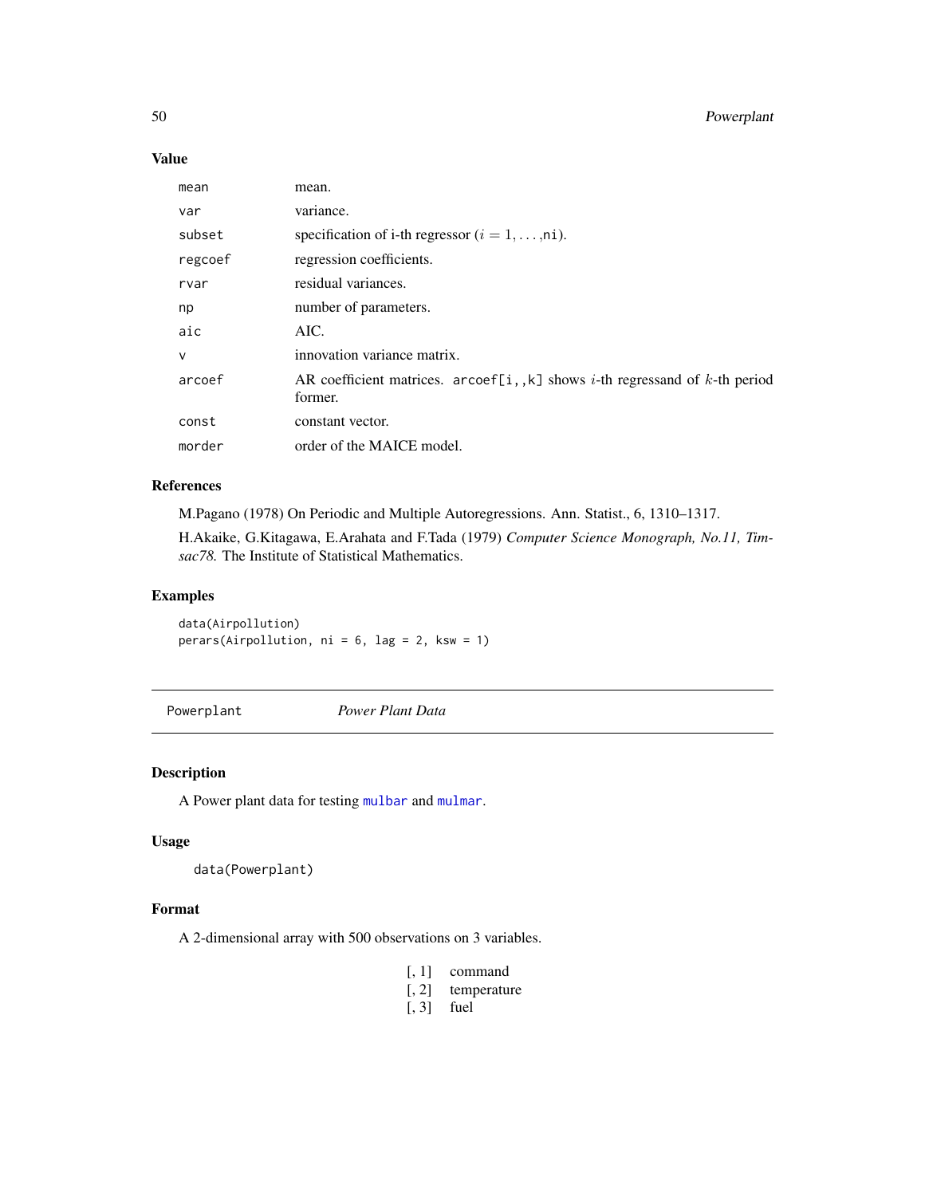### Value

| | |
|---|---|
| mean | mean. |
| var | variance. |
| subset | specification of i-th regressor ($i = 1, \ldots,$ni). |
| regcoef | regression coefficients. |
| rvar | residual variances. |
| np | number of parameters. |
| aic | AIC. |
| v | innovation variance matrix. |
| arcoef | AR coefficient matrices. arcoef[i,,k] shows $i$-th regressand of $k$-th period former. |
| const | constant vector. |
| morder | order of the MAICE model. |

### References

M.Pagano (1978) On Periodic and Multiple Autoregressions. Ann. Statist., 6, 1310–1317.

H.Akaike, G.Kitagawa, E.Arahata and F.Tada (1979) *Computer Science Monograph, No.11, Timsac78.* The Institute of Statistical Mathematics.

### Examples

```
data(Airpollution)
perars(Airpollution, ni = 6, lag = 2, ksw = 1)
```

---

## Powerplant — *Power Plant Data*

---

### Description

A Power plant data for testing mulbar and mulmar.

### Usage

```
data(Powerplant)
```

### Format

A 2-dimensional array with 500 observations on 3 variables.

| | |
|---|---|
| [, 1] | command |
| [, 2] | temperature |
| [, 3] | fuel |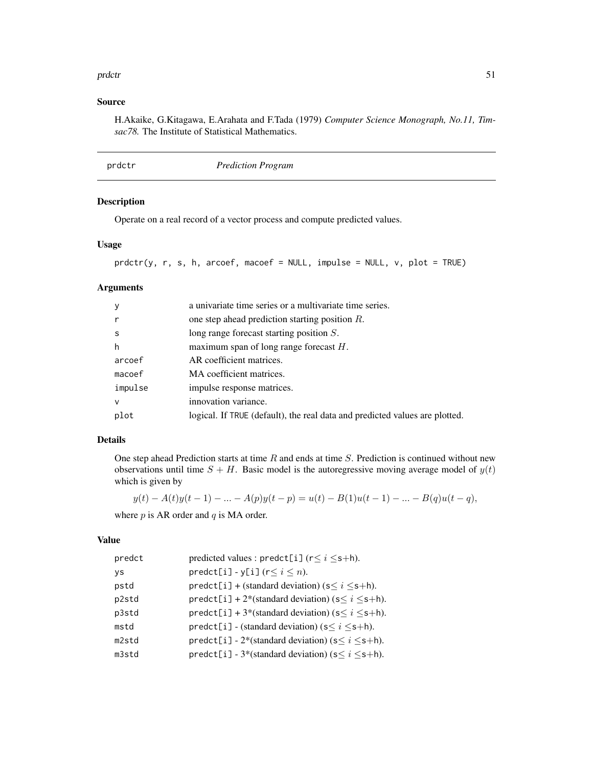## Source

H.Akaike, G.Kitagawa, E.Arahata and F.Tada (1979) *Computer Science Monograph, No.11, Timsac78.* The Institute of Statistical Mathematics.

---

# prdctr *Prediction Program*

---

## Description

Operate on a real record of a vector process and compute predicted values.

## Usage

```
prdctr(y, r, s, h, arcoef, macoef = NULL, impulse = NULL, v, plot = TRUE)
```

## Arguments

| | |
|---|---|
| y | a univariate time series or a multivariate time series. |
| r | one step ahead prediction starting position $R$. |
| s | long range forecast starting position $S$. |
| h | maximum span of long range forecast $H$. |
| arcoef | AR coefficient matrices. |
| macoef | MA coefficient matrices. |
| impulse | impulse response matrices. |
| v | innovation variance. |
| plot | logical. If TRUE (default), the real data and predicted values are plotted. |

## Details

One step ahead Prediction starts at time $R$ and ends at time $S$. Prediction is continued without new observations until time $S + H$. Basic model is the autoregressive moving average model of $y(t)$ which is given by

$$y(t) - A(t)y(t-1) - ... - A(p)y(t-p) = u(t) - B(1)u(t-1) - ... - B(q)u(t-q),$$

where $p$ is AR order and $q$ is MA order.

## Value

| | |
|---|---|
| predct | predicted values : predct[i] (r$\leq i \leq$s+h). |
| ys | predct[i] - y[i] (r$\leq i \leq n$). |
| pstd | predct[i] + (standard deviation) (s$\leq i \leq$s+h). |
| p2std | predct[i] + 2*(standard deviation) (s$\leq i \leq$s+h). |
| p3std | predct[i] + 3*(standard deviation) (s$\leq i \leq$s+h). |
| mstd | predct[i] - (standard deviation) (s$\leq i \leq$s+h). |
| m2std | predct[i] - 2*(standard deviation) (s$\leq i \leq$s+h). |
| m3std | predct[i] - 3*(standard deviation) (s$\leq i \leq$s+h). |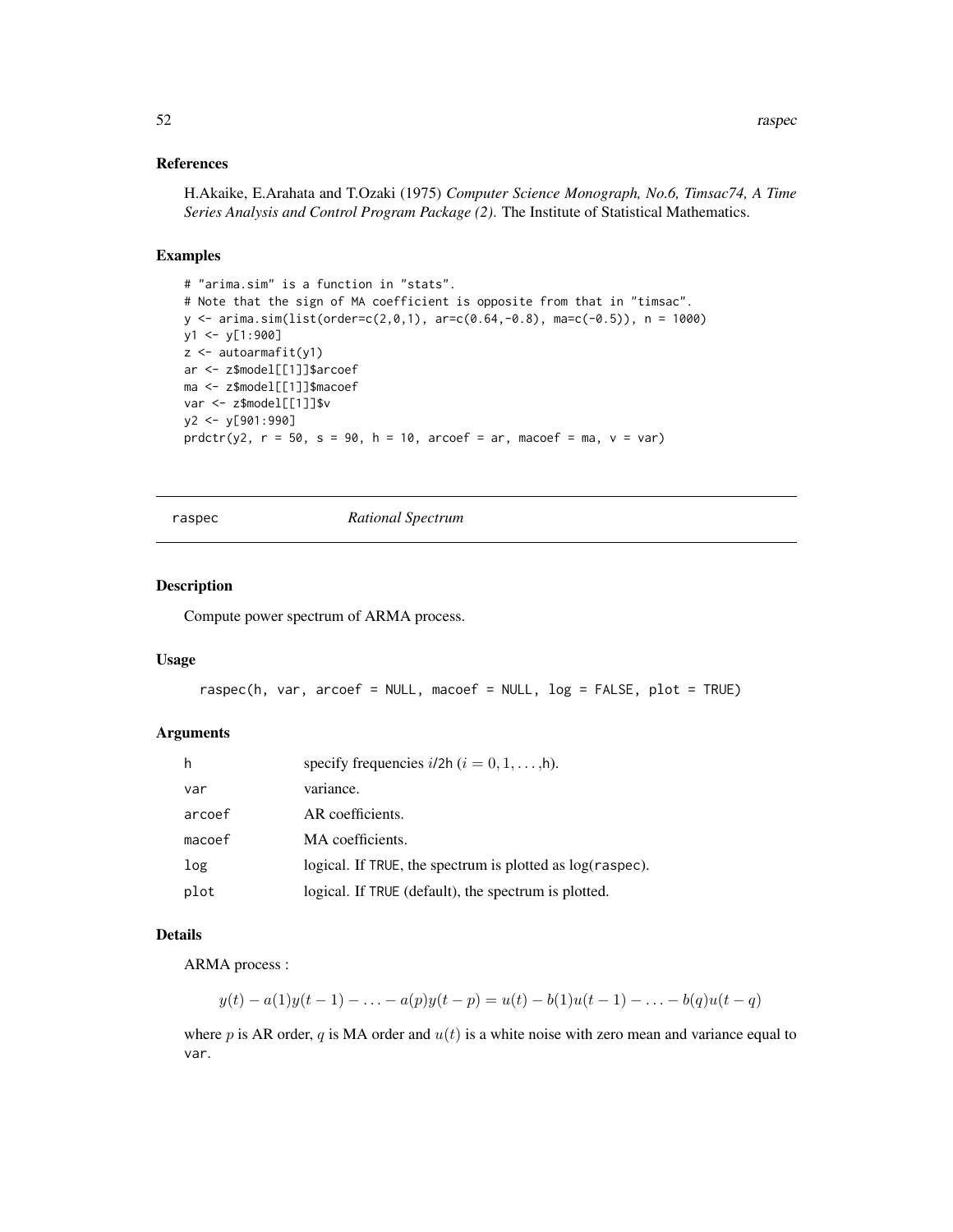### References

H.Akaike, E.Arahata and T.Ozaki (1975) *Computer Science Monograph, No.6, Timsac74, A Time Series Analysis and Control Program Package (2)*. The Institute of Statistical Mathematics.

### Examples

```
# "arima.sim" is a function in "stats".
# Note that the sign of MA coefficient is opposite from that in "timsac".
y <- arima.sim(list(order=c(2,0,1), ar=c(0.64,-0.8), ma=c(-0.5)), n = 1000)
y1 <- y[1:900]
z <- autoarmafit(y1)
ar <- z$model[[1]]$arcoef
ma <- z$model[[1]]$macoef
var <- z$model[[1]]$v
y2 <- y[901:990]
prdctr(y2, r = 50, s = 90, h = 10, arcoef = ar, macoef = ma, v = var)
```

---

## raspec *Rational Spectrum*

### Description

Compute power spectrum of ARMA process.

### Usage

```
raspec(h, var, arcoef = NULL, macoef = NULL, log = FALSE, plot = TRUE)
```

### Arguments

| | |
|---|---|
| h | specify frequencies $i$/2h ($i = 0, 1, \ldots$,h). |
| var | variance. |
| arcoef | AR coefficients. |
| macoef | MA coefficients. |
| log | logical. If TRUE, the spectrum is plotted as log(raspec). |
| plot | logical. If TRUE (default), the spectrum is plotted. |

### Details

ARMA process :

$$y(t) - a(1)y(t-1) - \ldots - a(p)y(t-p) = u(t) - b(1)u(t-1) - \ldots - b(q)u(t-q)$$

where $p$ is AR order, $q$ is MA order and $u(t)$ is a white noise with zero mean and variance equal to var.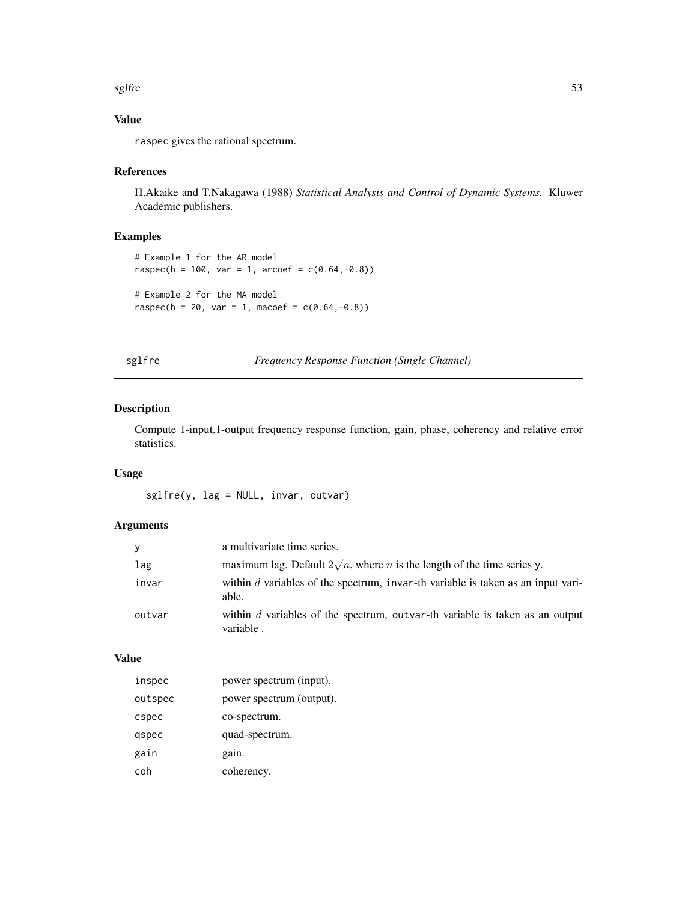## Value

raspec gives the rational spectrum.

## References

H.Akaike and T.Nakagawa (1988) *Statistical Analysis and Control of Dynamic Systems.* Kluwer Academic publishers.

## Examples

```
# Example 1 for the AR model
raspec(h = 100, var = 1, arcoef = c(0.64,-0.8))

# Example 2 for the MA model
raspec(h = 20, var = 1, macoef = c(0.64,-0.8))
```

---

# sglfre — *Frequency Response Function (Single Channel)*

## Description

Compute 1-input,1-output frequency response function, gain, phase, coherency and relative error statistics.

## Usage

```
sglfre(y, lag = NULL, invar, outvar)
```

## Arguments

| | |
|---|---|
| y | a multivariate time series. |
| lag | maximum lag. Default $2\sqrt{n}$, where $n$ is the length of the time series y. |
| invar | within $d$ variables of the spectrum, invar-th variable is taken as an input variable. |
| outvar | within $d$ variables of the spectrum, outvar-th variable is taken as an output variable . |

## Value

| | |
|---|---|
| inspec | power spectrum (input). |
| outspec | power spectrum (output). |
| cspec | co-spectrum. |
| qspec | quad-spectrum. |
| gain | gain. |
| coh | coherency. |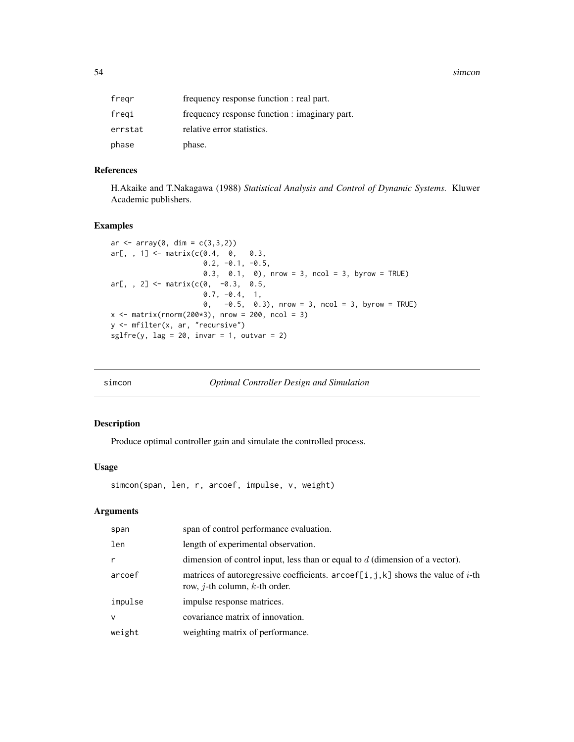| | |
|---|---|
| freqr | frequency response function : real part. |
| freqi | frequency response function : imaginary part. |
| errstat | relative error statistics. |
| phase | phase. |

### References

H.Akaike and T.Nakagawa (1988) *Statistical Analysis and Control of Dynamic Systems.* Kluwer Academic publishers.

### Examples

```
ar <- array(0, dim = c(3,3,2))
ar[, , 1] <- matrix(c(0.4,  0,   0.3,
                      0.2, -0.1, -0.5,
                      0.3,  0.1,  0), nrow = 3, ncol = 3, byrow = TRUE)
ar[, , 2] <- matrix(c(0,  -0.3,  0.5,
                      0.7, -0.4,  1,
                      0,   -0.5,  0.3), nrow = 3, ncol = 3, byrow = TRUE)
x <- matrix(rnorm(200*3), nrow = 200, ncol = 3)
y <- mfilter(x, ar, "recursive")
sglfre(y, lag = 20, invar = 1, outvar = 2)
```

---

## simcon — *Optimal Controller Design and Simulation*

### Description

Produce optimal controller gain and simulate the controlled process.

### Usage

```
simcon(span, len, r, arcoef, impulse, v, weight)
```

### Arguments

| | |
|---|---|
| span | span of control performance evaluation. |
| len | length of experimental observation. |
| r | dimension of control input, less than or equal to $d$ (dimension of a vector). |
| arcoef | matrices of autoregressive coefficients. arcoef[i,j,k] shows the value of $i$-th row, $j$-th column, $k$-th order. |
| impulse | impulse response matrices. |
| v | covariance matrix of innovation. |
| weight | weighting matrix of performance. |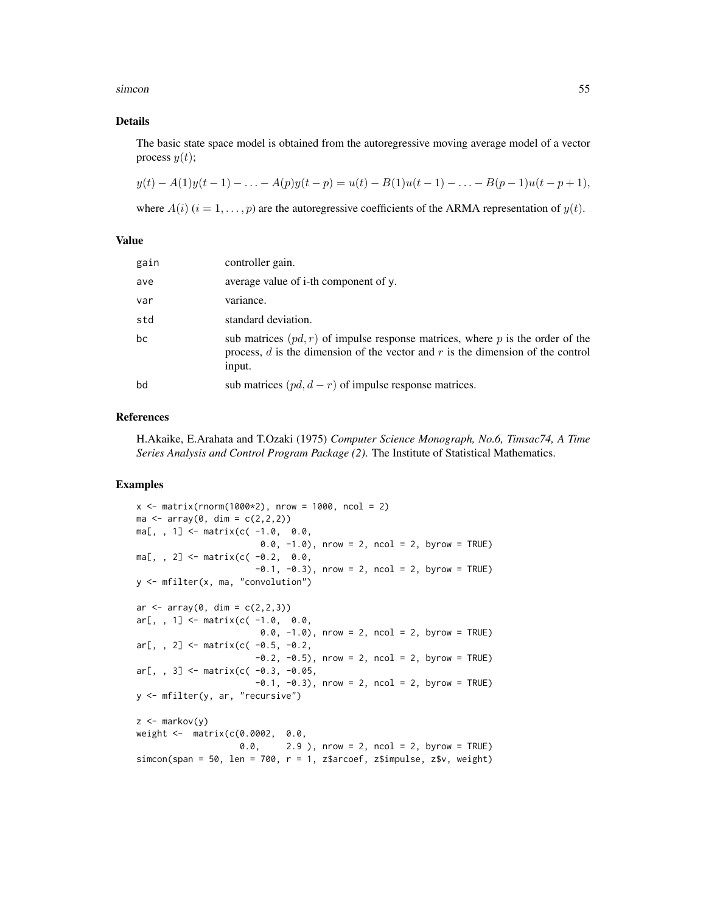## Details

The basic state space model is obtained from the autoregressive moving average model of a vector process $y(t)$;

$$y(t) - A(1)y(t-1) - \ldots - A(p)y(t-p) = u(t) - B(1)u(t-1) - \ldots - B(p-1)u(t-p+1),$$

where $A(i)$ $(i = 1, \ldots, p)$ are the autoregressive coefficients of the ARMA representation of $y(t)$.

## Value

| | |
|---|---|
| gain | controller gain. |
| ave | average value of i-th component of y. |
| var | variance. |
| std | standard deviation. |
| bc | sub matrices $(pd, r)$ of impulse response matrices, where $p$ is the order of the process, $d$ is the dimension of the vector and $r$ is the dimension of the control input. |
| bd | sub matrices $(pd, d - r)$ of impulse response matrices. |

## References

H.Akaike, E.Arahata and T.Ozaki (1975) *Computer Science Monograph, No.6, Timsac74, A Time Series Analysis and Control Program Package (2).* The Institute of Statistical Mathematics.

## Examples

```
x <- matrix(rnorm(1000*2), nrow = 1000, ncol = 2)
ma <- array(0, dim = c(2,2,2))
ma[, , 1] <- matrix(c( -1.0,  0.0,
                        0.0, -1.0), nrow = 2, ncol = 2, byrow = TRUE)
ma[, , 2] <- matrix(c( -0.2,  0.0,
                       -0.1, -0.3), nrow = 2, ncol = 2, byrow = TRUE)
y <- mfilter(x, ma, "convolution")

ar <- array(0, dim = c(2,2,3))
ar[, , 1] <- matrix(c( -1.0,  0.0,
                        0.0, -1.0), nrow = 2, ncol = 2, byrow = TRUE)
ar[, , 2] <- matrix(c( -0.5, -0.2,
                       -0.2, -0.5), nrow = 2, ncol = 2, byrow = TRUE)
ar[, , 3] <- matrix(c( -0.3, -0.05,
                       -0.1, -0.3), nrow = 2, ncol = 2, byrow = TRUE)
y <- mfilter(y, ar, "recursive")

z <- markov(y)
weight <-  matrix(c(0.0002,  0.0,
                    0.0,     2.9 ), nrow = 2, ncol = 2, byrow = TRUE)
simcon(span = 50, len = 700, r = 1, z$arcoef, z$impulse, z$v, weight)
```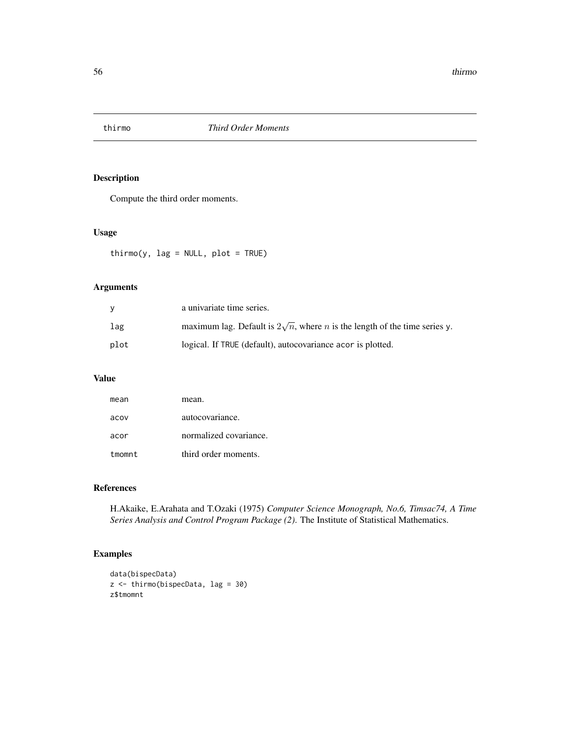# thirmo *Third Order Moments*

## Description

Compute the third order moments.

## Usage

```
thirmo(y, lag = NULL, plot = TRUE)
```

## Arguments

| | |
|---|---|
| y | a univariate time series. |
| lag | maximum lag. Default is $2\sqrt{n}$, where $n$ is the length of the time series y. |
| plot | logical. If TRUE (default), autocovariance acor is plotted. |

## Value

| | |
|---|---|
| mean | mean. |
| acov | autocovariance. |
| acor | normalized covariance. |
| tmomnt | third order moments. |

## References

H.Akaike, E.Arahata and T.Ozaki (1975) *Computer Science Monograph, No.6, Timsac74, A Time Series Analysis and Control Program Package (2).* The Institute of Statistical Mathematics.

## Examples

```
data(bispecData)
z <- thirmo(bispecData, lag = 30)
z$tmomnt
```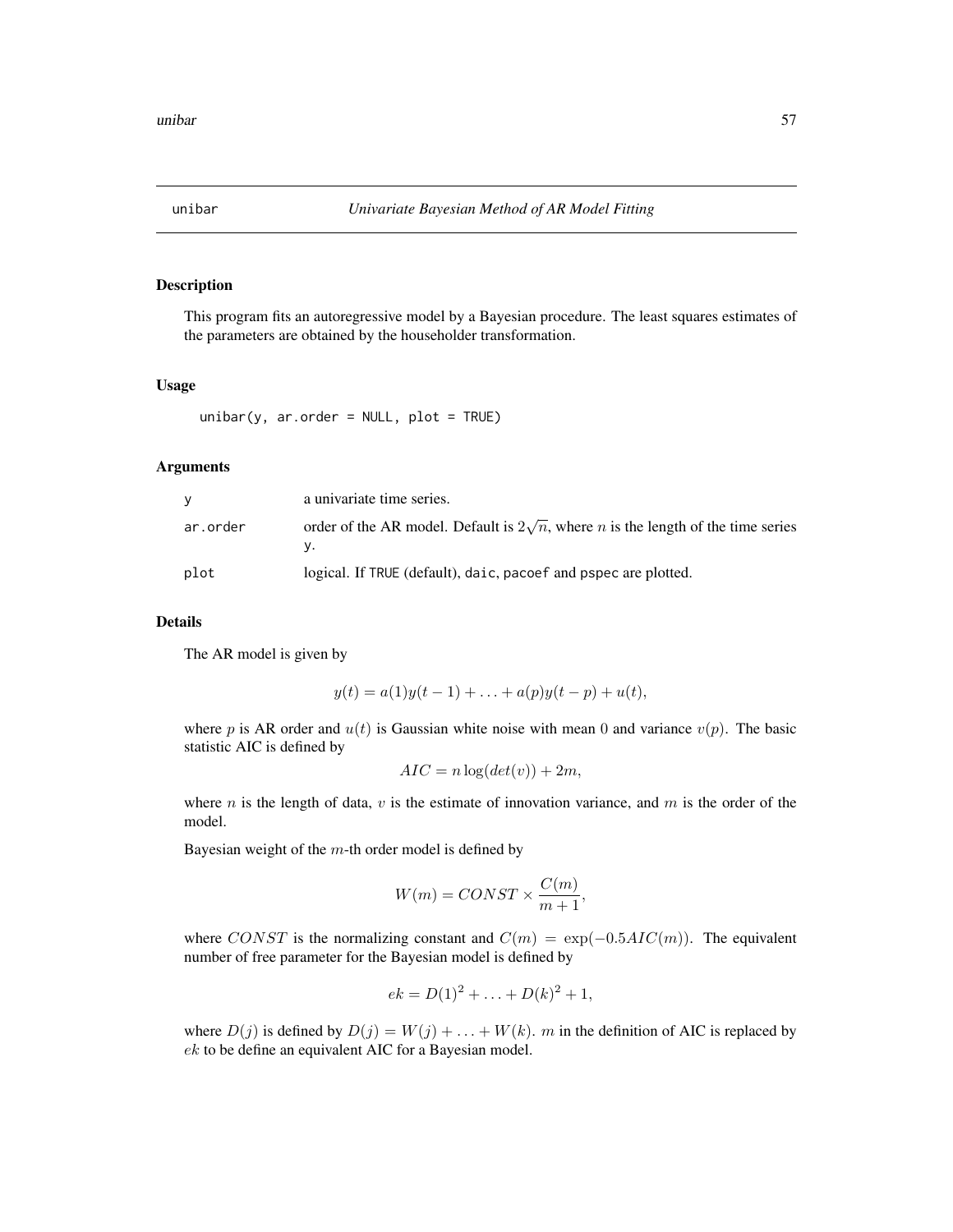# unibar — *Univariate Bayesian Method of AR Model Fitting*

## Description

This program fits an autoregressive model by a Bayesian procedure. The least squares estimates of the parameters are obtained by the householder transformation.

## Usage

```
unibar(y, ar.order = NULL, plot = TRUE)
```

## Arguments

| | |
|---|---|
| y | a univariate time series. |
| ar.order | order of the AR model. Default is $2\sqrt{n}$, where $n$ is the length of the time series `y`. |
| plot | logical. If TRUE (default), `daic`, `pacoef` and `pspec` are plotted. |

## Details

The AR model is given by

$$y(t) = a(1)y(t-1) + \ldots + a(p)y(t-p) + u(t),$$

where $p$ is AR order and $u(t)$ is Gaussian white noise with mean 0 and variance $v(p)$. The basic statistic AIC is defined by

$$AIC = n \log(det(v)) + 2m,$$

where $n$ is the length of data, $v$ is the estimate of innovation variance, and $m$ is the order of the model.

Bayesian weight of the $m$-th order model is defined by

$$W(m) = CONST \times \frac{C(m)}{m+1},$$

where $CONST$ is the normalizing constant and $C(m) = \exp(-0.5AIC(m))$. The equivalent number of free parameter for the Bayesian model is defined by

$$ek = D(1)^2 + \ldots + D(k)^2 + 1,$$

where $D(j)$ is defined by $D(j) = W(j) + \ldots + W(k)$. $m$ in the definition of AIC is replaced by $ek$ to be define an equivalent AIC for a Bayesian model.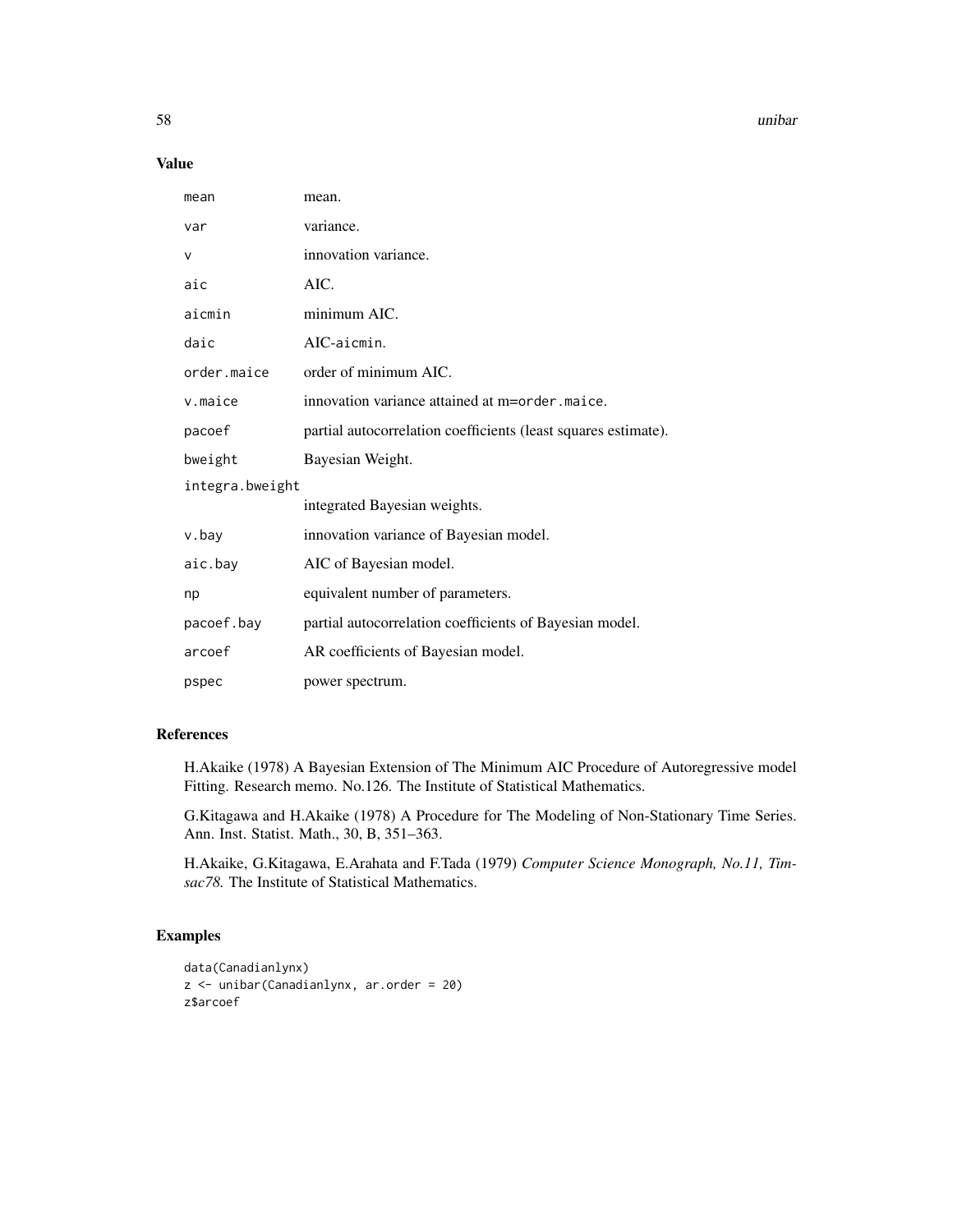## Value

| | |
|---|---|
| `mean` | mean. |
| `var` | variance. |
| `v` | innovation variance. |
| `aic` | AIC. |
| `aicmin` | minimum AIC. |
| `daic` | AIC-`aicmin`. |
| `order.maice` | order of minimum AIC. |
| `v.maice` | innovation variance attained at m=`order.maice`. |
| `pacoef` | partial autocorrelation coefficients (least squares estimate). |
| `bweight` | Bayesian Weight. |
| `integra.bweight` | integrated Bayesian weights. |
| `v.bay` | innovation variance of Bayesian model. |
| `aic.bay` | AIC of Bayesian model. |
| `np` | equivalent number of parameters. |
| `pacoef.bay` | partial autocorrelation coefficients of Bayesian model. |
| `arcoef` | AR coefficients of Bayesian model. |
| `pspec` | power spectrum. |

## References

H.Akaike (1978) A Bayesian Extension of The Minimum AIC Procedure of Autoregressive model Fitting. Research memo. No.126. The Institute of Statistical Mathematics.

G.Kitagawa and H.Akaike (1978) A Procedure for The Modeling of Non-Stationary Time Series. Ann. Inst. Statist. Math., 30, B, 351–363.

H.Akaike, G.Kitagawa, E.Arahata and F.Tada (1979) *Computer Science Monograph, No.11, Timsac78.* The Institute of Statistical Mathematics.

## Examples

```
data(Canadianlynx)
z <- unibar(Canadianlynx, ar.order = 20)
z$arcoef
```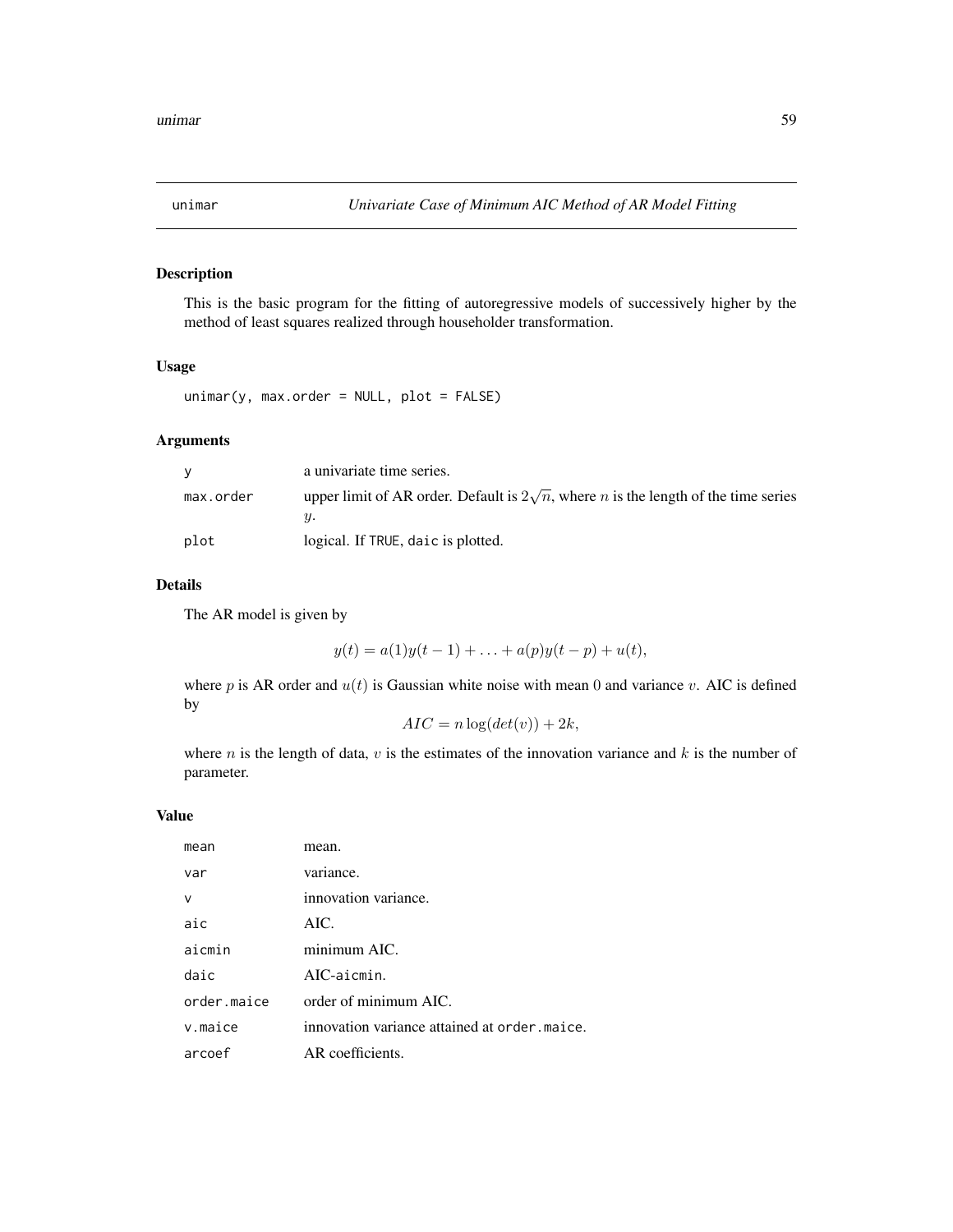unimar *Univariate Case of Minimum AIC Method of AR Model Fitting*

## Description

This is the basic program for the fitting of autoregressive models of successively higher by the method of least squares realized through householder transformation.

## Usage

```
unimar(y, max.order = NULL, plot = FALSE)
```

## Arguments

| | |
|---|---|
| y | a univariate time series. |
| max.order | upper limit of AR order. Default is $2\sqrt{n}$, where $n$ is the length of the time series $y$. |
| plot | logical. If TRUE, daic is plotted. |

## Details

The AR model is given by

$$y(t) = a(1)y(t-1) + \ldots + a(p)y(t-p) + u(t),$$

where $p$ is AR order and $u(t)$ is Gaussian white noise with mean 0 and variance $v$. AIC is defined by

$$AIC = n \log(det(v)) + 2k,$$

where $n$ is the length of data, $v$ is the estimates of the innovation variance and $k$ is the number of parameter.

## Value

| | |
|---|---|
| mean | mean. |
| var | variance. |
| v | innovation variance. |
| aic | AIC. |
| aicmin | minimum AIC. |
| daic | AIC-aicmin. |
| order.maice | order of minimum AIC. |
| v.maice | innovation variance attained at order.maice. |
| arcoef | AR coefficients. |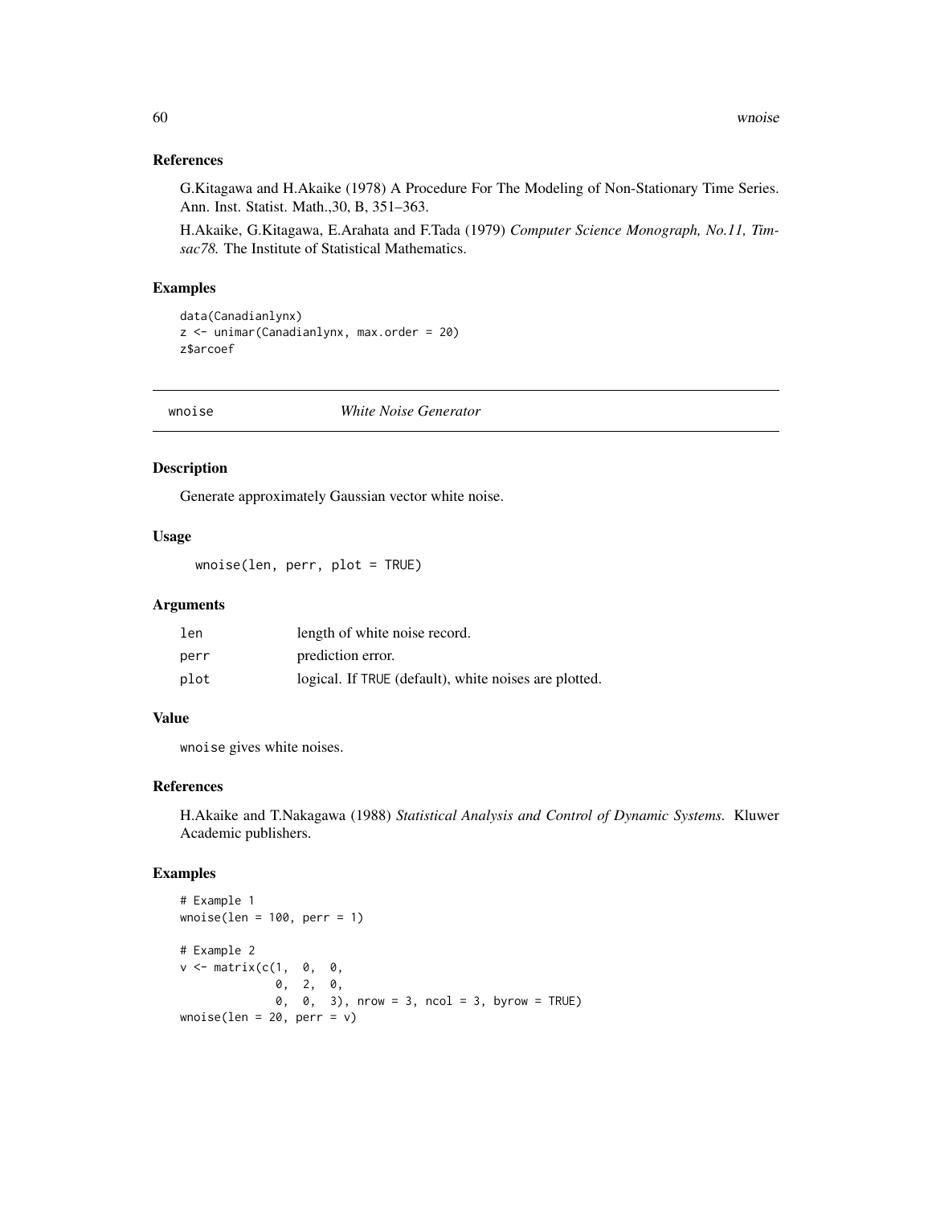## References

G.Kitagawa and H.Akaike (1978) A Procedure For The Modeling of Non-Stationary Time Series. Ann. Inst. Statist. Math.,30, B, 351–363.

H.Akaike, G.Kitagawa, E.Arahata and F.Tada (1979) *Computer Science Monograph, No.11, Timsac78.* The Institute of Statistical Mathematics.

## Examples

```
data(Canadianlynx)
z <- unimar(Canadianlynx, max.order = 20)
z$arcoef
```

---

# wnoise *White Noise Generator*

## Description

Generate approximately Gaussian vector white noise.

## Usage

```
wnoise(len, perr, plot = TRUE)
```

## Arguments

| | |
|---|---|
| `len` | length of white noise record. |
| `perr` | prediction error. |
| `plot` | logical. If `TRUE` (default), white noises are plotted. |

## Value

`wnoise` gives white noises.

## References

H.Akaike and T.Nakagawa (1988) *Statistical Analysis and Control of Dynamic Systems.* Kluwer Academic publishers.

## Examples

```
# Example 1
wnoise(len = 100, perr = 1)

# Example 2
v <- matrix(c(1,  0,  0,
              0,  2,  0,
              0,  0,  3), nrow = 3, ncol = 3, byrow = TRUE)
wnoise(len = 20, perr = v)
```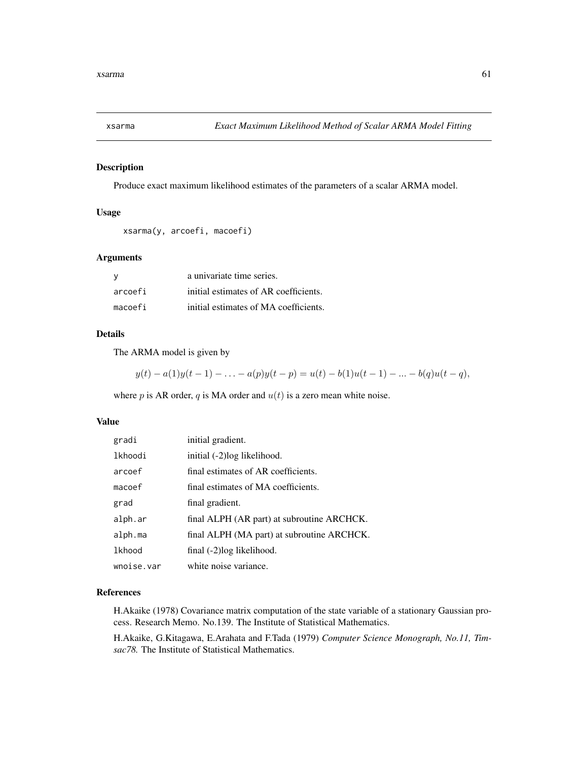# xsarma — *Exact Maximum Likelihood Method of Scalar ARMA Model Fitting*

## Description

Produce exact maximum likelihood estimates of the parameters of a scalar ARMA model.

## Usage

```
xsarma(y, arcoefi, macoefi)
```

## Arguments

| | |
|---|---|
| `y` | a univariate time series. |
| `arcoefi` | initial estimates of AR coefficients. |
| `macoefi` | initial estimates of MA coefficients. |

## Details

The ARMA model is given by

$$y(t) - a(1)y(t-1) - \ldots - a(p)y(t-p) = u(t) - b(1)u(t-1) - ... - b(q)u(t-q),$$

where $p$ is AR order, $q$ is MA order and $u(t)$ is a zero mean white noise.

## Value

| | |
|---|---|
| `gradi` | initial gradient. |
| `lkhoodi` | initial (-2)log likelihood. |
| `arcoef` | final estimates of AR coefficients. |
| `macoef` | final estimates of MA coefficients. |
| `grad` | final gradient. |
| `alph.ar` | final ALPH (AR part) at subroutine ARCHCK. |
| `alph.ma` | final ALPH (MA part) at subroutine ARCHCK. |
| `lkhood` | final (-2)log likelihood. |
| `wnoise.var` | white noise variance. |

## References

H.Akaike (1978) Covariance matrix computation of the state variable of a stationary Gaussian process. Research Memo. No.139. The Institute of Statistical Mathematics.

H.Akaike, G.Kitagawa, E.Arahata and F.Tada (1979) *Computer Science Monograph, No.11, Timsac78.* The Institute of Statistical Mathematics.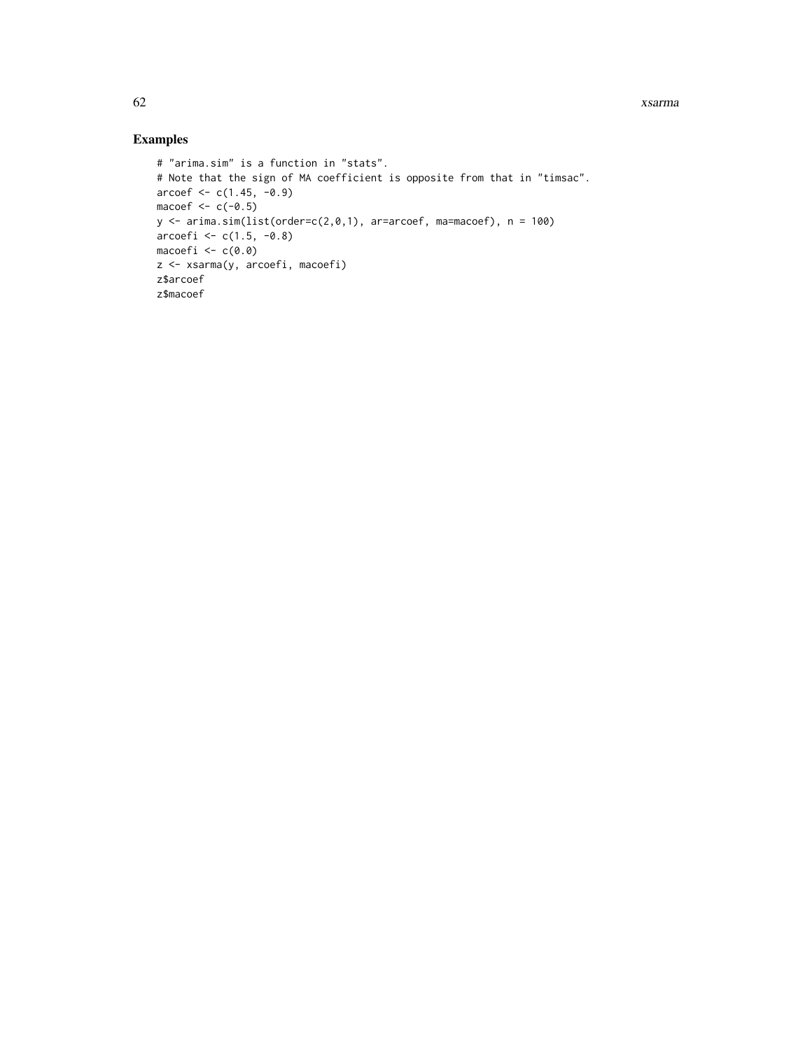## Examples

```
# "arima.sim" is a function in "stats".
# Note that the sign of MA coefficient is opposite from that in "timsac".
arcoef <- c(1.45, -0.9)
macoef <- c(-0.5)
y <- arima.sim(list(order=c(2,0,1), ar=arcoef, ma=macoef), n = 100)
arcoefi <- c(1.5, -0.8)
macoefi <- c(0.0)
z <- xsarma(y, arcoefi, macoefi)
z$arcoef
z$macoef
```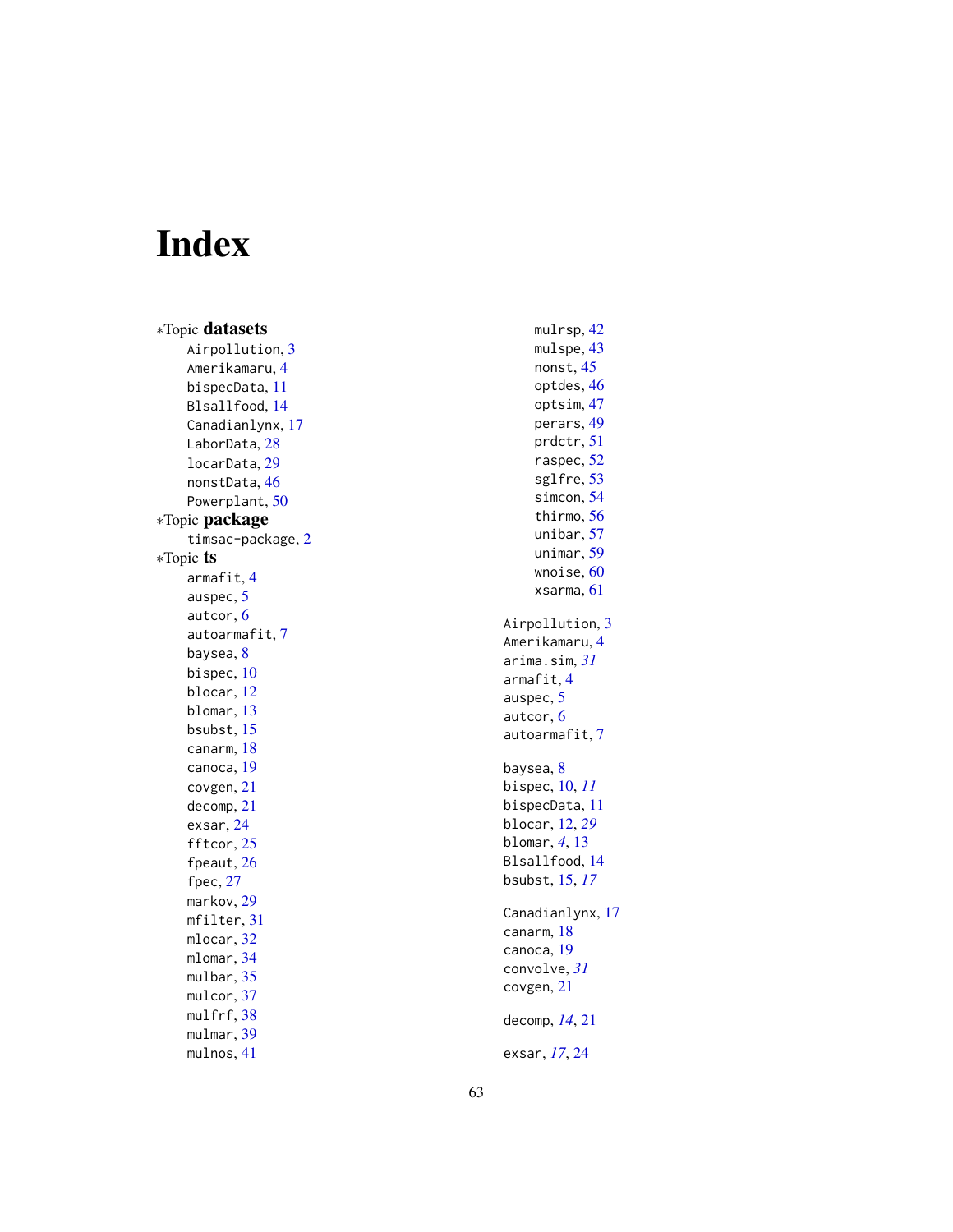# Index

*Topic **datasets**
- Airpollution, 3
- Amerikamaru, 4
- bispecData, 11
- Blsallfood, 14
- Canadianlynx, 17
- LaborData, 28
- locarData, 29
- nonstData, 46
- Powerplant, 50

*Topic **package**
- timsac-package, 2

*Topic **ts**
- armafit, 4
- auspec, 5
- autcor, 6
- autoarmafit, 7
- baysea, 8
- bispec, 10
- blocar, 12
- blomar, 13
- bsubst, 15
- canarm, 18
- canoca, 19
- covgen, 21
- decomp, 21
- exsar, 24
- fftcor, 25
- fpeaut, 26
- fpec, 27
- markov, 29
- mfilter, 31
- mlocar, 32
- mlomar, 34
- mulbar, 35
- mulcor, 37
- mulfrf, 38
- mulmar, 39
- mulnos, 41
- mulrsp, 42
- mulspe, 43
- nonst, 45
- optdes, 46
- optsim, 47
- perars, 49
- prdctr, 51
- raspec, 52
- sglfre, 53
- simcon, 54
- thirmo, 56
- unibar, 57
- unimar, 59
- wnoise, 60
- xsarma, 61

Airpollution, 3
Amerikamaru, 4
arima.sim, *31*
armafit, 4
auspec, 5
autcor, 6
autoarmafit, 7

baysea, 8
bispec, 10, *11*
bispecData, 11
blocar, 12, *29*
blomar, *4*, 13
Blsallfood, 14
bsubst, 15, *17*

Canadianlynx, 17
canarm, 18
canoca, 19
convolve, *31*
covgen, 21

decomp, *14*, 21

exsar, *17*, 24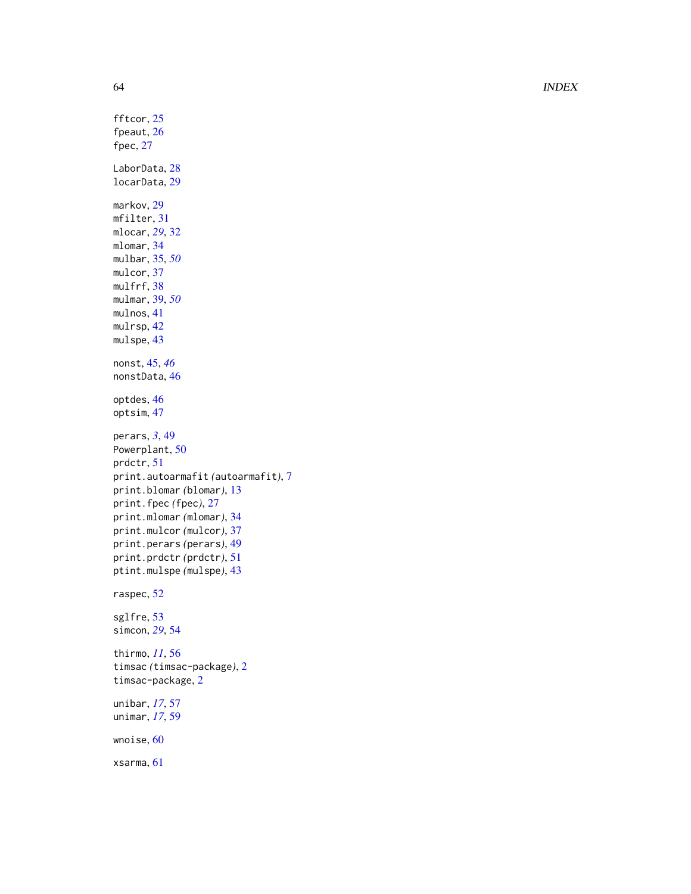fftcor, 25
fpeaut, 26
fpec, 27

LaborData, 28
locarData, 29

markov, 29
mfilter, 31
mlocar, *29*, 32
mlomar, 34
mulbar, 35, *50*
mulcor, 37
mulfrf, 38
mulmar, 39, *50*
mulnos, 41
mulrsp, 42
mulspe, 43

nonst, 45, *46*
nonstData, 46

optdes, 46
optsim, 47

perars, *3*, 49
Powerplant, 50
prdctr, 51
print.autoarmafit *(*autoarmafit*)*, 7
print.blomar *(*blomar*)*, 13
print.fpec *(*fpec*)*, 27
print.mlomar *(*mlomar*)*, 34
print.mulcor *(*mulcor*)*, 37
print.perars *(*perars*)*, 49
print.prdctr *(*prdctr*)*, 51
ptint.mulspe *(*mulspe*)*, 43

raspec, 52

sglfre, 53
simcon, *29*, 54

thirmo, *11*, 56
timsac *(*timsac-package*)*, 2
timsac-package, 2

unibar, *17*, 57
unimar, *17*, 59

wnoise, 60

xsarma, 61